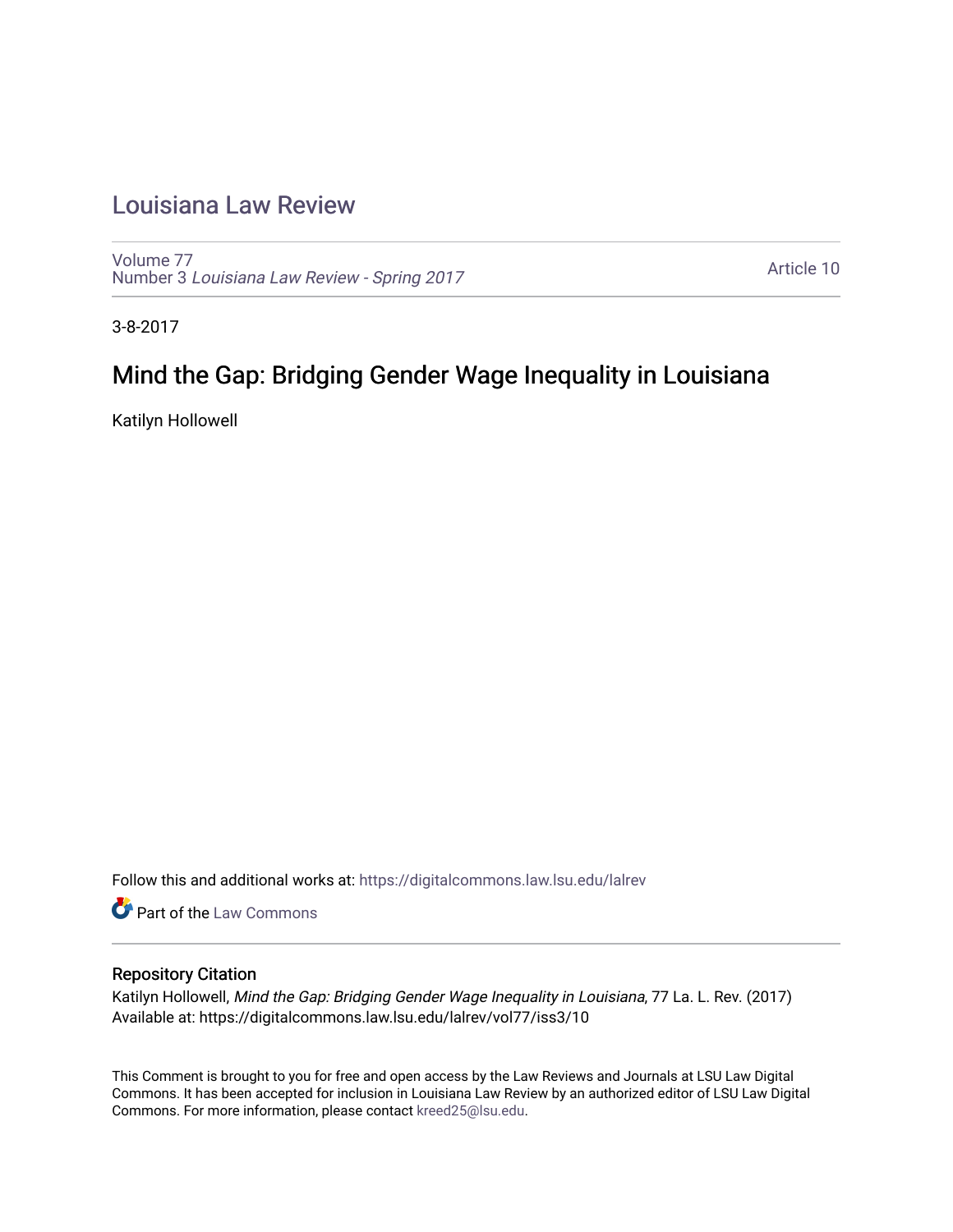# Louisiana Law Review

Volume 77
Number 3 *Louisiana Law Review - Spring 2017*

Article 10

3-8-2017

## Mind the Gap: Bridging Gender Wage Inequality in Louisiana

Katilyn Hollowell

Follow this and additional works at: https://digitalcommons.law.lsu.edu/lalrev

Part of the Law Commons

### Repository Citation

Katilyn Hollowell, *Mind the Gap: Bridging Gender Wage Inequality in Louisiana*, 77 La. L. Rev. (2017)
Available at: https://digitalcommons.law.lsu.edu/lalrev/vol77/iss3/10

This Comment is brought to you for free and open access by the Law Reviews and Journals at LSU Law Digital Commons. It has been accepted for inclusion in Louisiana Law Review by an authorized editor of LSU Law Digital Commons. For more information, please contact kreed25@lsu.edu.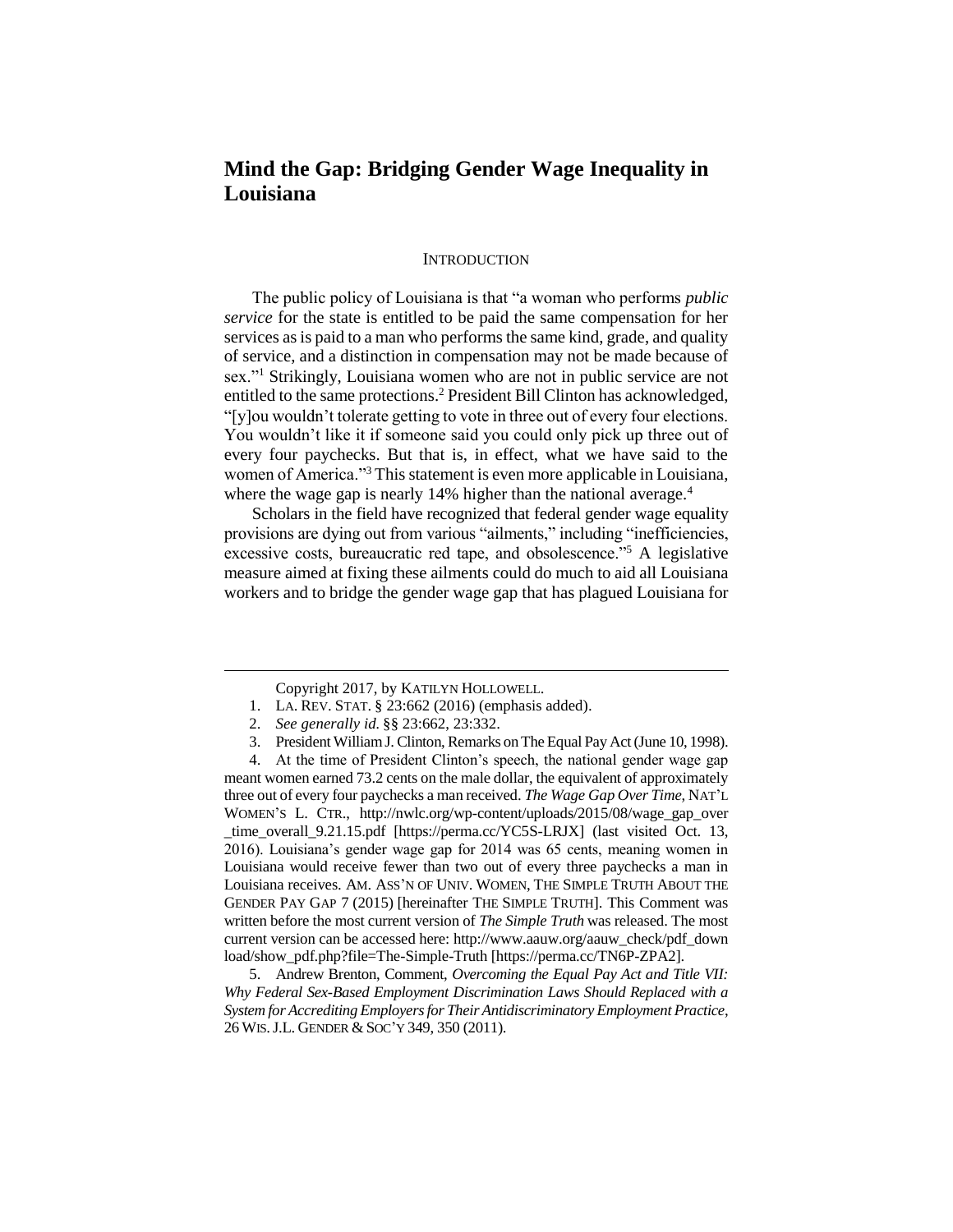# Mind the Gap: Bridging Gender Wage Inequality in Louisiana

## INTRODUCTION

The public policy of Louisiana is that "a woman who performs *public service* for the state is entitled to be paid the same compensation for her services as is paid to a man who performs the same kind, grade, and quality of service, and a distinction in compensation may not be made because of sex."[1] Strikingly, Louisiana women who are not in public service are not entitled to the same protections.[2] President Bill Clinton has acknowledged, "[y]ou wouldn't tolerate getting to vote in three out of every four elections. You wouldn't like it if someone said you could only pick up three out of every four paychecks. But that is, in effect, what we have said to the women of America."[3] This statement is even more applicable in Louisiana, where the wage gap is nearly 14% higher than the national average.[4]

Scholars in the field have recognized that federal gender wage equality provisions are dying out from various "ailments," including "inefficiencies, excessive costs, bureaucratic red tape, and obsolescence."[5] A legislative measure aimed at fixing these ailments could do much to aid all Louisiana workers and to bridge the gender wage gap that has plagued Louisiana for

---

Copyright 2017, by KATILYN HOLLOWELL.

1. LA. REV. STAT. § 23:662 (2016) (emphasis added).

2. *See generally id.* §§ 23:662, 23:332.

3. President William J. Clinton, Remarks on The Equal Pay Act (June 10, 1998).

4. At the time of President Clinton's speech, the national gender wage gap meant women earned 73.2 cents on the male dollar, the equivalent of approximately three out of every four paychecks a man received. *The Wage Gap Over Time*, NAT'L WOMEN'S L. CTR., http://nwlc.org/wp-content/uploads/2015/08/wage_gap_over_time_overall_9.21.15.pdf [https://perma.cc/YC5S-LRJX] (last visited Oct. 13, 2016). Louisiana's gender wage gap for 2014 was 65 cents, meaning women in Louisiana would receive fewer than two out of every three paychecks a man in Louisiana receives. AM. ASS'N OF UNIV. WOMEN, THE SIMPLE TRUTH ABOUT THE GENDER PAY GAP 7 (2015) [hereinafter THE SIMPLE TRUTH]. This Comment was written before the most current version of *The Simple Truth* was released. The most current version can be accessed here: http://www.aauw.org/aauw_check/pdf_download/show_pdf.php?file=The-Simple-Truth [https://perma.cc/TN6P-ZPA2].

5. Andrew Brenton, Comment, *Overcoming the Equal Pay Act and Title VII: Why Federal Sex-Based Employment Discrimination Laws Should Replaced with a System for Accrediting Employers for Their Antidiscriminatory Employment Practice*, 26 WIS. J.L. GENDER & SOC'Y 349, 350 (2011).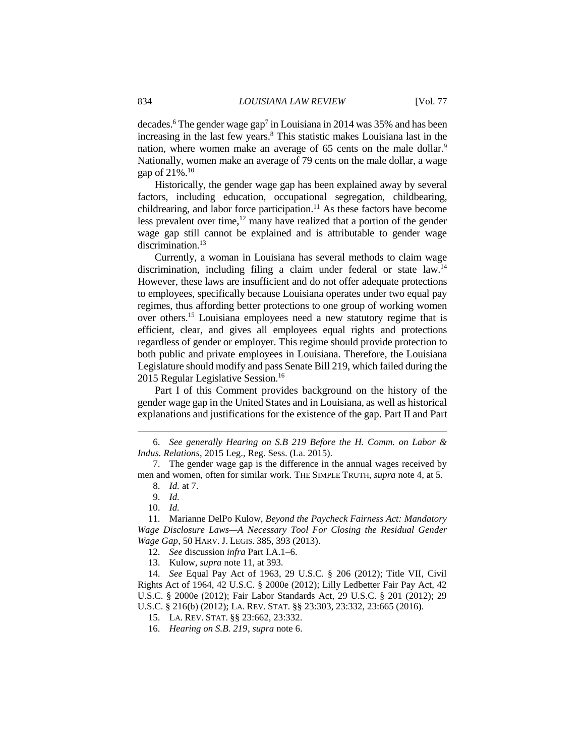decades.[6] The gender wage gap[7] in Louisiana in 2014 was 35% and has been increasing in the last few years.[8] This statistic makes Louisiana last in the nation, where women make an average of 65 cents on the male dollar.[9] Nationally, women make an average of 79 cents on the male dollar, a wage gap of 21%.[10]

Historically, the gender wage gap has been explained away by several factors, including education, occupational segregation, childbearing, childrearing, and labor force participation.[11] As these factors have become less prevalent over time,[12] many have realized that a portion of the gender wage gap still cannot be explained and is attributable to gender wage discrimination.[13]

Currently, a woman in Louisiana has several methods to claim wage discrimination, including filing a claim under federal or state law.[14] However, these laws are insufficient and do not offer adequate protections to employees, specifically because Louisiana operates under two equal pay regimes, thus affording better protections to one group of working women over others.[15] Louisiana employees need a new statutory regime that is efficient, clear, and gives all employees equal rights and protections regardless of gender or employer. This regime should provide protection to both public and private employees in Louisiana. Therefore, the Louisiana Legislature should modify and pass Senate Bill 219, which failed during the 2015 Regular Legislative Session.[16]

Part I of this Comment provides background on the history of the gender wage gap in the United States and in Louisiana, as well as historical explanations and justifications for the existence of the gap. Part II and Part

---

6. *See generally Hearing on S.B 219 Before the H. Comm. on Labor & Indus. Relations*, 2015 Leg., Reg. Sess. (La. 2015).

7. The gender wage gap is the difference in the annual wages received by men and women, often for similar work. THE SIMPLE TRUTH, *supra* note 4, at 5.

8. *Id.* at 7.

9. *Id.*

10. *Id.*

11. Marianne DelPo Kulow, *Beyond the Paycheck Fairness Act: Mandatory Wage Disclosure Laws—A Necessary Tool For Closing the Residual Gender Wage Gap*, 50 HARV. J. LEGIS. 385, 393 (2013).

12. *See* discussion *infra* Part I.A.1–6.

13. Kulow, *supra* note 11, at 393.

14. *See* Equal Pay Act of 1963, 29 U.S.C. § 206 (2012); Title VII, Civil Rights Act of 1964, 42 U.S.C. § 2000e (2012); Lilly Ledbetter Fair Pay Act, 42 U.S.C. § 2000e (2012); Fair Labor Standards Act, 29 U.S.C. § 201 (2012); 29 U.S.C. § 216(b) (2012); LA. REV. STAT. §§ 23:303, 23:332, 23:665 (2016).

15. LA. REV. STAT. §§ 23:662, 23:332.

16. *Hearing on S.B. 219*, *supra* note 6.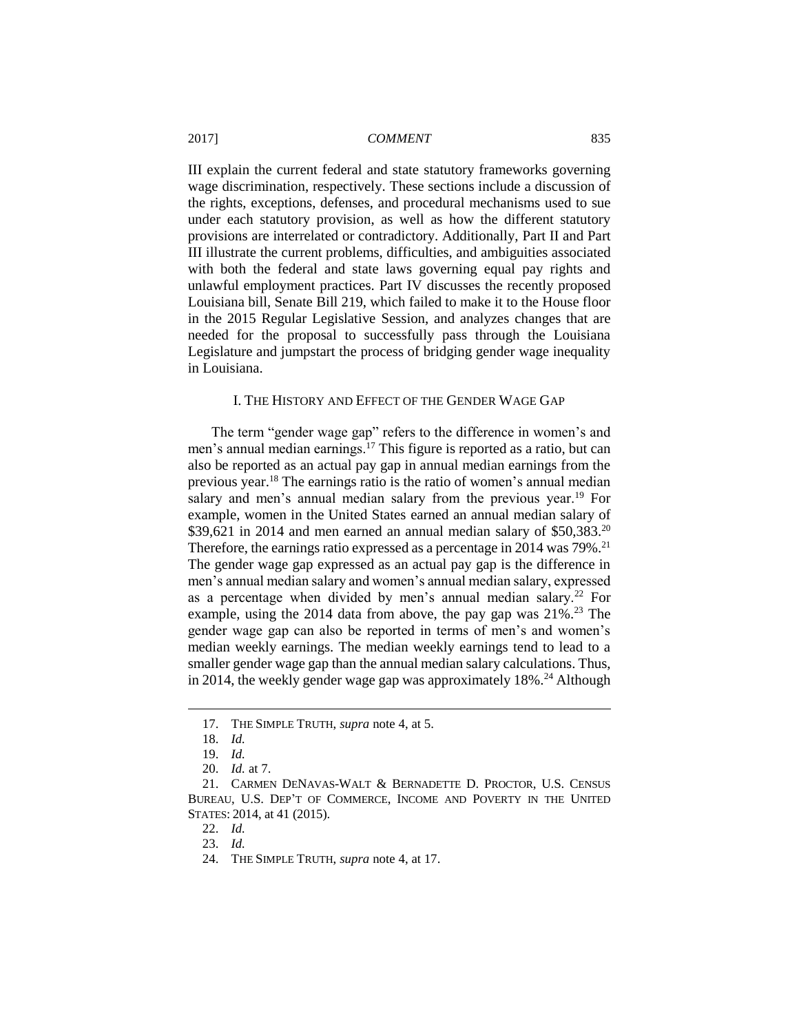III explain the current federal and state statutory frameworks governing wage discrimination, respectively. These sections include a discussion of the rights, exceptions, defenses, and procedural mechanisms used to sue under each statutory provision, as well as how the different statutory provisions are interrelated or contradictory. Additionally, Part II and Part III illustrate the current problems, difficulties, and ambiguities associated with both the federal and state laws governing equal pay rights and unlawful employment practices. Part IV discusses the recently proposed Louisiana bill, Senate Bill 219, which failed to make it to the House floor in the 2015 Regular Legislative Session, and analyzes changes that are needed for the proposal to successfully pass through the Louisiana Legislature and jumpstart the process of bridging gender wage inequality in Louisiana.

## I. THE HISTORY AND EFFECT OF THE GENDER WAGE GAP

The term "gender wage gap" refers to the difference in women's and men's annual median earnings.[17] This figure is reported as a ratio, but can also be reported as an actual pay gap in annual median earnings from the previous year.[18] The earnings ratio is the ratio of women's annual median salary and men's annual median salary from the previous year.[19] For example, women in the United States earned an annual median salary of $39,621 in 2014 and men earned an annual median salary of $50,383.[20] Therefore, the earnings ratio expressed as a percentage in 2014 was 79%.[21] The gender wage gap expressed as an actual pay gap is the difference in men's annual median salary and women's annual median salary, expressed as a percentage when divided by men's annual median salary.[22] For example, using the 2014 data from above, the pay gap was 21%.[23] The gender wage gap can also be reported in terms of men's and women's median weekly earnings. The median weekly earnings tend to lead to a smaller gender wage gap than the annual median salary calculations. Thus, in 2014, the weekly gender wage gap was approximately 18%.[24] Although

---

17. THE SIMPLE TRUTH, *supra* note 4, at 5.

18. *Id.*

19. *Id.*

20. *Id.* at 7.

21. CARMEN DENAVAS-WALT & BERNADETTE D. PROCTOR, U.S. CENSUS BUREAU, U.S. DEP'T OF COMMERCE, INCOME AND POVERTY IN THE UNITED STATES: 2014, at 41 (2015).

22. *Id.*

23. *Id.*

24. THE SIMPLE TRUTH, *supra* note 4, at 17.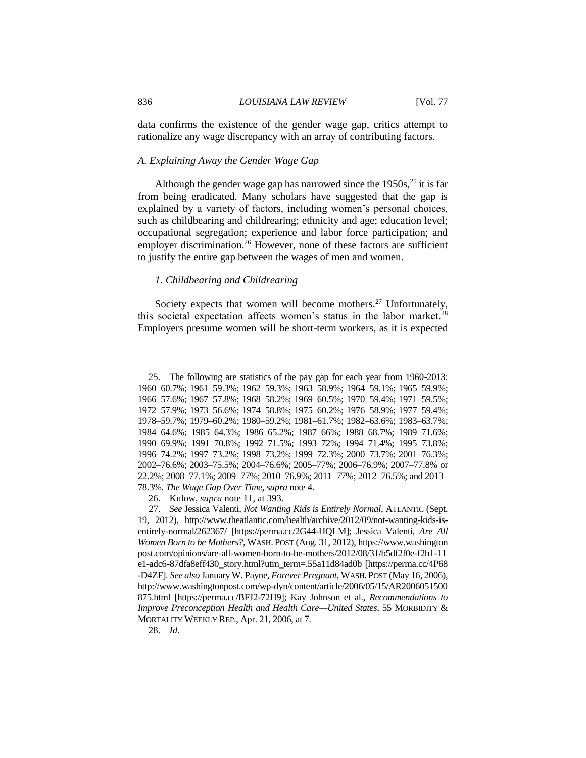data confirms the existence of the gender wage gap, critics attempt to rationalize any wage discrepancy with an array of contributing factors.

### *A. Explaining Away the Gender Wage Gap*

Although the gender wage gap has narrowed since the 1950s,[25] it is far from being eradicated. Many scholars have suggested that the gap is explained by a variety of factors, including women's personal choices, such as childbearing and childrearing; ethnicity and age; education level; occupational segregation; experience and labor force participation; and employer discrimination.[26] However, none of these factors are sufficient to justify the entire gap between the wages of men and women.

#### *1. Childbearing and Childrearing*

Society expects that women will become mothers.[27] Unfortunately, this societal expectation affects women's status in the labor market.[28] Employers presume women will be short-term workers, as it is expected

---

25. The following are statistics of the pay gap for each year from 1960-2013: 1960–60.7%; 1961–59.3%; 1962–59.3%; 1963–58.9%; 1964–59.1%; 1965–59.9%; 1966–57.6%; 1967–57.8%; 1968–58.2%; 1969–60.5%; 1970–59.4%; 1971–59.5%; 1972–57.9%; 1973–56.6%; 1974–58.8%; 1975–60.2%; 1976–58.9%; 1977–59.4%; 1978–59.7%; 1979–60.2%; 1980–59.2%; 1981–61.7%; 1982–63.6%; 1983–63.7%; 1984–64.6%; 1985–64.3%; 1986–65.2%; 1987–66%; 1988–68.7%; 1989–71.6%; 1990–69.9%; 1991–70.8%; 1992–71.5%; 1993–72%; 1994–71.4%; 1995–73.8%; 1996–74.2%; 1997–73.2%; 1998–73.2%; 1999–72.3%; 2000–73.7%; 2001–76.3%; 2002–76.6%; 2003–75.5%; 2004–76.6%; 2005–77%; 2006–76.9%; 2007–77.8% or 22.2%; 2008–77.1%; 2009–77%; 2010–76.9%; 2011–77%; 2012–76.5%; and 2013–78.3%. *The Wage Gap Over Time*, *supra* note 4.

26. Kulow, *supra* note 11, at 393.

27. *See* Jessica Valenti, *Not Wanting Kids is Entirely Normal*, ATLANTIC (Sept. 19, 2012), http://www.theatlantic.com/health/archive/2012/09/not-wanting-kids-is-entirely-normal/262367/ [https://perma.cc/2G44-HQLM]; Jessica Valenti, *Are All Women Born to be Mothers?*, WASH. POST (Aug. 31, 2012), https://www.washingtonpost.com/opinions/are-all-women-born-to-be-mothers/2012/08/31/b5df2f0e-f2b1-11e1-adc6-87dfa8eff430_story.html?utm_term=.55a11d84ad0b [https://perma.cc/4P68-D4ZF]. *See also* January W. Payne, *Forever Pregnant*, WASH. POST (May 16, 2006), http://www.washingtonpost.com/wp-dyn/content/article/2006/05/15/AR2006051500875.html [https://perma.cc/BFJ2-72H9]; Kay Johnson et al., *Recommendations to Improve Preconception Health and Health Care—United States*, 55 MORBIDITY & MORTALITY WEEKLY REP., Apr. 21, 2006, at 7.

28. *Id.*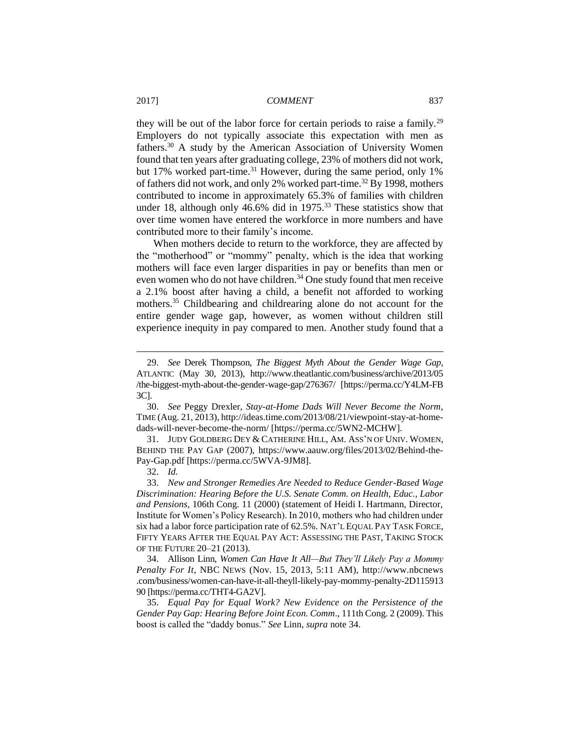they will be out of the labor force for certain periods to raise a family.[29] Employers do not typically associate this expectation with men as fathers.[30] A study by the American Association of University Women found that ten years after graduating college, 23% of mothers did not work, but 17% worked part-time.[31] However, during the same period, only 1% of fathers did not work, and only 2% worked part-time.[32] By 1998, mothers contributed to income in approximately 65.3% of families with children under 18, although only 46.6% did in 1975.[33] These statistics show that over time women have entered the workforce in more numbers and have contributed more to their family's income.

When mothers decide to return to the workforce, they are affected by the "motherhood" or "mommy" penalty, which is the idea that working mothers will face even larger disparities in pay or benefits than men or even women who do not have children.[34] One study found that men receive a 2.1% boost after having a child, a benefit not afforded to working mothers.[35] Childbearing and childrearing alone do not account for the entire gender wage gap, however, as women without children still experience inequity in pay compared to men. Another study found that a

---

29. *See* Derek Thompson, *The Biggest Myth About the Gender Wage Gap*, ATLANTIC (May 30, 2013), http://www.theatlantic.com/business/archive/2013/05/the-biggest-myth-about-the-gender-wage-gap/276367/ [https://perma.cc/Y4LM-FB3C].

30. *See* Peggy Drexler, *Stay-at-Home Dads Will Never Become the Norm*, TIME (Aug. 21, 2013), http://ideas.time.com/2013/08/21/viewpoint-stay-at-home-dads-will-never-become-the-norm/ [https://perma.cc/5WN2-MCHW].

31. JUDY GOLDBERG DEY & CATHERINE HILL, AM. ASS'N OF UNIV. WOMEN, BEHIND THE PAY GAP (2007), https://www.aauw.org/files/2013/02/Behind-the-Pay-Gap.pdf [https://perma.cc/5WVA-9JM8].

32. *Id.*

33. *New and Stronger Remedies Are Needed to Reduce Gender-Based Wage Discrimination: Hearing Before the U.S. Senate Comm. on Health, Educ., Labor and Pensions*, 106th Cong. 11 (2000) (statement of Heidi I. Hartmann, Director, Institute for Women's Policy Research). In 2010, mothers who had children under six had a labor force participation rate of 62.5%. NAT'L EQUAL PAY TASK FORCE, FIFTY YEARS AFTER THE EQUAL PAY ACT: ASSESSING THE PAST, TAKING STOCK OF THE FUTURE 20–21 (2013).

34. Allison Linn, *Women Can Have It All—But They'll Likely Pay a Mommy Penalty For It*, NBC NEWS (Nov. 15, 2013, 5:11 AM), http://www.nbcnews.com/business/women-can-have-it-all-theyll-likely-pay-mommy-penalty-2D11591390 [https://perma.cc/THT4-GA2V].

35. *Equal Pay for Equal Work? New Evidence on the Persistence of the Gender Pay Gap: Hearing Before Joint Econ. Comm*., 111th Cong. 2 (2009). This boost is called the "daddy bonus." *See* Linn, *supra* note 34.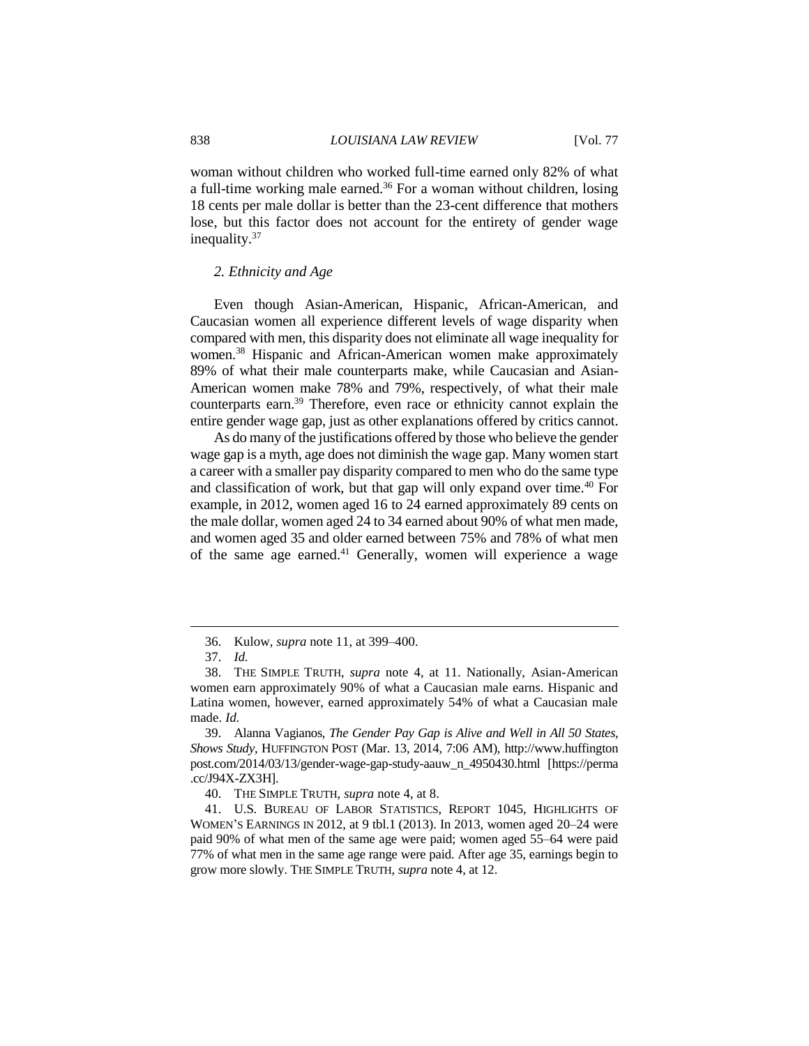woman without children who worked full-time earned only 82% of what a full-time working male earned.[36] For a woman without children, losing 18 cents per male dollar is better than the 23-cent difference that mothers lose, but this factor does not account for the entirety of gender wage inequality.[37]

### *2. Ethnicity and Age*

Even though Asian-American, Hispanic, African-American, and Caucasian women all experience different levels of wage disparity when compared with men, this disparity does not eliminate all wage inequality for women.[38] Hispanic and African-American women make approximately 89% of what their male counterparts make, while Caucasian and Asian-American women make 78% and 79%, respectively, of what their male counterparts earn.[39] Therefore, even race or ethnicity cannot explain the entire gender wage gap, just as other explanations offered by critics cannot.

As do many of the justifications offered by those who believe the gender wage gap is a myth, age does not diminish the wage gap. Many women start a career with a smaller pay disparity compared to men who do the same type and classification of work, but that gap will only expand over time.[40] For example, in 2012, women aged 16 to 24 earned approximately 89 cents on the male dollar, women aged 24 to 34 earned about 90% of what men made, and women aged 35 and older earned between 75% and 78% of what men of the same age earned.[41] Generally, women will experience a wage

---

36. Kulow, *supra* note 11, at 399–400.

37. *Id.*

38. THE SIMPLE TRUTH, *supra* note 4, at 11. Nationally, Asian-American women earn approximately 90% of what a Caucasian male earns. Hispanic and Latina women, however, earned approximately 54% of what a Caucasian male made. *Id.*

39. Alanna Vagianos, *The Gender Pay Gap is Alive and Well in All 50 States, Shows Study*, HUFFINGTON POST (Mar. 13, 2014, 7:06 AM), http://www.huffingtonpost.com/2014/03/13/gender-wage-gap-study-aauw_n_4950430.html [https://perma.cc/J94X-ZX3H].

40. THE SIMPLE TRUTH, *supra* note 4, at 8.

41. U.S. BUREAU OF LABOR STATISTICS, REPORT 1045, HIGHLIGHTS OF WOMEN'S EARNINGS IN 2012, at 9 tbl.1 (2013). In 2013, women aged 20–24 were paid 90% of what men of the same age were paid; women aged 55–64 were paid 77% of what men in the same age range were paid. After age 35, earnings begin to grow more slowly. THE SIMPLE TRUTH, *supra* note 4, at 12.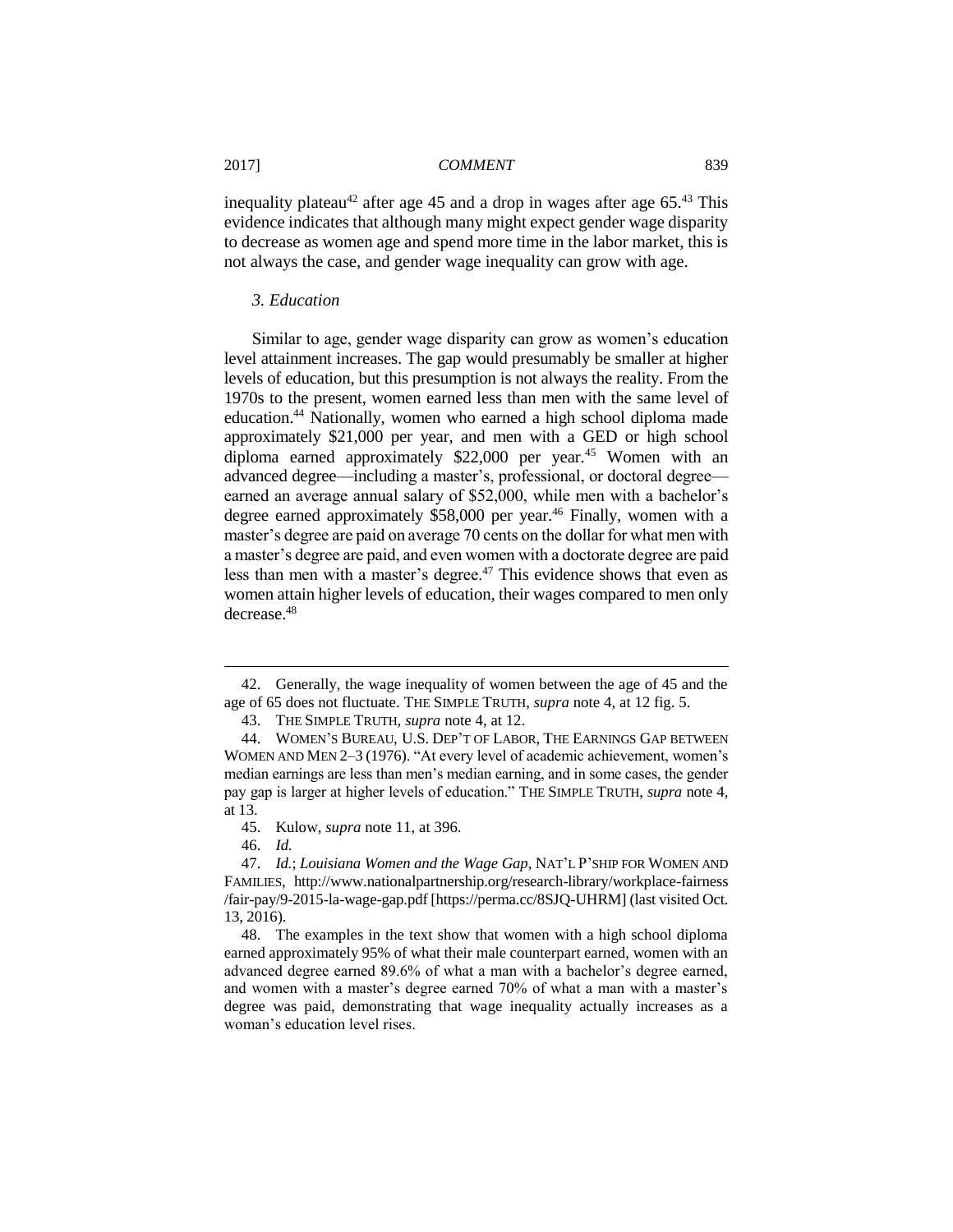inequality plateau[42] after age 45 and a drop in wages after age 65.[43] This evidence indicates that although many might expect gender wage disparity to decrease as women age and spend more time in the labor market, this is not always the case, and gender wage inequality can grow with age.

### *3. Education*

Similar to age, gender wage disparity can grow as women's education level attainment increases. The gap would presumably be smaller at higher levels of education, but this presumption is not always the reality. From the 1970s to the present, women earned less than men with the same level of education.[44] Nationally, women who earned a high school diploma made approximately $21,000 per year, and men with a GED or high school diploma earned approximately $22,000 per year.[45] Women with an advanced degree—including a master's, professional, or doctoral degree—earned an average annual salary of $52,000, while men with a bachelor's degree earned approximately $58,000 per year.[46] Finally, women with a master's degree are paid on average 70 cents on the dollar for what men with a master's degree are paid, and even women with a doctorate degree are paid less than men with a master's degree.[47] This evidence shows that even as women attain higher levels of education, their wages compared to men only decrease.[48]

---

42. Generally, the wage inequality of women between the age of 45 and the age of 65 does not fluctuate. THE SIMPLE TRUTH, *supra* note 4, at 12 fig. 5.

43. THE SIMPLE TRUTH, *supra* note 4, at 12.

44. WOMEN'S BUREAU, U.S. DEP'T OF LABOR, THE EARNINGS GAP BETWEEN WOMEN AND MEN 2–3 (1976). "At every level of academic achievement, women's median earnings are less than men's median earning, and in some cases, the gender pay gap is larger at higher levels of education." THE SIMPLE TRUTH, *supra* note 4, at 13.

45. Kulow, *supra* note 11, at 396.

46. *Id.*

47. *Id.*; *Louisiana Women and the Wage Gap*, NAT'L P'SHIP FOR WOMEN AND FAMILIES, http://www.nationalpartnership.org/research-library/workplace-fairness/fair-pay/9-2015-la-wage-gap.pdf [https://perma.cc/8SJQ-UHRM] (last visited Oct. 13, 2016).

48. The examples in the text show that women with a high school diploma earned approximately 95% of what their male counterpart earned, women with an advanced degree earned 89.6% of what a man with a bachelor's degree earned, and women with a master's degree earned 70% of what a man with a master's degree was paid, demonstrating that wage inequality actually increases as a woman's education level rises.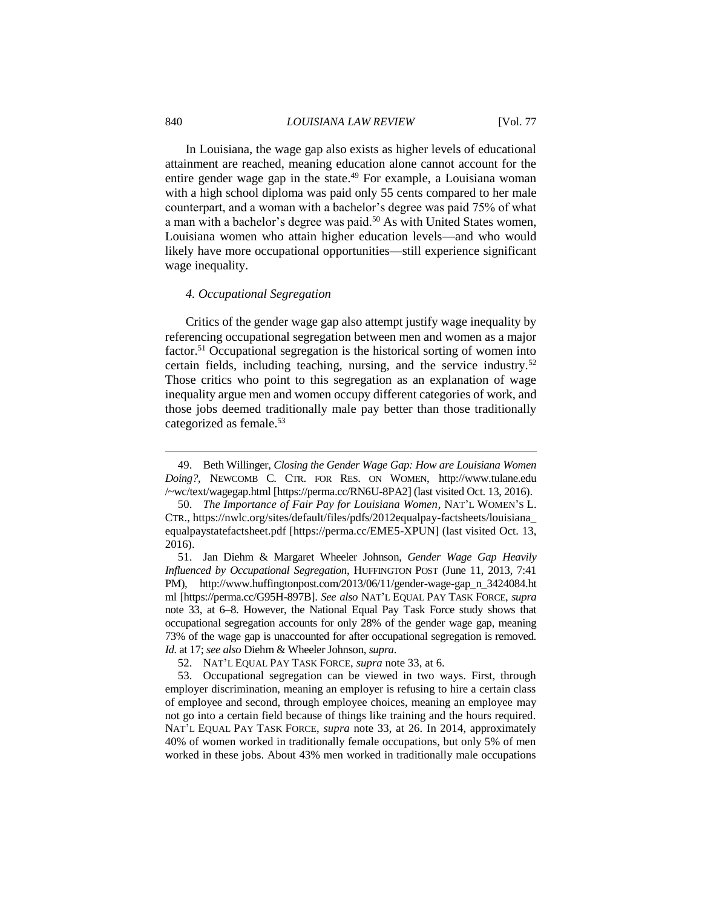In Louisiana, the wage gap also exists as higher levels of educational attainment are reached, meaning education alone cannot account for the entire gender wage gap in the state.[49] For example, a Louisiana woman with a high school diploma was paid only 55 cents compared to her male counterpart, and a woman with a bachelor's degree was paid 75% of what a man with a bachelor's degree was paid.[50] As with United States women, Louisiana women who attain higher education levels—and who would likely have more occupational opportunities—still experience significant wage inequality.

### *4. Occupational Segregation*

Critics of the gender wage gap also attempt justify wage inequality by referencing occupational segregation between men and women as a major factor.[51] Occupational segregation is the historical sorting of women into certain fields, including teaching, nursing, and the service industry.[52] Those critics who point to this segregation as an explanation of wage inequality argue men and women occupy different categories of work, and those jobs deemed traditionally male pay better than those traditionally categorized as female.[53]

---

49. Beth Willinger, *Closing the Gender Wage Gap: How are Louisiana Women Doing?*, NEWCOMB C. CTR. FOR RES. ON WOMEN, http://www.tulane.edu/~wc/text/wagegap.html [https://perma.cc/RN6U-8PA2] (last visited Oct. 13, 2016).

50. *The Importance of Fair Pay for Louisiana Women*, NAT'L WOMEN'S L. CTR., https://nwlc.org/sites/default/files/pdfs/2012equalpay-factsheets/louisiana_equalpaystatefactsheet.pdf [https://perma.cc/EME5-XPUN] (last visited Oct. 13, 2016).

51. Jan Diehm & Margaret Wheeler Johnson, *Gender Wage Gap Heavily Influenced by Occupational Segregation*, HUFFINGTON POST (June 11, 2013, 7:41 PM), http://www.huffingtonpost.com/2013/06/11/gender-wage-gap_n_3424084.html [https://perma.cc/G95H-897B]. *See also* NAT'L EQUAL PAY TASK FORCE, *supra* note 33, at 6–8. However, the National Equal Pay Task Force study shows that occupational segregation accounts for only 28% of the gender wage gap, meaning 73% of the wage gap is unaccounted for after occupational segregation is removed. *Id.* at 17; *see also* Diehm & Wheeler Johnson, *supra*.

52. NAT'L EQUAL PAY TASK FORCE, *supra* note 33, at 6.

53. Occupational segregation can be viewed in two ways. First, through employer discrimination, meaning an employer is refusing to hire a certain class of employee and second, through employee choices, meaning an employee may not go into a certain field because of things like training and the hours required. NAT'L EQUAL PAY TASK FORCE, *supra* note 33, at 26. In 2014, approximately 40% of women worked in traditionally female occupations, but only 5% of men worked in these jobs. About 43% men worked in traditionally male occupations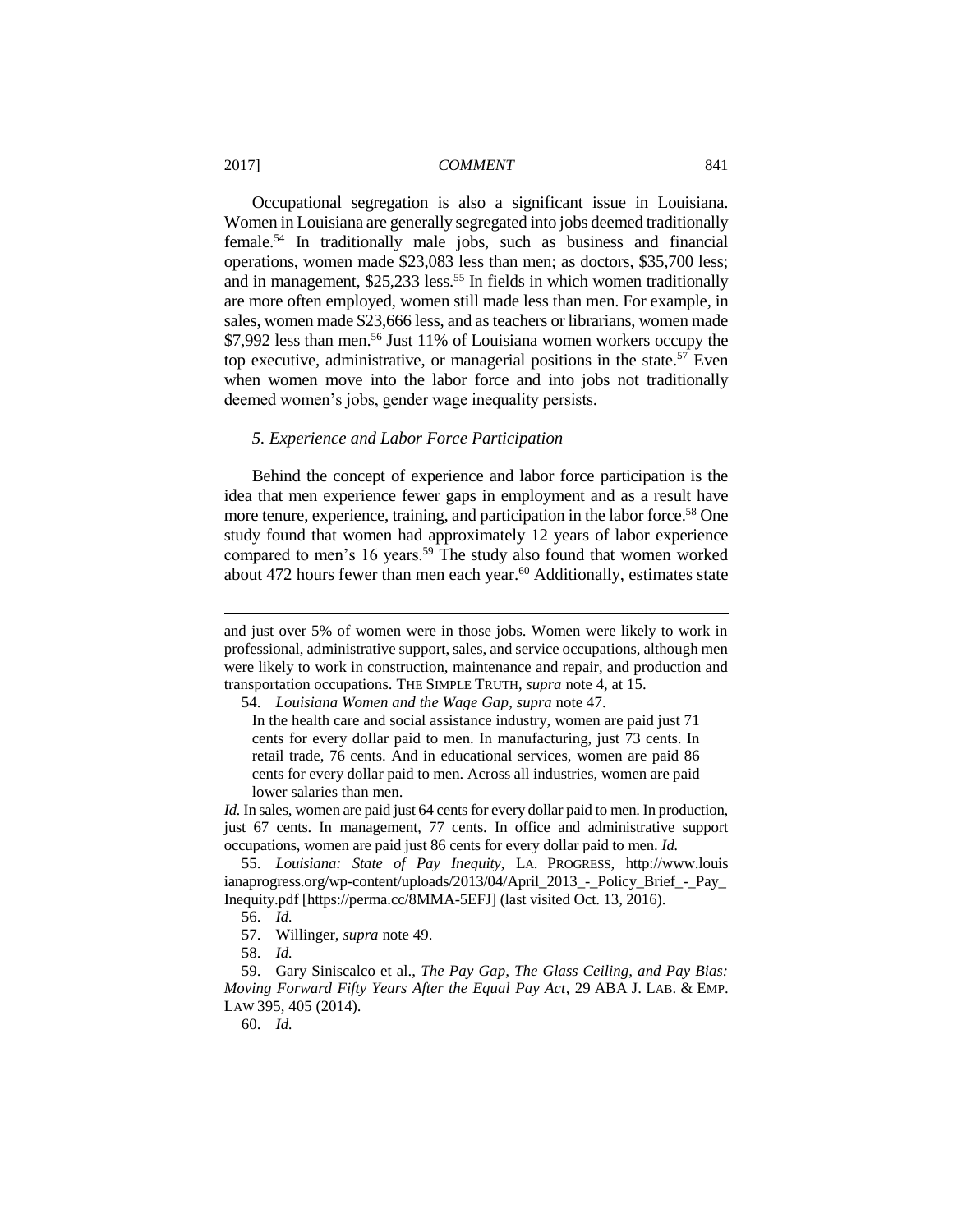Occupational segregation is also a significant issue in Louisiana. Women in Louisiana are generally segregated into jobs deemed traditionally female.[54] In traditionally male jobs, such as business and financial operations, women made $23,083 less than men; as doctors, $35,700 less; and in management, $25,233 less.[55] In fields in which women traditionally are more often employed, women still made less than men. For example, in sales, women made $23,666 less, and as teachers or librarians, women made $7,992 less than men.[56] Just 11% of Louisiana women workers occupy the top executive, administrative, or managerial positions in the state.[57] Even when women move into the labor force and into jobs not traditionally deemed women's jobs, gender wage inequality persists.

### *5. Experience and Labor Force Participation*

Behind the concept of experience and labor force participation is the idea that men experience fewer gaps in employment and as a result have more tenure, experience, training, and participation in the labor force.[58] One study found that women had approximately 12 years of labor experience compared to men's 16 years.[59] The study also found that women worked about 472 hours fewer than men each year.[60] Additionally, estimates state

---

and just over 5% of women were in those jobs. Women were likely to work in professional, administrative support, sales, and service occupations, although men were likely to work in construction, maintenance and repair, and production and transportation occupations. THE SIMPLE TRUTH, *supra* note 4, at 15.

54. *Louisiana Women and the Wage Gap*, *supra* note 47.

> In the health care and social assistance industry, women are paid just 71 cents for every dollar paid to men. In manufacturing, just 73 cents. In retail trade, 76 cents. And in educational services, women are paid 86 cents for every dollar paid to men. Across all industries, women are paid lower salaries than men.

*Id.* In sales, women are paid just 64 cents for every dollar paid to men. In production, just 67 cents. In management, 77 cents. In office and administrative support occupations, women are paid just 86 cents for every dollar paid to men. *Id.*

55. *Louisiana: State of Pay Inequity*, LA. PROGRESS, http://www.louisianaprogress.org/wp-content/uploads/2013/04/April_2013_-_Policy_Brief_-_Pay_Inequity.pdf [https://perma.cc/8MMA-5EFJ] (last visited Oct. 13, 2016).

56. *Id.*

57. Willinger, *supra* note 49.

58. *Id.*

59. Gary Siniscalco et al., *The Pay Gap, The Glass Ceiling, and Pay Bias: Moving Forward Fifty Years After the Equal Pay Act*, 29 ABA J. LAB. & EMP. LAW 395, 405 (2014).

60. *Id.*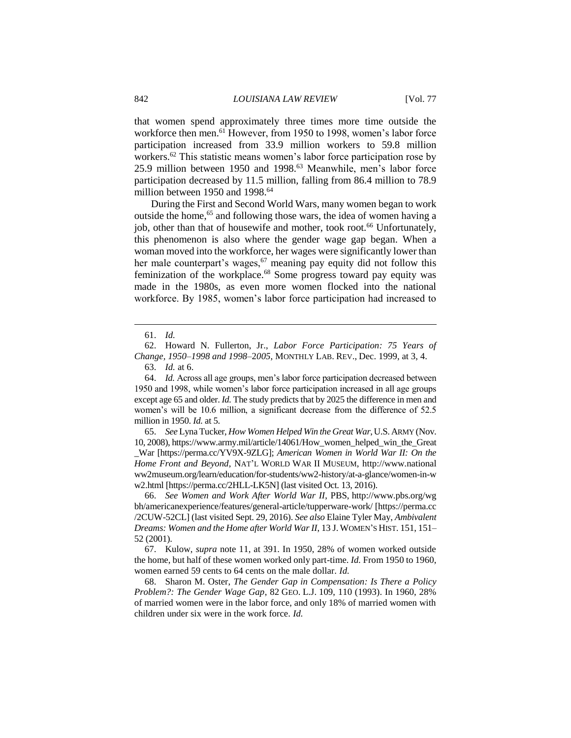that women spend approximately three times more time outside the workforce then men.[61] However, from 1950 to 1998, women's labor force participation increased from 33.9 million workers to 59.8 million workers.[62] This statistic means women's labor force participation rose by 25.9 million between 1950 and 1998.[63] Meanwhile, men's labor force participation decreased by 11.5 million, falling from 86.4 million to 78.9 million between 1950 and 1998.[64]

During the First and Second World Wars, many women began to work outside the home,[65] and following those wars, the idea of women having a job, other than that of housewife and mother, took root.[66] Unfortunately, this phenomenon is also where the gender wage gap began. When a woman moved into the workforce, her wages were significantly lower than her male counterpart's wages,[67] meaning pay equity did not follow this feminization of the workplace.[68] Some progress toward pay equity was made in the 1980s, as even more women flocked into the national workforce. By 1985, women's labor force participation had increased to

---

61. *Id.*

62. Howard N. Fullerton, Jr., *Labor Force Participation: 75 Years of Change, 1950–1998 and 1998–2005*, MONTHLY LAB. REV., Dec. 1999, at 3, 4.

63. *Id.* at 6.

64. *Id.* Across all age groups, men's labor force participation decreased between 1950 and 1998, while women's labor force participation increased in all age groups except age 65 and older. *Id.* The study predicts that by 2025 the difference in men and women's will be 10.6 million, a significant decrease from the difference of 52.5 million in 1950. *Id.* at 5.

65. *See* Lyna Tucker, *How Women Helped Win the Great War*, U.S. ARMY (Nov. 10, 2008), https://www.army.mil/article/14061/How_women_helped_win_the_Great_War [https://perma.cc/YV9X-9ZLG]; *American Women in World War II: On the Home Front and Beyond*, NAT'L WORLD WAR II MUSEUM, http://www.nationalww2museum.org/learn/education/for-students/ww2-history/at-a-glance/women-in-ww2.html [https://perma.cc/2HLL-LK5N] (last visited Oct. 13, 2016).

66. *See Women and Work After World War II*, PBS, http://www.pbs.org/wgbh/americanexperience/features/general-article/tupperware-work/ [https://perma.cc/2CUW-52CL] (last visited Sept. 29, 2016). *See also* Elaine Tyler May, *Ambivalent Dreams: Women and the Home after World War II*, 13 J. WOMEN'S HIST. 151, 151–52 (2001).

67. Kulow, *supra* note 11, at 391. In 1950, 28% of women worked outside the home, but half of these women worked only part-time. *Id.* From 1950 to 1960, women earned 59 cents to 64 cents on the male dollar. *Id.*

68. Sharon M. Oster, *The Gender Gap in Compensation: Is There a Policy Problem?: The Gender Wage Gap*, 82 GEO. L.J. 109, 110 (1993). In 1960, 28% of married women were in the labor force, and only 18% of married women with children under six were in the work force. *Id.*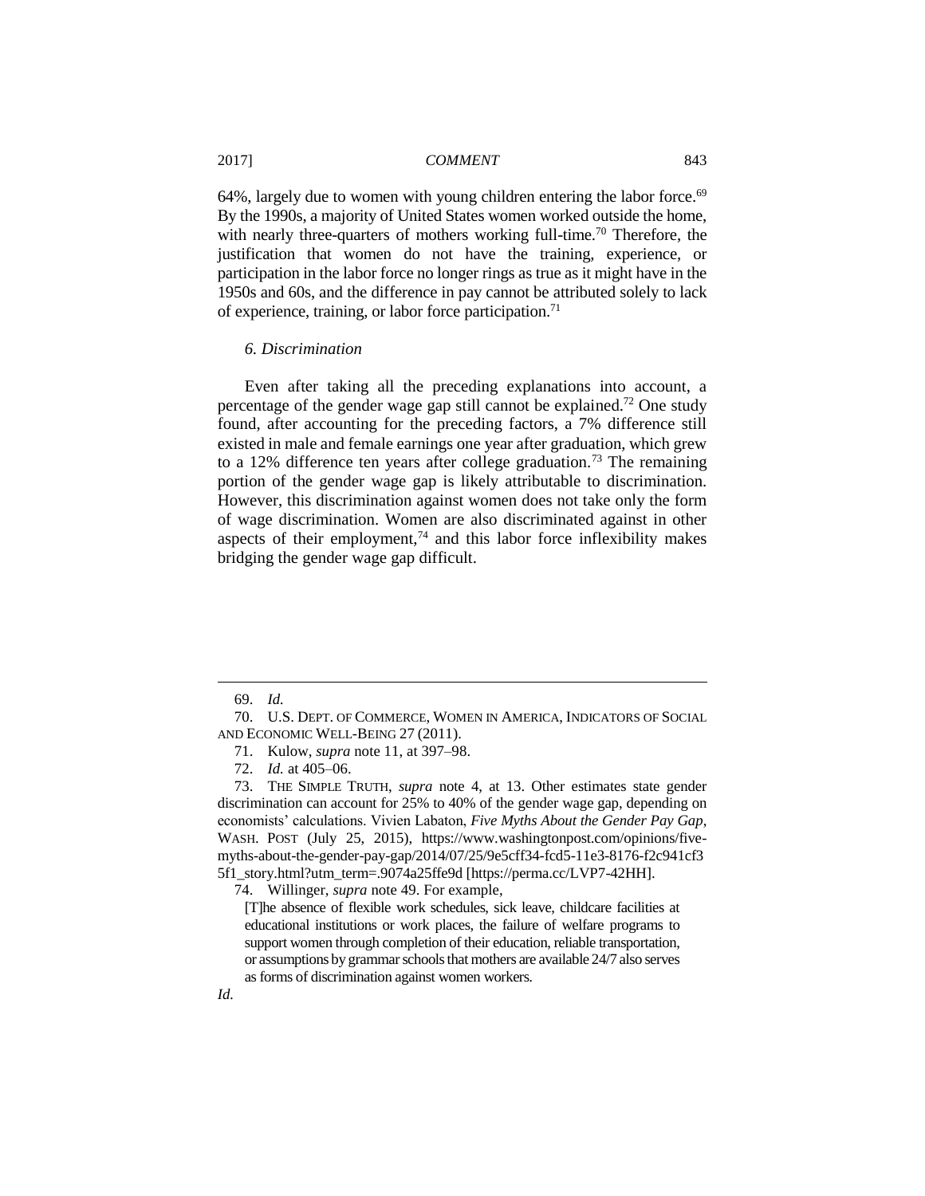64%, largely due to women with young children entering the labor force.[69] By the 1990s, a majority of United States women worked outside the home, with nearly three-quarters of mothers working full-time.[70] Therefore, the justification that women do not have the training, experience, or participation in the labor force no longer rings as true as it might have in the 1950s and 60s, and the difference in pay cannot be attributed solely to lack of experience, training, or labor force participation.[71]

### *6. Discrimination*

Even after taking all the preceding explanations into account, a percentage of the gender wage gap still cannot be explained.[72] One study found, after accounting for the preceding factors, a 7% difference still existed in male and female earnings one year after graduation, which grew to a 12% difference ten years after college graduation.[73] The remaining portion of the gender wage gap is likely attributable to discrimination. However, this discrimination against women does not take only the form of wage discrimination. Women are also discriminated against in other aspects of their employment,[74] and this labor force inflexibility makes bridging the gender wage gap difficult.

---

69. *Id.*

70. U.S. DEPT. OF COMMERCE, WOMEN IN AMERICA, INDICATORS OF SOCIAL AND ECONOMIC WELL-BEING 27 (2011).

71. Kulow, *supra* note 11, at 397–98.

72. *Id.* at 405–06.

73. THE SIMPLE TRUTH, *supra* note 4, at 13. Other estimates state gender discrimination can account for 25% to 40% of the gender wage gap, depending on economists' calculations. Vivien Labaton, *Five Myths About the Gender Pay Gap*, WASH. POST (July 25, 2015), https://www.washingtonpost.com/opinions/five-myths-about-the-gender-pay-gap/2014/07/25/9e5cff34-fcd5-11e3-8176-f2c941cf35f1_story.html?utm_term=.9074a25ffe9d [https://perma.cc/LVP7-42HH].

74. Willinger, *supra* note 49. For example,

> [T]he absence of flexible work schedules, sick leave, childcare facilities at educational institutions or work places, the failure of welfare programs to support women through completion of their education, reliable transportation, or assumptions by grammar schools that mothers are available 24/7 also serves as forms of discrimination against women workers.

*Id.*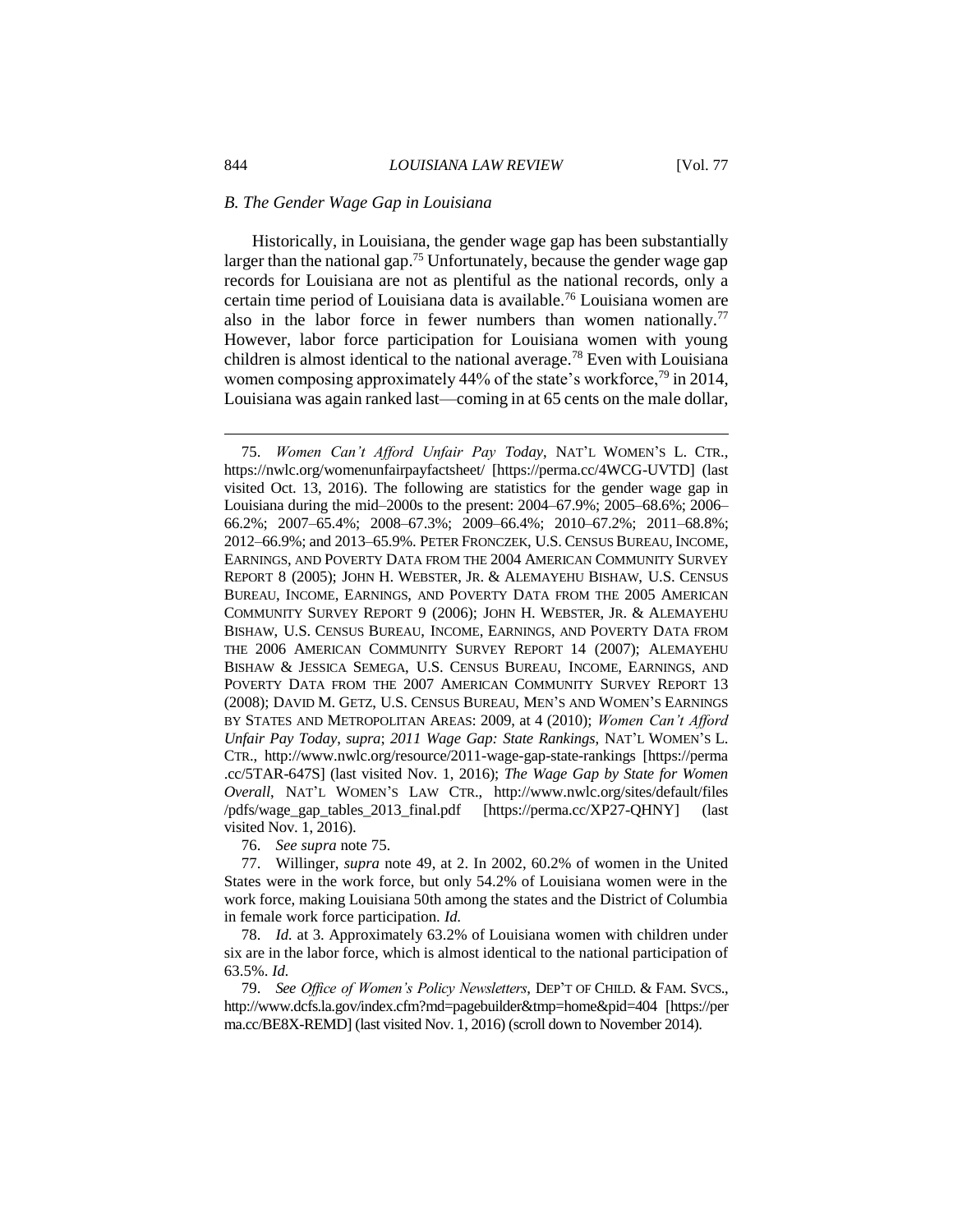### *B. The Gender Wage Gap in Louisiana*

Historically, in Louisiana, the gender wage gap has been substantially larger than the national gap.[75] Unfortunately, because the gender wage gap records for Louisiana are not as plentiful as the national records, only a certain time period of Louisiana data is available.[76] Louisiana women are also in the labor force in fewer numbers than women nationally.[77] However, labor force participation for Louisiana women with young children is almost identical to the national average.[78] Even with Louisiana women composing approximately 44% of the state's workforce,[79] in 2014, Louisiana was again ranked last—coming in at 65 cents on the male dollar,

---

75. *Women Can't Afford Unfair Pay Today*, NAT'L WOMEN'S L. CTR., https://nwlc.org/womenunfairpayfactsheet/ [https://perma.cc/4WCG-UVTD] (last visited Oct. 13, 2016). The following are statistics for the gender wage gap in Louisiana during the mid–2000s to the present: 2004–67.9%; 2005–68.6%; 2006–66.2%; 2007–65.4%; 2008–67.3%; 2009–66.4%; 2010–67.2%; 2011–68.8%; 2012–66.9%; and 2013–65.9%. PETER FRONCZEK, U.S. CENSUS BUREAU, INCOME, EARNINGS, AND POVERTY DATA FROM THE 2004 AMERICAN COMMUNITY SURVEY REPORT 8 (2005); JOHN H. WEBSTER, JR. & ALEMAYEHU BISHAW, U.S. CENSUS BUREAU, INCOME, EARNINGS, AND POVERTY DATA FROM THE 2005 AMERICAN COMMUNITY SURVEY REPORT 9 (2006); JOHN H. WEBSTER, JR. & ALEMAYEHU BISHAW, U.S. CENSUS BUREAU, INCOME, EARNINGS, AND POVERTY DATA FROM THE 2006 AMERICAN COMMUNITY SURVEY REPORT 14 (2007); ALEMAYEHU BISHAW & JESSICA SEMEGA, U.S. CENSUS BUREAU, INCOME, EARNINGS, AND POVERTY DATA FROM THE 2007 AMERICAN COMMUNITY SURVEY REPORT 13 (2008); DAVID M. GETZ, U.S. CENSUS BUREAU, MEN'S AND WOMEN'S EARNINGS BY STATES AND METROPOLITAN AREAS: 2009, at 4 (2010); *Women Can't Afford Unfair Pay Today*, *supra*; *2011 Wage Gap: State Rankings*, NAT'L WOMEN'S L. CTR., http://www.nwlc.org/resource/2011-wage-gap-state-rankings [https://perma.cc/5TAR-647S] (last visited Nov. 1, 2016); *The Wage Gap by State for Women Overall*, NAT'L WOMEN'S LAW CTR., http://www.nwlc.org/sites/default/files/pdfs/wage_gap_tables_2013_final.pdf [https://perma.cc/XP27-QHNY] (last visited Nov. 1, 2016).

76. *See supra* note 75.

77. Willinger, *supra* note 49, at 2. In 2002, 60.2% of women in the United States were in the work force, but only 54.2% of Louisiana women were in the work force, making Louisiana 50th among the states and the District of Columbia in female work force participation. *Id.*

78. *Id.* at 3. Approximately 63.2% of Louisiana women with children under six are in the labor force, which is almost identical to the national participation of 63.5%. *Id.*

79. *See Office of Women's Policy Newsletters*, DEP'T OF CHILD. & FAM. SVCS., http://www.dcfs.la.gov/index.cfm?md=pagebuilder&tmp=home&pid=404 [https://perma.cc/BE8X-REMD] (last visited Nov. 1, 2016) (scroll down to November 2014).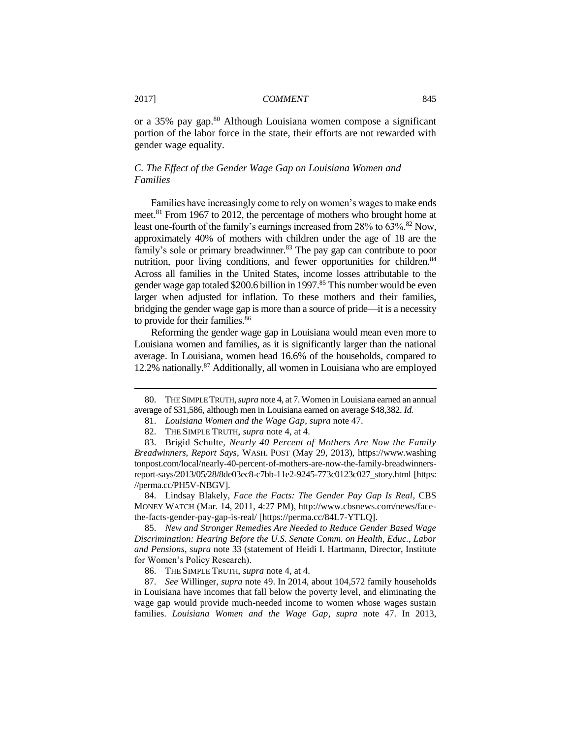or a 35% pay gap.[80] Although Louisiana women compose a significant portion of the labor force in the state, their efforts are not rewarded with gender wage equality.

### *C. The Effect of the Gender Wage Gap on Louisiana Women and Families*

Families have increasingly come to rely on women's wages to make ends meet.[81] From 1967 to 2012, the percentage of mothers who brought home at least one-fourth of the family's earnings increased from 28% to 63%.[82] Now, approximately 40% of mothers with children under the age of 18 are the family's sole or primary breadwinner.[83] The pay gap can contribute to poor nutrition, poor living conditions, and fewer opportunities for children.[84] Across all families in the United States, income losses attributable to the gender wage gap totaled $200.6 billion in 1997.[85] This number would be even larger when adjusted for inflation. To these mothers and their families, bridging the gender wage gap is more than a source of pride—it is a necessity to provide for their families.[86]

Reforming the gender wage gap in Louisiana would mean even more to Louisiana women and families, as it is significantly larger than the national average. In Louisiana, women head 16.6% of the households, compared to 12.2% nationally.[87] Additionally, all women in Louisiana who are employed

---

80. THE SIMPLE TRUTH, *supra* note 4, at 7. Women in Louisiana earned an annual average of $31,586, although men in Louisiana earned on average $48,382. *Id.*

81. *Louisiana Women and the Wage Gap*, *supra* note 47.

82. THE SIMPLE TRUTH, *supra* note 4, at 4.

83. Brigid Schulte, *Nearly 40 Percent of Mothers Are Now the Family Breadwinners, Report Says*, WASH. POST (May 29, 2013), https://www.washingtonpost.com/local/nearly-40-percent-of-mothers-are-now-the-family-breadwinners-report-says/2013/05/28/8de03ec8-c7bb-11e2-9245-773c0123c027_story.html [https://perma.cc/PH5V-NBGV].

84. Lindsay Blakely, *Face the Facts: The Gender Pay Gap Is Real*, CBS MONEY WATCH (Mar. 14, 2011, 4:27 PM), http://www.cbsnews.com/news/face-the-facts-gender-pay-gap-is-real/ [https://perma.cc/84L7-YTLQ].

85. *New and Stronger Remedies Are Needed to Reduce Gender Based Wage Discrimination: Hearing Before the U.S. Senate Comm. on Health, Educ., Labor and Pensions*, *supra* note 33 (statement of Heidi I. Hartmann, Director, Institute for Women's Policy Research).

86. THE SIMPLE TRUTH, *supra* note 4, at 4.

87. *See* Willinger, *supra* note 49. In 2014, about 104,572 family households in Louisiana have incomes that fall below the poverty level, and eliminating the wage gap would provide much-needed income to women whose wages sustain families. *Louisiana Women and the Wage Gap*, *supra* note 47. In 2013,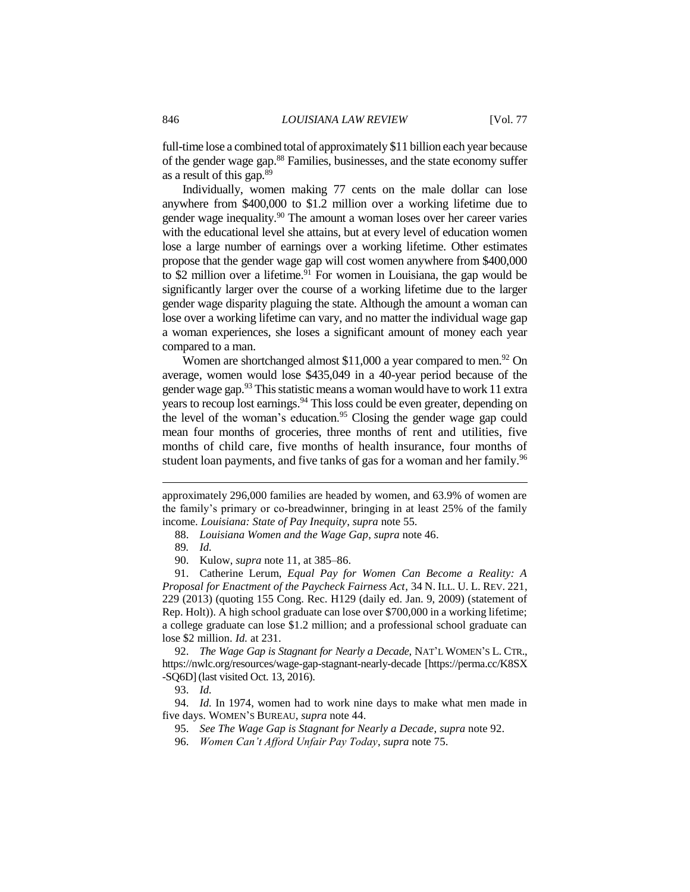full-time lose a combined total of approximately $11 billion each year because of the gender wage gap.[88] Families, businesses, and the state economy suffer as a result of this gap.[89]

Individually, women making 77 cents on the male dollar can lose anywhere from $400,000 to $1.2 million over a working lifetime due to gender wage inequality.[90] The amount a woman loses over her career varies with the educational level she attains, but at every level of education women lose a large number of earnings over a working lifetime. Other estimates propose that the gender wage gap will cost women anywhere from $400,000 to $2 million over a lifetime.[91] For women in Louisiana, the gap would be significantly larger over the course of a working lifetime due to the larger gender wage disparity plaguing the state. Although the amount a woman can lose over a working lifetime can vary, and no matter the individual wage gap a woman experiences, she loses a significant amount of money each year compared to a man.

Women are shortchanged almost $11,000 a year compared to men.[92] On average, women would lose $435,049 in a 40-year period because of the gender wage gap.[93] This statistic means a woman would have to work 11 extra years to recoup lost earnings.[94] This loss could be even greater, depending on the level of the woman's education.[95] Closing the gender wage gap could mean four months of groceries, three months of rent and utilities, five months of child care, five months of health insurance, four months of student loan payments, and five tanks of gas for a woman and her family.[96]

---

approximately 296,000 families are headed by women, and 63.9% of women are the family's primary or co-breadwinner, bringing in at least 25% of the family income. *Louisiana: State of Pay Inequity*, *supra* note 55.

88. *Louisiana Women and the Wage Gap*, *supra* note 46.

89. *Id.*

90. Kulow, *supra* note 11, at 385–86.

91. Catherine Lerum, *Equal Pay for Women Can Become a Reality: A Proposal for Enactment of the Paycheck Fairness Act*, 34 N. ILL. U. L. REV. 221, 229 (2013) (quoting 155 Cong. Rec. H129 (daily ed. Jan. 9, 2009) (statement of Rep. Holt)). A high school graduate can lose over $700,000 in a working lifetime; a college graduate can lose $1.2 million; and a professional school graduate can lose $2 million. *Id.* at 231.

92. *The Wage Gap is Stagnant for Nearly a Decade*, NAT'L WOMEN'S L. CTR., https://nwlc.org/resources/wage-gap-stagnant-nearly-decade [https://perma.cc/K8SX-SQ6D] (last visited Oct. 13, 2016).

93. *Id.*

94. *Id.* In 1974, women had to work nine days to make what men made in five days. WOMEN'S BUREAU, *supra* note 44.

95. *See The Wage Gap is Stagnant for Nearly a Decade*, *supra* note 92.

96. *Women Can't Afford Unfair Pay Today*, *supra* note 75.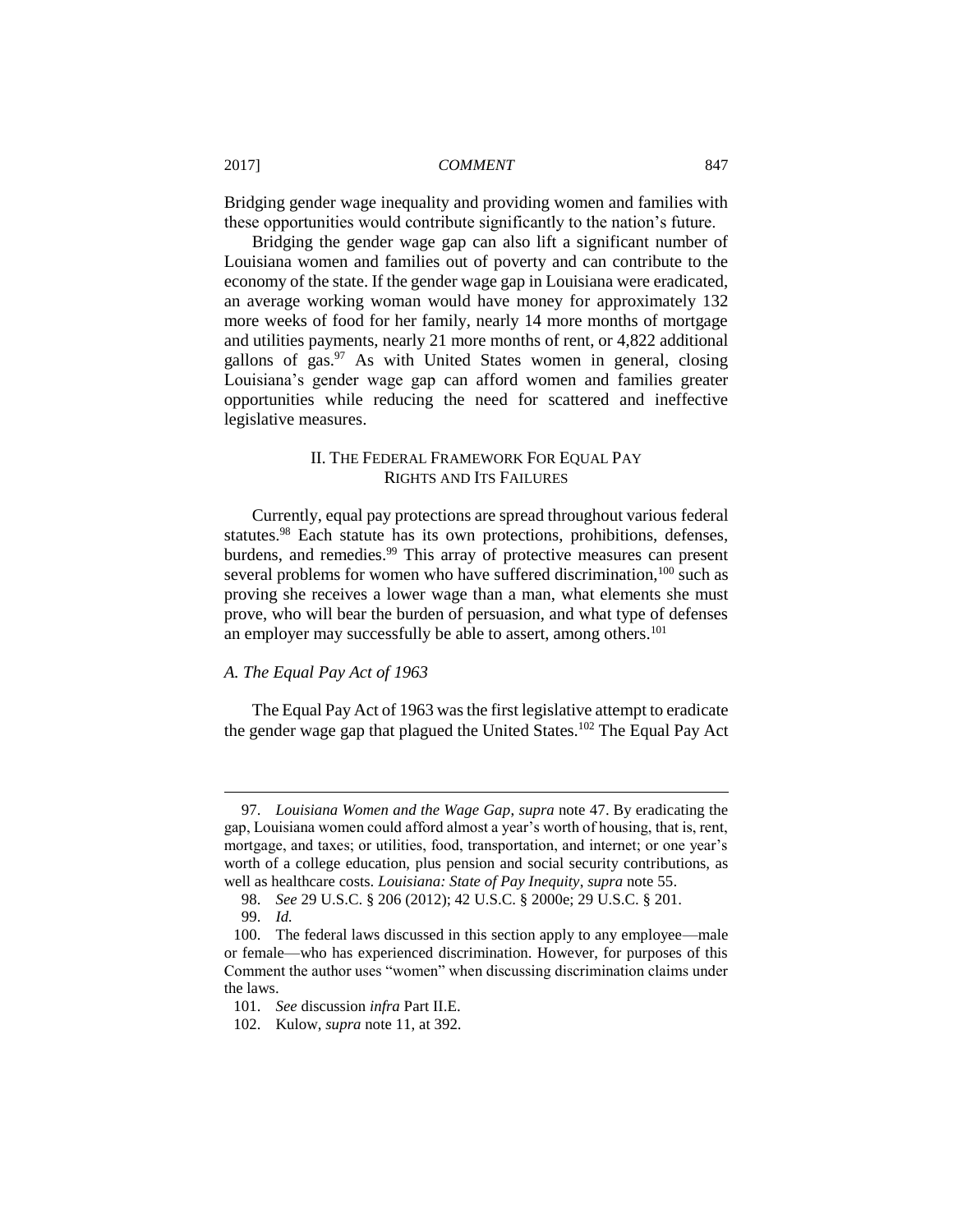Bridging gender wage inequality and providing women and families with these opportunities would contribute significantly to the nation's future.

Bridging the gender wage gap can also lift a significant number of Louisiana women and families out of poverty and can contribute to the economy of the state. If the gender wage gap in Louisiana were eradicated, an average working woman would have money for approximately 132 more weeks of food for her family, nearly 14 more months of mortgage and utilities payments, nearly 21 more months of rent, or 4,822 additional gallons of gas.[97] As with United States women in general, closing Louisiana's gender wage gap can afford women and families greater opportunities while reducing the need for scattered and ineffective legislative measures.

## II. THE FEDERAL FRAMEWORK FOR EQUAL PAY RIGHTS AND ITS FAILURES

Currently, equal pay protections are spread throughout various federal statutes.[98] Each statute has its own protections, prohibitions, defenses, burdens, and remedies.[99] This array of protective measures can present several problems for women who have suffered discrimination,[100] such as proving she receives a lower wage than a man, what elements she must prove, who will bear the burden of persuasion, and what type of defenses an employer may successfully be able to assert, among others.[101]

### *A. The Equal Pay Act of 1963*

The Equal Pay Act of 1963 was the first legislative attempt to eradicate the gender wage gap that plagued the United States.[102] The Equal Pay Act

---

97. *Louisiana Women and the Wage Gap*, *supra* note 47. By eradicating the gap, Louisiana women could afford almost a year's worth of housing, that is, rent, mortgage, and taxes; or utilities, food, transportation, and internet; or one year's worth of a college education, plus pension and social security contributions, as well as healthcare costs. *Louisiana: State of Pay Inequity*, *supra* note 55.

98. *See* 29 U.S.C. § 206 (2012); 42 U.S.C. § 2000e; 29 U.S.C. § 201.

99. *Id.*

100. The federal laws discussed in this section apply to any employee—male or female—who has experienced discrimination. However, for purposes of this Comment the author uses "women" when discussing discrimination claims under the laws.

101. *See* discussion *infra* Part II.E.

102. Kulow, *supra* note 11, at 392.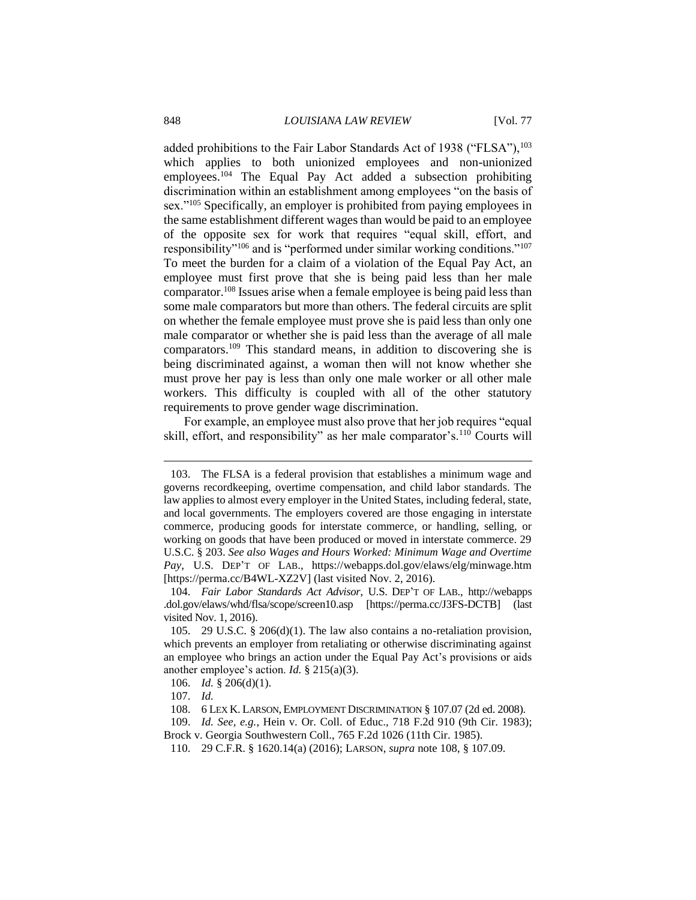added prohibitions to the Fair Labor Standards Act of 1938 ("FLSA"),[103] which applies to both unionized employees and non-unionized employees.[104] The Equal Pay Act added a subsection prohibiting discrimination within an establishment among employees "on the basis of sex."[105] Specifically, an employer is prohibited from paying employees in the same establishment different wages than would be paid to an employee of the opposite sex for work that requires "equal skill, effort, and responsibility"[106] and is "performed under similar working conditions."[107] To meet the burden for a claim of a violation of the Equal Pay Act, an employee must first prove that she is being paid less than her male comparator.[108] Issues arise when a female employee is being paid less than some male comparators but more than others. The federal circuits are split on whether the female employee must prove she is paid less than only one male comparator or whether she is paid less than the average of all male comparators.[109] This standard means, in addition to discovering she is being discriminated against, a woman then will not know whether she must prove her pay is less than only one male worker or all other male workers. This difficulty is coupled with all of the other statutory requirements to prove gender wage discrimination.

For example, an employee must also prove that her job requires "equal skill, effort, and responsibility" as her male comparator's.[110] Courts will

---

103. The FLSA is a federal provision that establishes a minimum wage and governs recordkeeping, overtime compensation, and child labor standards. The law applies to almost every employer in the United States, including federal, state, and local governments. The employers covered are those engaging in interstate commerce, producing goods for interstate commerce, or handling, selling, or working on goods that have been produced or moved in interstate commerce. 29 U.S.C. § 203. *See also Wages and Hours Worked: Minimum Wage and Overtime Pay*, U.S. DEP'T OF LAB., https://webapps.dol.gov/elaws/elg/minwage.htm [https://perma.cc/B4WL-XZ2V] (last visited Nov. 2, 2016).

104. *Fair Labor Standards Act Advisor*, U.S. DEP'T OF LAB., http://webapps.dol.gov/elaws/whd/flsa/scope/screen10.asp [https://perma.cc/J3FS-DCTB] (last visited Nov. 1, 2016).

105. 29 U.S.C. § 206(d)(1). The law also contains a no-retaliation provision, which prevents an employer from retaliating or otherwise discriminating against an employee who brings an action under the Equal Pay Act's provisions or aids another employee's action. *Id.* § 215(a)(3).

106. *Id.* § 206(d)(1).

107. *Id.*

108. 6 LEX K. LARSON, EMPLOYMENT DISCRIMINATION § 107.07 (2d ed. 2008).

109. *Id. See, e.g.*, Hein v. Or. Coll. of Educ., 718 F.2d 910 (9th Cir. 1983); Brock v. Georgia Southwestern Coll., 765 F.2d 1026 (11th Cir. 1985).

110. 29 C.F.R. § 1620.14(a) (2016); LARSON, *supra* note 108, § 107.09.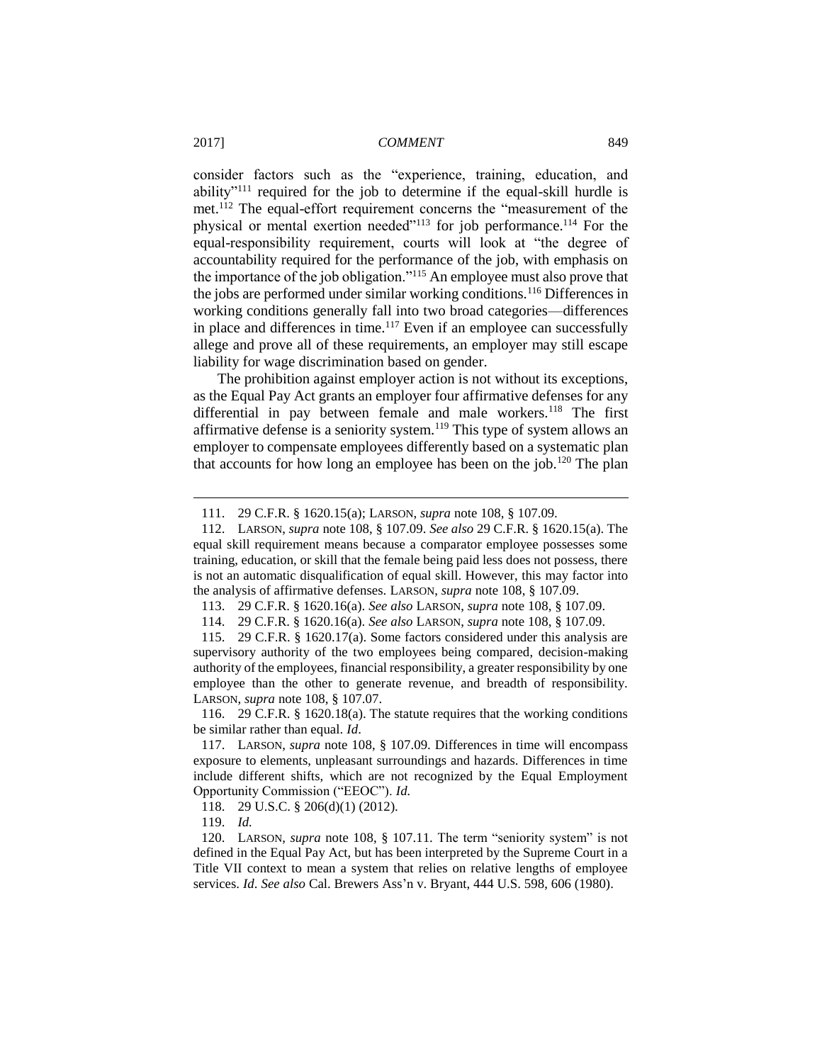consider factors such as the "experience, training, education, and ability"[111] required for the job to determine if the equal-skill hurdle is met.[112] The equal-effort requirement concerns the "measurement of the physical or mental exertion needed"[113] for job performance.[114] For the equal-responsibility requirement, courts will look at "the degree of accountability required for the performance of the job, with emphasis on the importance of the job obligation."[115] An employee must also prove that the jobs are performed under similar working conditions.[116] Differences in working conditions generally fall into two broad categories—differences in place and differences in time.[117] Even if an employee can successfully allege and prove all of these requirements, an employer may still escape liability for wage discrimination based on gender.

The prohibition against employer action is not without its exceptions, as the Equal Pay Act grants an employer four affirmative defenses for any differential in pay between female and male workers.[118] The first affirmative defense is a seniority system.[119] This type of system allows an employer to compensate employees differently based on a systematic plan that accounts for how long an employee has been on the job.[120] The plan

---

111. 29 C.F.R. § 1620.15(a); LARSON, *supra* note 108, § 107.09.

112. LARSON, *supra* note 108, § 107.09. *See also* 29 C.F.R. § 1620.15(a). The equal skill requirement means because a comparator employee possesses some training, education, or skill that the female being paid less does not possess, there is not an automatic disqualification of equal skill. However, this may factor into the analysis of affirmative defenses. LARSON, *supra* note 108, § 107.09.

113. 29 C.F.R. § 1620.16(a). *See also* LARSON, *supra* note 108, § 107.09.

114. 29 C.F.R. § 1620.16(a). *See also* LARSON, *supra* note 108, § 107.09.

115. 29 C.F.R. § 1620.17(a). Some factors considered under this analysis are supervisory authority of the two employees being compared, decision-making authority of the employees, financial responsibility, a greater responsibility by one employee than the other to generate revenue, and breadth of responsibility. LARSON, *supra* note 108, § 107.07.

116. 29 C.F.R. § 1620.18(a). The statute requires that the working conditions be similar rather than equal. *Id*.

117. LARSON, *supra* note 108, § 107.09. Differences in time will encompass exposure to elements, unpleasant surroundings and hazards. Differences in time include different shifts, which are not recognized by the Equal Employment Opportunity Commission ("EEOC"). *Id.*

118. 29 U.S.C. § 206(d)(1) (2012).

119. *Id.*

120. LARSON, *supra* note 108, § 107.11. The term "seniority system" is not defined in the Equal Pay Act, but has been interpreted by the Supreme Court in a Title VII context to mean a system that relies on relative lengths of employee services. *Id*. *See also* Cal. Brewers Ass'n v. Bryant, 444 U.S. 598, 606 (1980).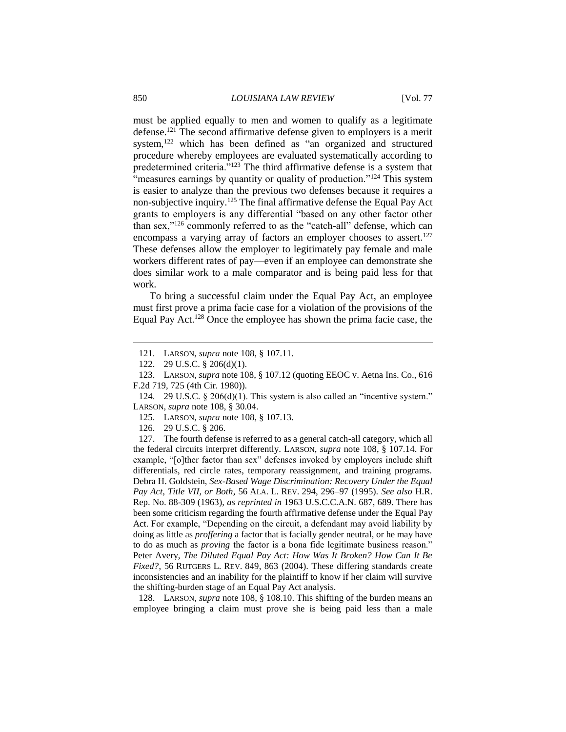must be applied equally to men and women to qualify as a legitimate defense.[121] The second affirmative defense given to employers is a merit system,[122] which has been defined as "an organized and structured procedure whereby employees are evaluated systematically according to predetermined criteria."[123] The third affirmative defense is a system that "measures earnings by quantity or quality of production."[124] This system is easier to analyze than the previous two defenses because it requires a non-subjective inquiry.[125] The final affirmative defense the Equal Pay Act grants to employers is any differential "based on any other factor other than sex,"[126] commonly referred to as the "catch-all" defense, which can encompass a varying array of factors an employer chooses to assert.[127] These defenses allow the employer to legitimately pay female and male workers different rates of pay—even if an employee can demonstrate she does similar work to a male comparator and is being paid less for that work.

To bring a successful claim under the Equal Pay Act, an employee must first prove a prima facie case for a violation of the provisions of the Equal Pay Act.[128] Once the employee has shown the prima facie case, the

---

121. LARSON, *supra* note 108, § 107.11.

122. 29 U.S.C. § 206(d)(1).

123. LARSON, *supra* note 108, § 107.12 (quoting EEOC v. Aetna Ins. Co., 616 F.2d 719, 725 (4th Cir. 1980)).

124. 29 U.S.C. § 206(d)(1). This system is also called an "incentive system." LARSON, *supra* note 108, § 30.04.

125. LARSON, *supra* note 108, § 107.13.

126. 29 U.S.C. § 206.

127. The fourth defense is referred to as a general catch-all category, which all the federal circuits interpret differently. LARSON, *supra* note 108, § 107.14. For example, "[o]ther factor than sex" defenses invoked by employers include shift differentials, red circle rates, temporary reassignment, and training programs. Debra H. Goldstein, *Sex-Based Wage Discrimination: Recovery Under the Equal Pay Act, Title VII, or Both*, 56 ALA. L. REV. 294, 296–97 (1995). *See also* H.R. Rep. No. 88-309 (1963), *as reprinted in* 1963 U.S.C.C.A.N. 687, 689. There has been some criticism regarding the fourth affirmative defense under the Equal Pay Act. For example, "Depending on the circuit, a defendant may avoid liability by doing as little as *proffering* a factor that is facially gender neutral, or he may have to do as much as *proving* the factor is a bona fide legitimate business reason." Peter Avery, *The Diluted Equal Pay Act: How Was It Broken? How Can It Be Fixed?*, 56 RUTGERS L. REV. 849, 863 (2004). These differing standards create inconsistencies and an inability for the plaintiff to know if her claim will survive the shifting-burden stage of an Equal Pay Act analysis.

128. LARSON, *supra* note 108, § 108.10. This shifting of the burden means an employee bringing a claim must prove she is being paid less than a male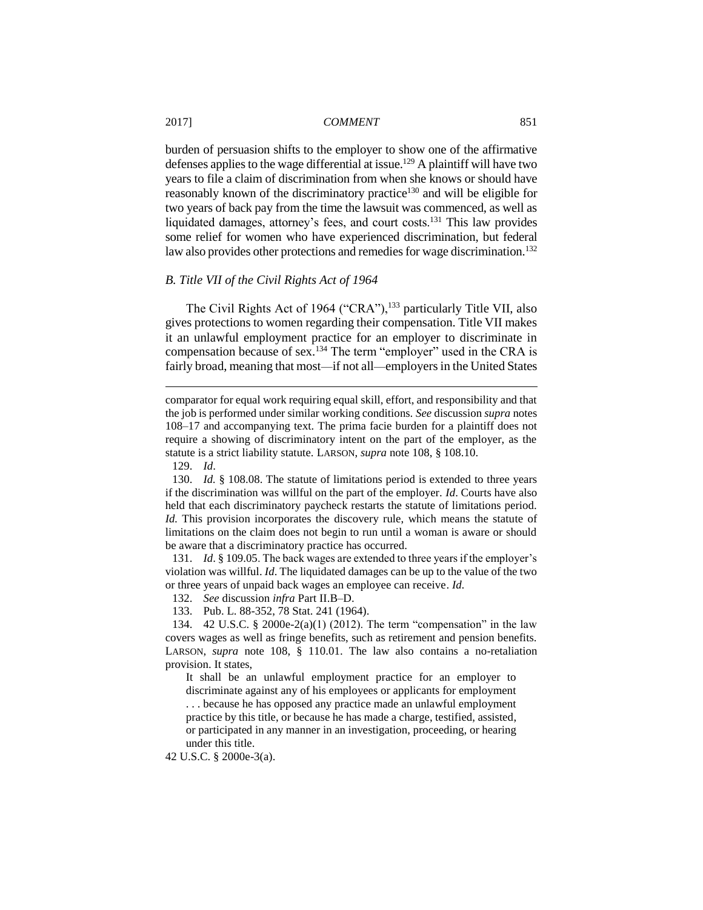burden of persuasion shifts to the employer to show one of the affirmative defenses applies to the wage differential at issue.[129] A plaintiff will have two years to file a claim of discrimination from when she knows or should have reasonably known of the discriminatory practice[130] and will be eligible for two years of back pay from the time the lawsuit was commenced, as well as liquidated damages, attorney's fees, and court costs.[131] This law provides some relief for women who have experienced discrimination, but federal law also provides other protections and remedies for wage discrimination.[132]

### *B. Title VII of the Civil Rights Act of 1964*

The Civil Rights Act of 1964 ("CRA"),[133] particularly Title VII, also gives protections to women regarding their compensation. Title VII makes it an unlawful employment practice for an employer to discriminate in compensation because of sex.[134] The term "employer" used in the CRA is fairly broad, meaning that most—if not all—employers in the United States

---

comparator for equal work requiring equal skill, effort, and responsibility and that the job is performed under similar working conditions. *See* discussion *supra* notes 108–17 and accompanying text. The prima facie burden for a plaintiff does not require a showing of discriminatory intent on the part of the employer, as the statute is a strict liability statute. LARSON, *supra* note 108, § 108.10.

129. *Id*.

130. *Id.* § 108.08. The statute of limitations period is extended to three years if the discrimination was willful on the part of the employer. *Id*. Courts have also held that each discriminatory paycheck restarts the statute of limitations period. *Id.* This provision incorporates the discovery rule, which means the statute of limitations on the claim does not begin to run until a woman is aware or should be aware that a discriminatory practice has occurred.

131. *Id*. § 109.05. The back wages are extended to three years if the employer's violation was willful. *Id*. The liquidated damages can be up to the value of the two or three years of unpaid back wages an employee can receive. *Id.*

132. *See* discussion *infra* Part II.B–D.

133. Pub. L. 88-352, 78 Stat. 241 (1964).

134. 42 U.S.C. § 2000e-2(a)(1) (2012). The term "compensation" in the law covers wages as well as fringe benefits, such as retirement and pension benefits. LARSON, *supra* note 108, § 110.01. The law also contains a no-retaliation provision. It states,

> It shall be an unlawful employment practice for an employer to discriminate against any of his employees or applicants for employment . . . because he has opposed any practice made an unlawful employment practice by this title, or because he has made a charge, testified, assisted, or participated in any manner in an investigation, proceeding, or hearing under this title.

42 U.S.C. § 2000e-3(a).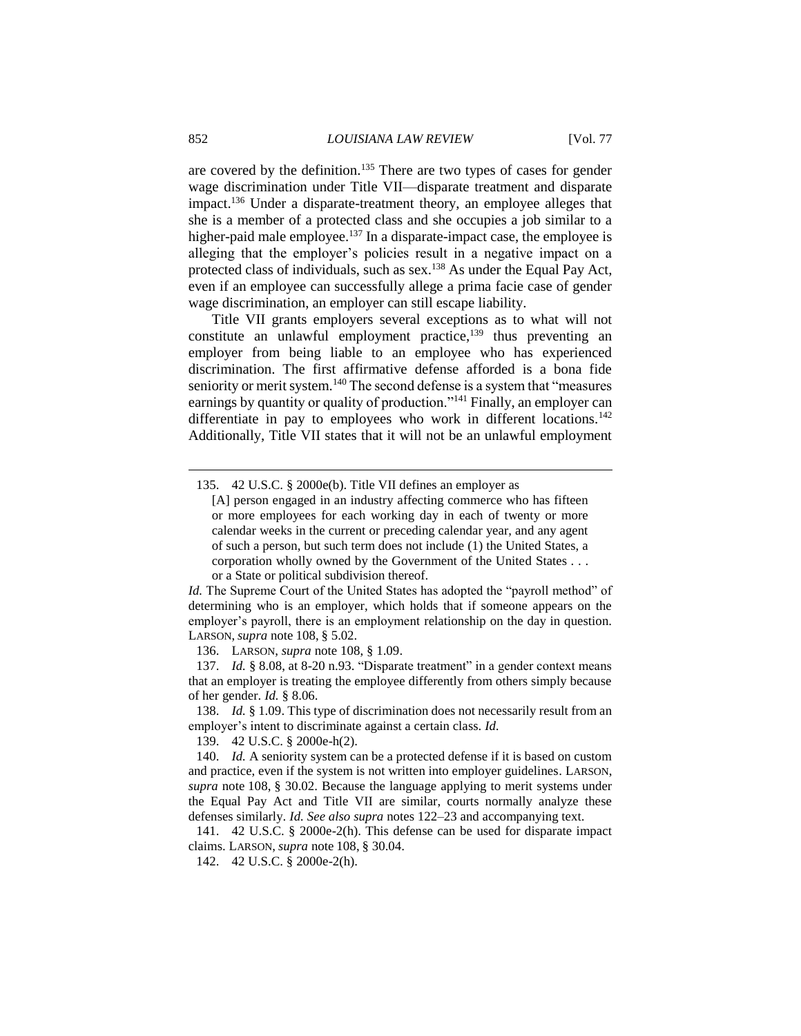are covered by the definition.[135] There are two types of cases for gender wage discrimination under Title VII—disparate treatment and disparate impact.[136] Under a disparate-treatment theory, an employee alleges that she is a member of a protected class and she occupies a job similar to a higher-paid male employee.[137] In a disparate-impact case, the employee is alleging that the employer's policies result in a negative impact on a protected class of individuals, such as sex.[138] As under the Equal Pay Act, even if an employee can successfully allege a prima facie case of gender wage discrimination, an employer can still escape liability.

Title VII grants employers several exceptions as to what will not constitute an unlawful employment practice,[139] thus preventing an employer from being liable to an employee who has experienced discrimination. The first affirmative defense afforded is a bona fide seniority or merit system.[140] The second defense is a system that "measures earnings by quantity or quality of production."[141] Finally, an employer can differentiate in pay to employees who work in different locations.[142] Additionally, Title VII states that it will not be an unlawful employment

---

135. 42 U.S.C. § 2000e(b). Title VII defines an employer as

> [A] person engaged in an industry affecting commerce who has fifteen or more employees for each working day in each of twenty or more calendar weeks in the current or preceding calendar year, and any agent of such a person, but such term does not include (1) the United States, a corporation wholly owned by the Government of the United States . . . or a State or political subdivision thereof.

*Id.* The Supreme Court of the United States has adopted the "payroll method" of determining who is an employer, which holds that if someone appears on the employer's payroll, there is an employment relationship on the day in question. LARSON, *supra* note 108, § 5.02.

136. LARSON, *supra* note 108, § 1.09.

137. *Id.* § 8.08, at 8-20 n.93. "Disparate treatment" in a gender context means that an employer is treating the employee differently from others simply because of her gender. *Id.* § 8.06.

138. *Id.* § 1.09. This type of discrimination does not necessarily result from an employer's intent to discriminate against a certain class. *Id.*

139. 42 U.S.C. § 2000e-h(2).

140. *Id.* A seniority system can be a protected defense if it is based on custom and practice, even if the system is not written into employer guidelines. LARSON, *supra* note 108, § 30.02. Because the language applying to merit systems under the Equal Pay Act and Title VII are similar, courts normally analyze these defenses similarly. *Id. See also supra* notes 122–23 and accompanying text.

141. 42 U.S.C. § 2000e-2(h). This defense can be used for disparate impact claims. LARSON, *supra* note 108, § 30.04.

142. 42 U.S.C. § 2000e-2(h).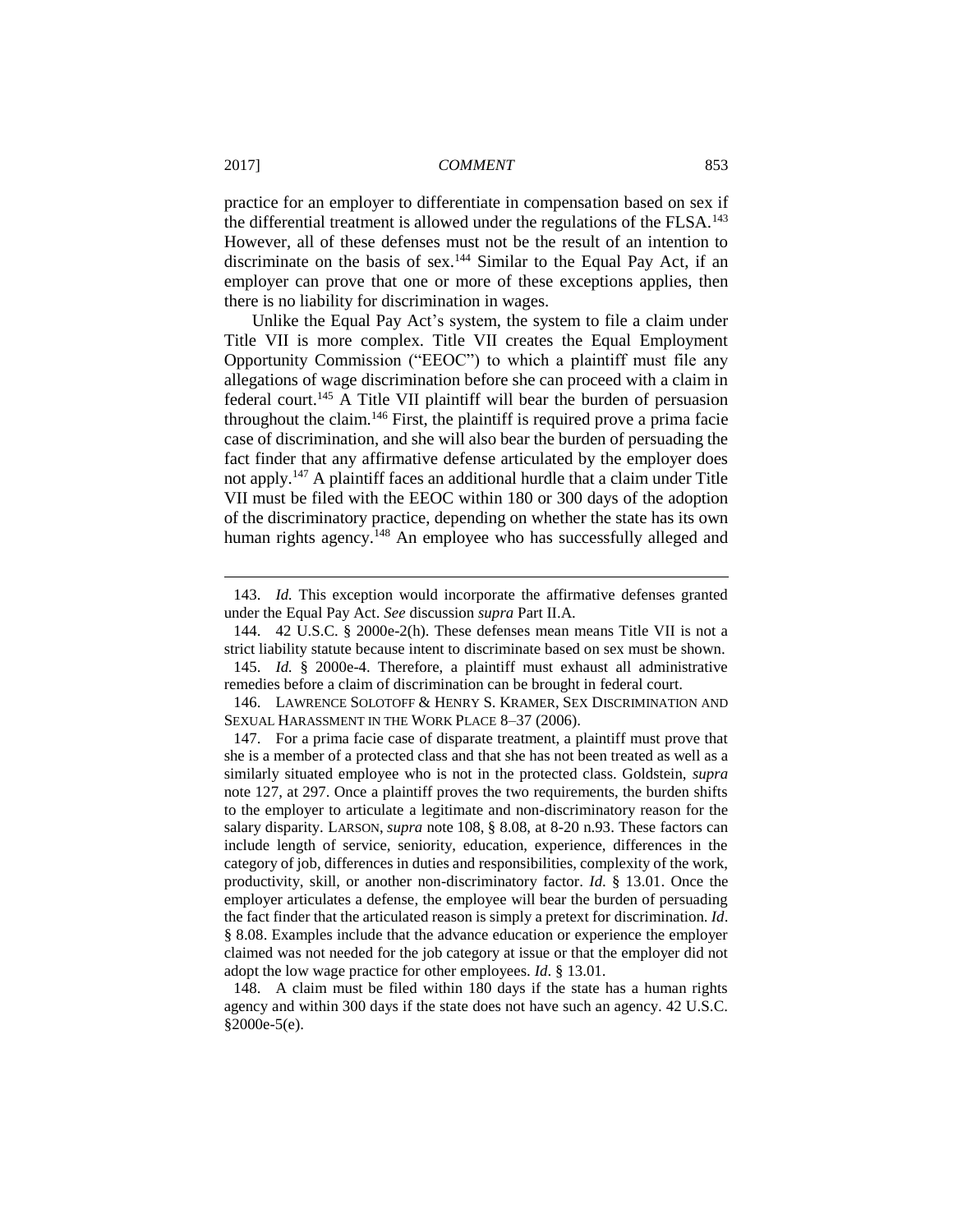practice for an employer to differentiate in compensation based on sex if the differential treatment is allowed under the regulations of the FLSA.[143] However, all of these defenses must not be the result of an intention to discriminate on the basis of sex.[144] Similar to the Equal Pay Act, if an employer can prove that one or more of these exceptions applies, then there is no liability for discrimination in wages.

Unlike the Equal Pay Act's system, the system to file a claim under Title VII is more complex. Title VII creates the Equal Employment Opportunity Commission ("EEOC") to which a plaintiff must file any allegations of wage discrimination before she can proceed with a claim in federal court.[145] A Title VII plaintiff will bear the burden of persuasion throughout the claim.[146] First, the plaintiff is required prove a prima facie case of discrimination, and she will also bear the burden of persuading the fact finder that any affirmative defense articulated by the employer does not apply.[147] A plaintiff faces an additional hurdle that a claim under Title VII must be filed with the EEOC within 180 or 300 days of the adoption of the discriminatory practice, depending on whether the state has its own human rights agency.[148] An employee who has successfully alleged and

---

143. *Id.* This exception would incorporate the affirmative defenses granted under the Equal Pay Act. *See* discussion *supra* Part II.A.

144. 42 U.S.C. § 2000e-2(h). These defenses mean means Title VII is not a strict liability statute because intent to discriminate based on sex must be shown.

145. *Id.* § 2000e-4. Therefore, a plaintiff must exhaust all administrative remedies before a claim of discrimination can be brought in federal court.

146. LAWRENCE SOLOTOFF & HENRY S. KRAMER, SEX DISCRIMINATION AND SEXUAL HARASSMENT IN THE WORK PLACE 8–37 (2006).

147. For a prima facie case of disparate treatment, a plaintiff must prove that she is a member of a protected class and that she has not been treated as well as a similarly situated employee who is not in the protected class. Goldstein, *supra* note 127, at 297. Once a plaintiff proves the two requirements, the burden shifts to the employer to articulate a legitimate and non-discriminatory reason for the salary disparity. LARSON, *supra* note 108, § 8.08, at 8-20 n.93. These factors can include length of service, seniority, education, experience, differences in the category of job, differences in duties and responsibilities, complexity of the work, productivity, skill, or another non-discriminatory factor. *Id.* § 13.01. Once the employer articulates a defense, the employee will bear the burden of persuading the fact finder that the articulated reason is simply a pretext for discrimination. *Id*. § 8.08. Examples include that the advance education or experience the employer claimed was not needed for the job category at issue or that the employer did not adopt the low wage practice for other employees. *Id*. § 13.01.

148. A claim must be filed within 180 days if the state has a human rights agency and within 300 days if the state does not have such an agency. 42 U.S.C. §2000e-5(e).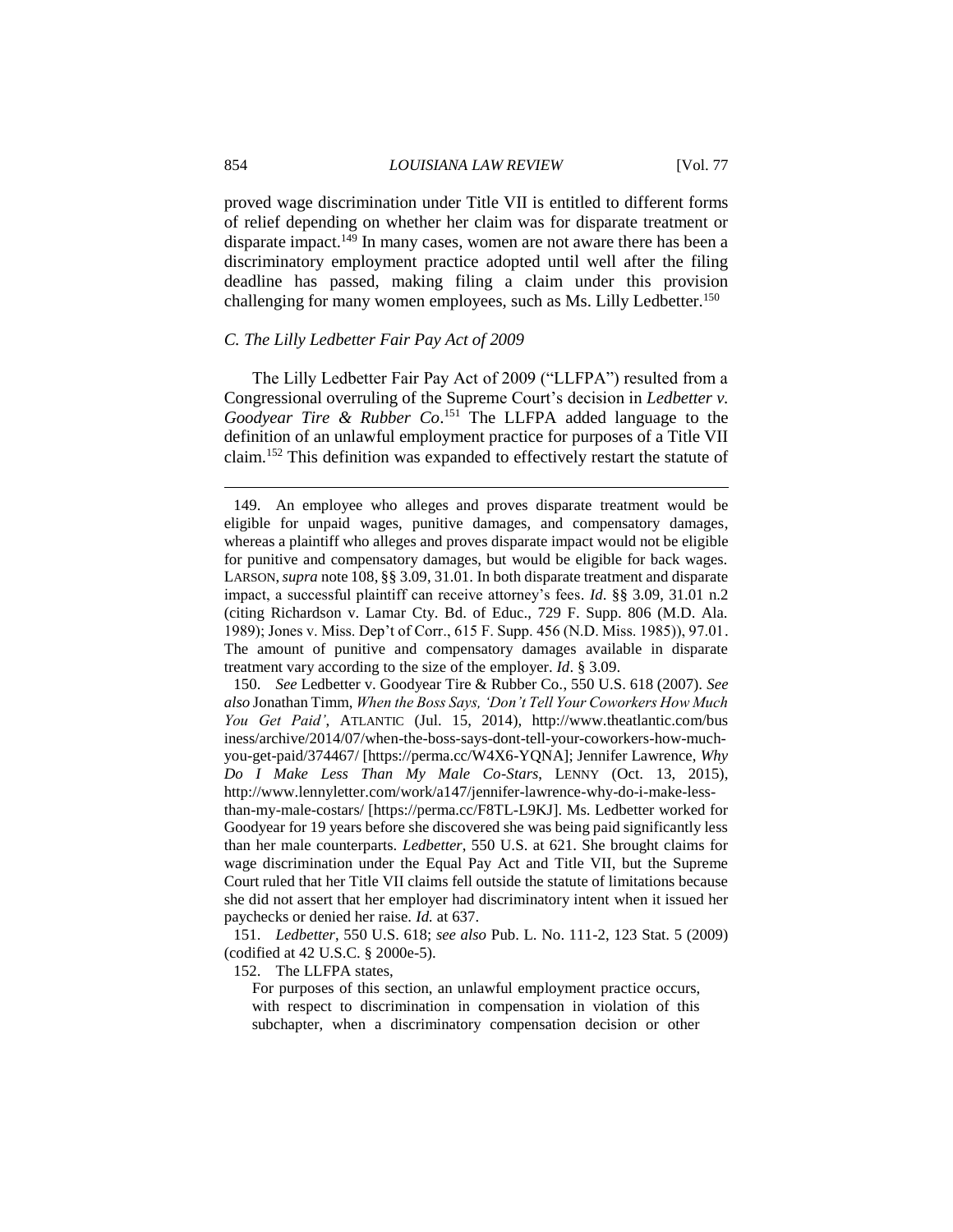proved wage discrimination under Title VII is entitled to different forms of relief depending on whether her claim was for disparate treatment or disparate impact.[149] In many cases, women are not aware there has been a discriminatory employment practice adopted until well after the filing deadline has passed, making filing a claim under this provision challenging for many women employees, such as Ms. Lilly Ledbetter.[150]

### *C. The Lilly Ledbetter Fair Pay Act of 2009*

The Lilly Ledbetter Fair Pay Act of 2009 ("LLFPA") resulted from a Congressional overruling of the Supreme Court's decision in *Ledbetter v. Goodyear Tire & Rubber Co*.[151] The LLFPA added language to the definition of an unlawful employment practice for purposes of a Title VII claim.[152] This definition was expanded to effectively restart the statute of

---

149. An employee who alleges and proves disparate treatment would be eligible for unpaid wages, punitive damages, and compensatory damages, whereas a plaintiff who alleges and proves disparate impact would not be eligible for punitive and compensatory damages, but would be eligible for back wages. LARSON, *supra* note 108, §§ 3.09, 31.01. In both disparate treatment and disparate impact, a successful plaintiff can receive attorney's fees. *Id*. §§ 3.09, 31.01 n.2 (citing Richardson v. Lamar Cty. Bd. of Educ., 729 F. Supp. 806 (M.D. Ala. 1989); Jones v. Miss. Dep't of Corr., 615 F. Supp. 456 (N.D. Miss. 1985)), 97.01. The amount of punitive and compensatory damages available in disparate treatment vary according to the size of the employer. *Id*. § 3.09.

150. *See* Ledbetter v. Goodyear Tire & Rubber Co., 550 U.S. 618 (2007). *See also* Jonathan Timm, *When the Boss Says, 'Don't Tell Your Coworkers How Much You Get Paid'*, ATLANTIC (Jul. 15, 2014), http://www.theatlantic.com/business/archive/2014/07/when-the-boss-says-dont-tell-your-coworkers-how-much-you-get-paid/374467/ [https://perma.cc/W4X6-YQNA]; Jennifer Lawrence, *Why Do I Make Less Than My Male Co-Stars*, LENNY (Oct. 13, 2015), http://www.lennyletter.com/work/a147/jennifer-lawrence-why-do-i-make-less-than-my-male-costars/ [https://perma.cc/F8TL-L9KJ]. Ms. Ledbetter worked for Goodyear for 19 years before she discovered she was being paid significantly less than her male counterparts. *Ledbetter*, 550 U.S. at 621. She brought claims for wage discrimination under the Equal Pay Act and Title VII, but the Supreme Court ruled that her Title VII claims fell outside the statute of limitations because she did not assert that her employer had discriminatory intent when it issued her paychecks or denied her raise. *Id.* at 637.

151. *Ledbetter*, 550 U.S. 618; *see also* Pub. L. No. 111-2, 123 Stat. 5 (2009) (codified at 42 U.S.C. § 2000e-5).

152. The LLFPA states,

> For purposes of this section, an unlawful employment practice occurs, with respect to discrimination in compensation in violation of this subchapter, when a discriminatory compensation decision or other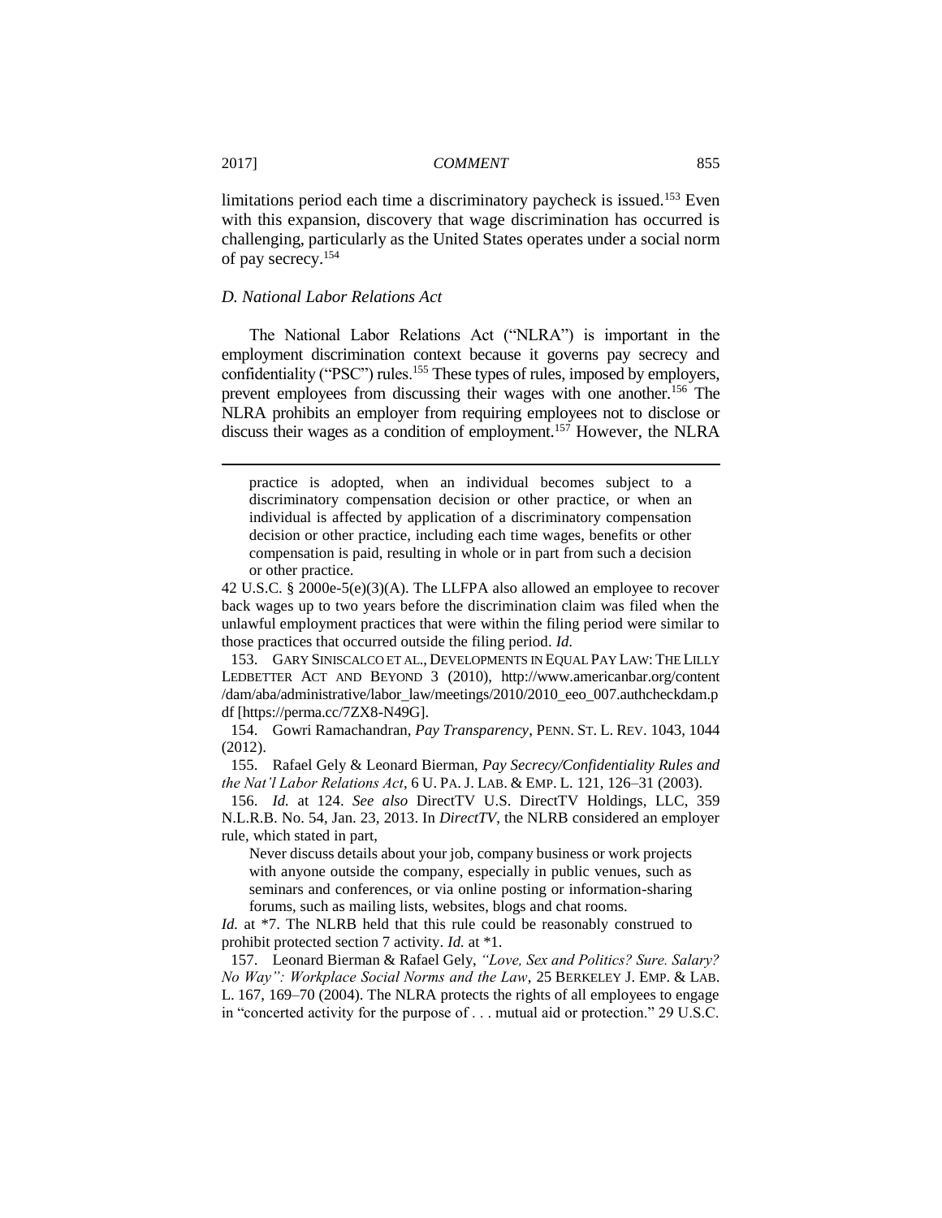limitations period each time a discriminatory paycheck is issued.[153] Even with this expansion, discovery that wage discrimination has occurred is challenging, particularly as the United States operates under a social norm of pay secrecy.[154]

### *D. National Labor Relations Act*

The National Labor Relations Act ("NLRA") is important in the employment discrimination context because it governs pay secrecy and confidentiality ("PSC") rules.[155] These types of rules, imposed by employers, prevent employees from discussing their wages with one another.[156] The NLRA prohibits an employer from requiring employees not to disclose or discuss their wages as a condition of employment.[157] However, the NLRA

---

> practice is adopted, when an individual becomes subject to a discriminatory compensation decision or other practice, or when an individual is affected by application of a discriminatory compensation decision or other practice, including each time wages, benefits or other compensation is paid, resulting in whole or in part from such a decision or other practice.

42 U.S.C. § 2000e-5(e)(3)(A). The LLFPA also allowed an employee to recover back wages up to two years before the discrimination claim was filed when the unlawful employment practices that were within the filing period were similar to those practices that occurred outside the filing period. *Id.*

153. GARY SINISCALCO ET AL., DEVELOPMENTS IN EQUAL PAY LAW: THE LILLY LEDBETTER ACT AND BEYOND 3 (2010), http://www.americanbar.org/content/dam/aba/administrative/labor_law/meetings/2010/2010_eeo_007.authcheckdam.pdf [https://perma.cc/7ZX8-N49G].

154. Gowri Ramachandran, *Pay Transparency*, PENN. ST. L. REV. 1043, 1044 (2012).

155. Rafael Gely & Leonard Bierman, *Pay Secrecy/Confidentiality Rules and the Nat'l Labor Relations Act*, 6 U. PA. J. LAB. & EMP. L. 121, 126–31 (2003).

156. *Id.* at 124. *See also* DirectTV U.S. DirectTV Holdings, LLC, 359 N.L.R.B. No. 54, Jan. 23, 2013. In *DirectTV*, the NLRB considered an employer rule, which stated in part,

> Never discuss details about your job, company business or work projects with anyone outside the company, especially in public venues, such as seminars and conferences, or via online posting or information-sharing forums, such as mailing lists, websites, blogs and chat rooms.

*Id.* at *7. The NLRB held that this rule could be reasonably construed to prohibit protected section 7 activity. *Id.* at *1.

157. Leonard Bierman & Rafael Gely, *"Love, Sex and Politics? Sure. Salary? No Way": Workplace Social Norms and the Law*, 25 BERKELEY J. EMP. & LAB. L. 167, 169–70 (2004). The NLRA protects the rights of all employees to engage in "concerted activity for the purpose of . . . mutual aid or protection." 29 U.S.C.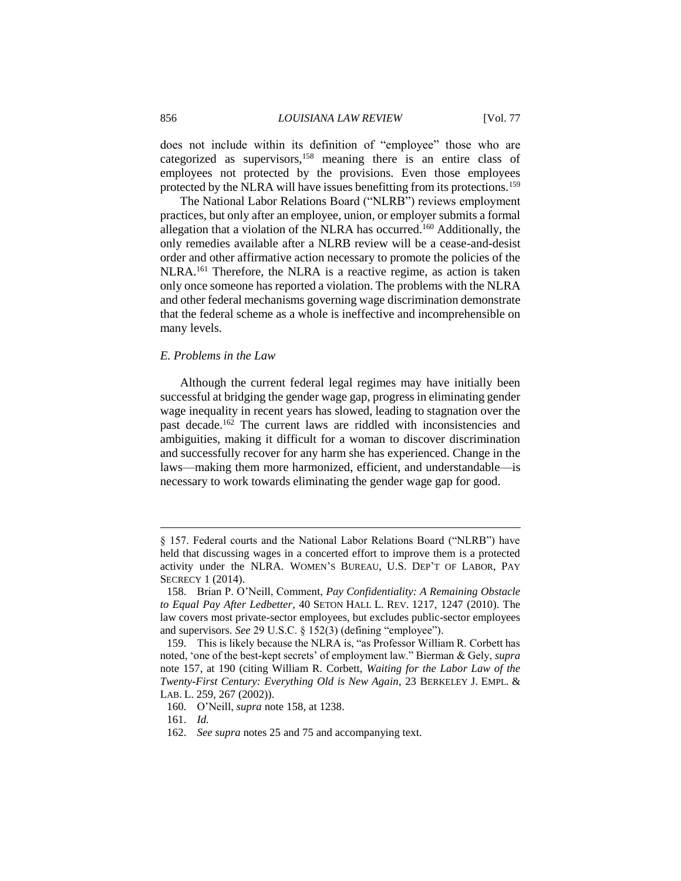does not include within its definition of "employee" those who are categorized as supervisors,[158] meaning there is an entire class of employees not protected by the provisions. Even those employees protected by the NLRA will have issues benefitting from its protections.[159]

The National Labor Relations Board ("NLRB") reviews employment practices, but only after an employee, union, or employer submits a formal allegation that a violation of the NLRA has occurred.[160] Additionally, the only remedies available after a NLRB review will be a cease-and-desist order and other affirmative action necessary to promote the policies of the NLRA.[161] Therefore, the NLRA is a reactive regime, as action is taken only once someone has reported a violation. The problems with the NLRA and other federal mechanisms governing wage discrimination demonstrate that the federal scheme as a whole is ineffective and incomprehensible on many levels.

### *E. Problems in the Law*

Although the current federal legal regimes may have initially been successful at bridging the gender wage gap, progress in eliminating gender wage inequality in recent years has slowed, leading to stagnation over the past decade.[162] The current laws are riddled with inconsistencies and ambiguities, making it difficult for a woman to discover discrimination and successfully recover for any harm she has experienced. Change in the laws—making them more harmonized, efficient, and understandable—is necessary to work towards eliminating the gender wage gap for good.

---

§ 157. Federal courts and the National Labor Relations Board ("NLRB") have held that discussing wages in a concerted effort to improve them is a protected activity under the NLRA. WOMEN'S BUREAU, U.S. DEP'T OF LABOR, PAY SECRECY 1 (2014).

158. Brian P. O'Neill, Comment, *Pay Confidentiality: A Remaining Obstacle to Equal Pay After Ledbetter*, 40 SETON HALL L. REV. 1217, 1247 (2010). The law covers most private-sector employees, but excludes public-sector employees and supervisors. *See* 29 U.S.C. § 152(3) (defining "employee").

159. This is likely because the NLRA is, "as Professor William R. Corbett has noted, 'one of the best-kept secrets' of employment law." Bierman & Gely, *supra* note 157, at 190 (citing William R. Corbett, *Waiting for the Labor Law of the Twenty-First Century: Everything Old is New Again*, 23 BERKELEY J. EMPL. & LAB. L. 259, 267 (2002)).

160. O'Neill, *supra* note 158, at 1238.

161. *Id.*

162. *See supra* notes 25 and 75 and accompanying text.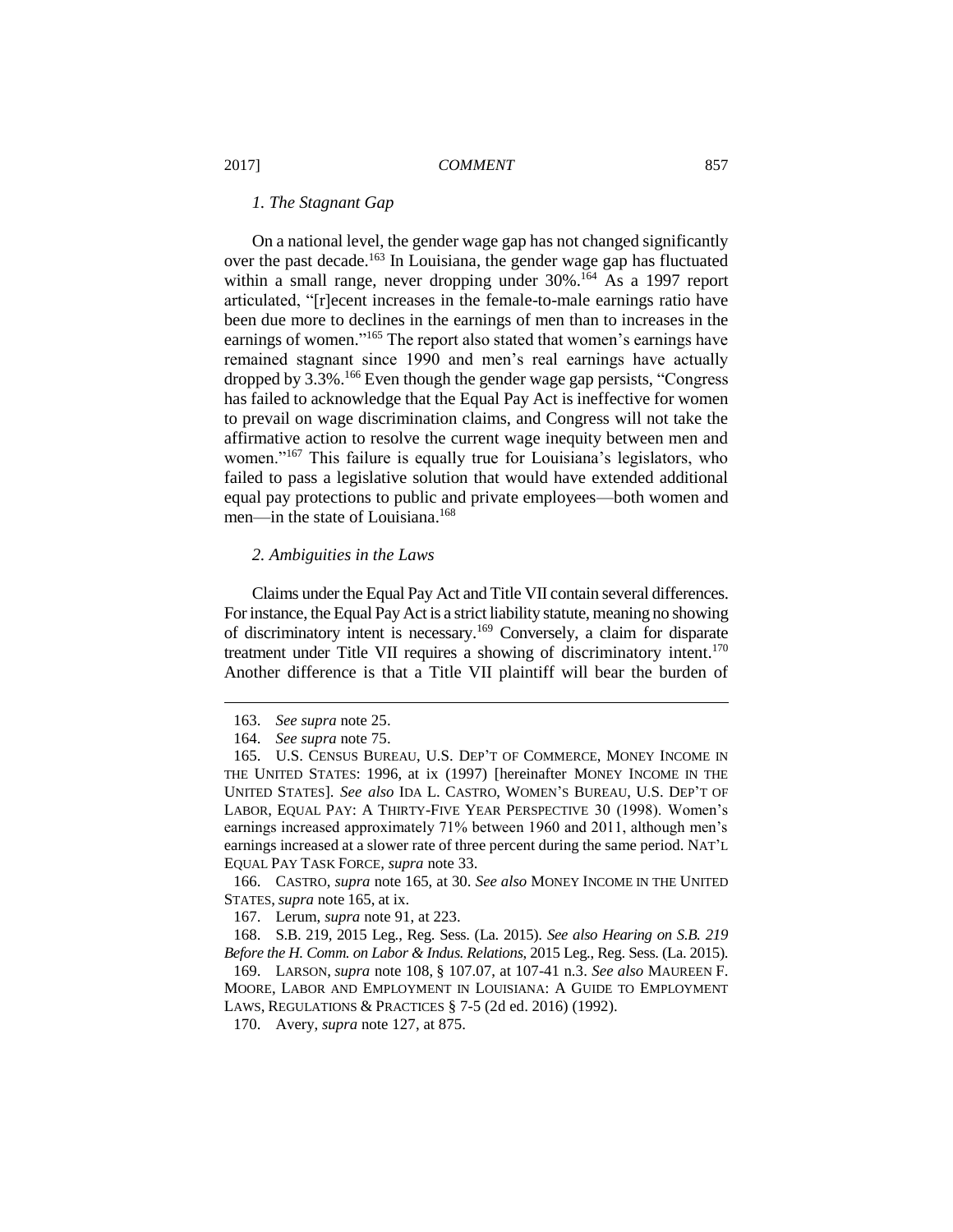### *1. The Stagnant Gap*

On a national level, the gender wage gap has not changed significantly over the past decade.[163] In Louisiana, the gender wage gap has fluctuated within a small range, never dropping under 30%.[164] As a 1997 report articulated, "[r]ecent increases in the female-to-male earnings ratio have been due more to declines in the earnings of men than to increases in the earnings of women."[165] The report also stated that women's earnings have remained stagnant since 1990 and men's real earnings have actually dropped by 3.3%.[166] Even though the gender wage gap persists, "Congress has failed to acknowledge that the Equal Pay Act is ineffective for women to prevail on wage discrimination claims, and Congress will not take the affirmative action to resolve the current wage inequity between men and women."[167] This failure is equally true for Louisiana's legislators, who failed to pass a legislative solution that would have extended additional equal pay protections to public and private employees—both women and men—in the state of Louisiana.[168]

### *2. Ambiguities in the Laws*

Claims under the Equal Pay Act and Title VII contain several differences. For instance, the Equal Pay Act is a strict liability statute, meaning no showing of discriminatory intent is necessary.[169] Conversely, a claim for disparate treatment under Title VII requires a showing of discriminatory intent.[170] Another difference is that a Title VII plaintiff will bear the burden of

---

163. *See supra* note 25.

164. *See supra* note 75.

165. U.S. CENSUS BUREAU, U.S. DEP'T OF COMMERCE, MONEY INCOME IN THE UNITED STATES: 1996, at ix (1997) [hereinafter MONEY INCOME IN THE UNITED STATES]. *See also* IDA L. CASTRO, WOMEN'S BUREAU, U.S. DEP'T OF LABOR, EQUAL PAY: A THIRTY-FIVE YEAR PERSPECTIVE 30 (1998). Women's earnings increased approximately 71% between 1960 and 2011, although men's earnings increased at a slower rate of three percent during the same period. NAT'L EQUAL PAY TASK FORCE, *supra* note 33.

166. CASTRO, *supra* note 165, at 30. *See also* MONEY INCOME IN THE UNITED STATES, *supra* note 165, at ix.

167. Lerum, *supra* note 91, at 223.

168. S.B. 219, 2015 Leg., Reg. Sess. (La. 2015). *See also Hearing on S.B. 219 Before the H. Comm. on Labor & Indus. Relations*, 2015 Leg., Reg. Sess. (La. 2015).

169. LARSON, *supra* note 108, § 107.07, at 107-41 n.3. *See also* MAUREEN F. MOORE, LABOR AND EMPLOYMENT IN LOUISIANA: A GUIDE TO EMPLOYMENT LAWS, REGULATIONS & PRACTICES § 7-5 (2d ed. 2016) (1992).

170. Avery, *supra* note 127, at 875.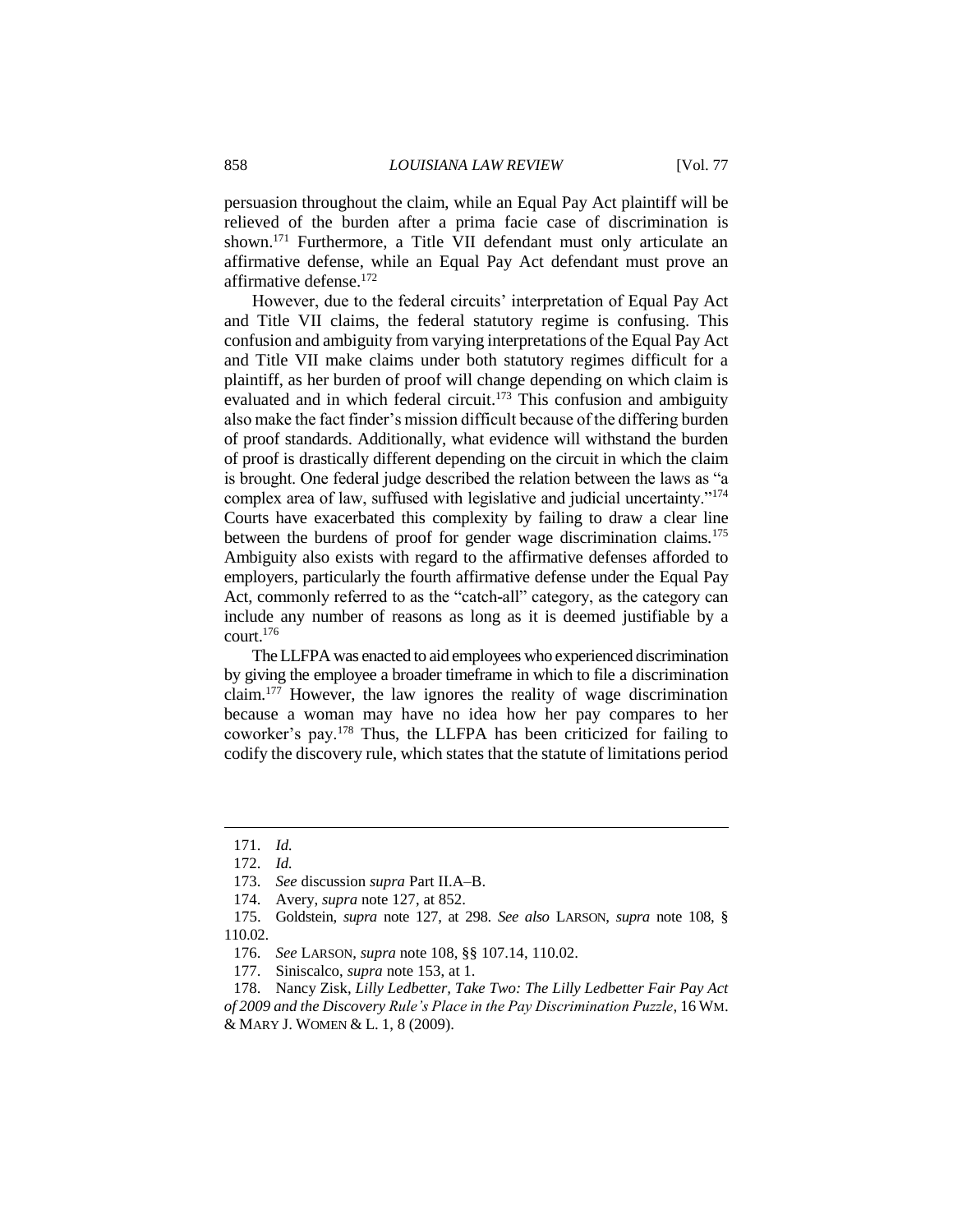persuasion throughout the claim, while an Equal Pay Act plaintiff will be relieved of the burden after a prima facie case of discrimination is shown.[171] Furthermore, a Title VII defendant must only articulate an affirmative defense, while an Equal Pay Act defendant must prove an affirmative defense.[172]

However, due to the federal circuits' interpretation of Equal Pay Act and Title VII claims, the federal statutory regime is confusing. This confusion and ambiguity from varying interpretations of the Equal Pay Act and Title VII make claims under both statutory regimes difficult for a plaintiff, as her burden of proof will change depending on which claim is evaluated and in which federal circuit.[173] This confusion and ambiguity also make the fact finder's mission difficult because of the differing burden of proof standards. Additionally, what evidence will withstand the burden of proof is drastically different depending on the circuit in which the claim is brought. One federal judge described the relation between the laws as "a complex area of law, suffused with legislative and judicial uncertainty."[174] Courts have exacerbated this complexity by failing to draw a clear line between the burdens of proof for gender wage discrimination claims.[175] Ambiguity also exists with regard to the affirmative defenses afforded to employers, particularly the fourth affirmative defense under the Equal Pay Act, commonly referred to as the "catch-all" category, as the category can include any number of reasons as long as it is deemed justifiable by a court.[176]

The LLFPA was enacted to aid employees who experienced discrimination by giving the employee a broader timeframe in which to file a discrimination claim.[177] However, the law ignores the reality of wage discrimination because a woman may have no idea how her pay compares to her coworker's pay.[178] Thus, the LLFPA has been criticized for failing to codify the discovery rule, which states that the statute of limitations period

---

171. *Id.*

172. *Id.*

173. *See* discussion *supra* Part II.A–B.

174. Avery, *supra* note 127, at 852.

175. Goldstein, *supra* note 127, at 298. *See also* LARSON, *supra* note 108, § 110.02.

176. *See* LARSON, *supra* note 108, §§ 107.14, 110.02.

177. Siniscalco, *supra* note 153, at 1.

178. Nancy Zisk, *Lilly Ledbetter, Take Two: The Lilly Ledbetter Fair Pay Act of 2009 and the Discovery Rule's Place in the Pay Discrimination Puzzle*, 16 WM. & MARY J. WOMEN & L. 1, 8 (2009).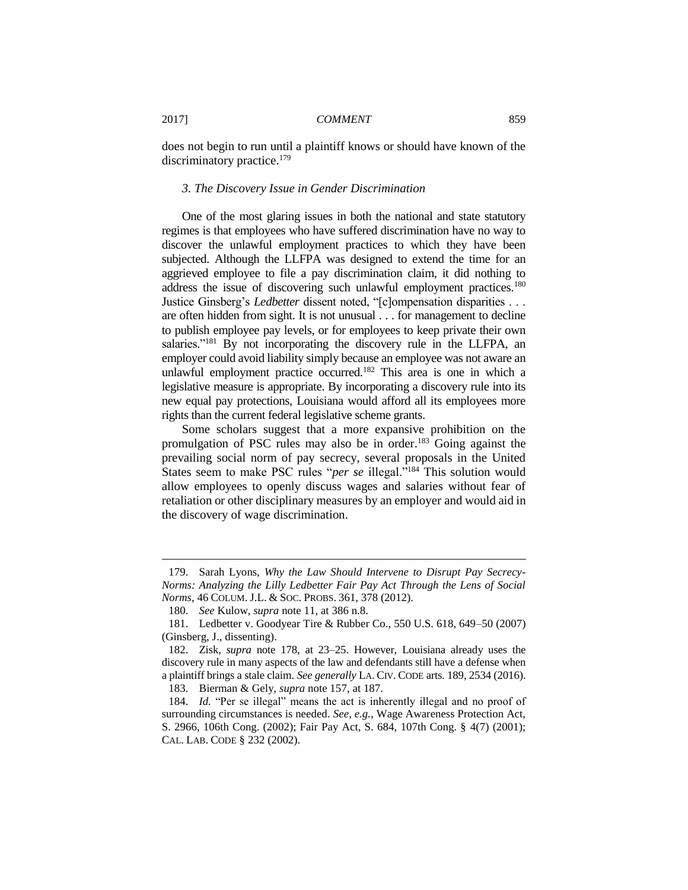does not begin to run until a plaintiff knows or should have known of the discriminatory practice.[179]

### *3. The Discovery Issue in Gender Discrimination*

One of the most glaring issues in both the national and state statutory regimes is that employees who have suffered discrimination have no way to discover the unlawful employment practices to which they have been subjected. Although the LLFPA was designed to extend the time for an aggrieved employee to file a pay discrimination claim, it did nothing to address the issue of discovering such unlawful employment practices.[180] Justice Ginsberg's *Ledbetter* dissent noted, "[c]ompensation disparities . . . are often hidden from sight. It is not unusual . . . for management to decline to publish employee pay levels, or for employees to keep private their own salaries."[181] By not incorporating the discovery rule in the LLFPA, an employer could avoid liability simply because an employee was not aware an unlawful employment practice occurred.[182] This area is one in which a legislative measure is appropriate. By incorporating a discovery rule into its new equal pay protections, Louisiana would afford all its employees more rights than the current federal legislative scheme grants.

Some scholars suggest that a more expansive prohibition on the promulgation of PSC rules may also be in order.[183] Going against the prevailing social norm of pay secrecy, several proposals in the United States seem to make PSC rules "*per se* illegal."[184] This solution would allow employees to openly discuss wages and salaries without fear of retaliation or other disciplinary measures by an employer and would aid in the discovery of wage discrimination.

---

179. Sarah Lyons, *Why the Law Should Intervene to Disrupt Pay Secrecy-Norms: Analyzing the Lilly Ledbetter Fair Pay Act Through the Lens of Social Norms*, 46 COLUM. J.L. & SOC. PROBS. 361, 378 (2012).

180. *See* Kulow, *supra* note 11, at 386 n.8.

181. Ledbetter v. Goodyear Tire & Rubber Co., 550 U.S. 618, 649–50 (2007) (Ginsberg, J., dissenting).

182. Zisk, *supra* note 178, at 23–25. However, Louisiana already uses the discovery rule in many aspects of the law and defendants still have a defense when a plaintiff brings a stale claim. *See generally* LA. CIV. CODE arts. 189, 2534 (2016).

183. Bierman & Gely, *supra* note 157, at 187.

184. *Id.* "Per se illegal" means the act is inherently illegal and no proof of surrounding circumstances is needed. *See, e.g.*, Wage Awareness Protection Act, S. 2966, 106th Cong. (2002); Fair Pay Act, S. 684, 107th Cong. § 4(7) (2001); CAL. LAB. CODE § 232 (2002).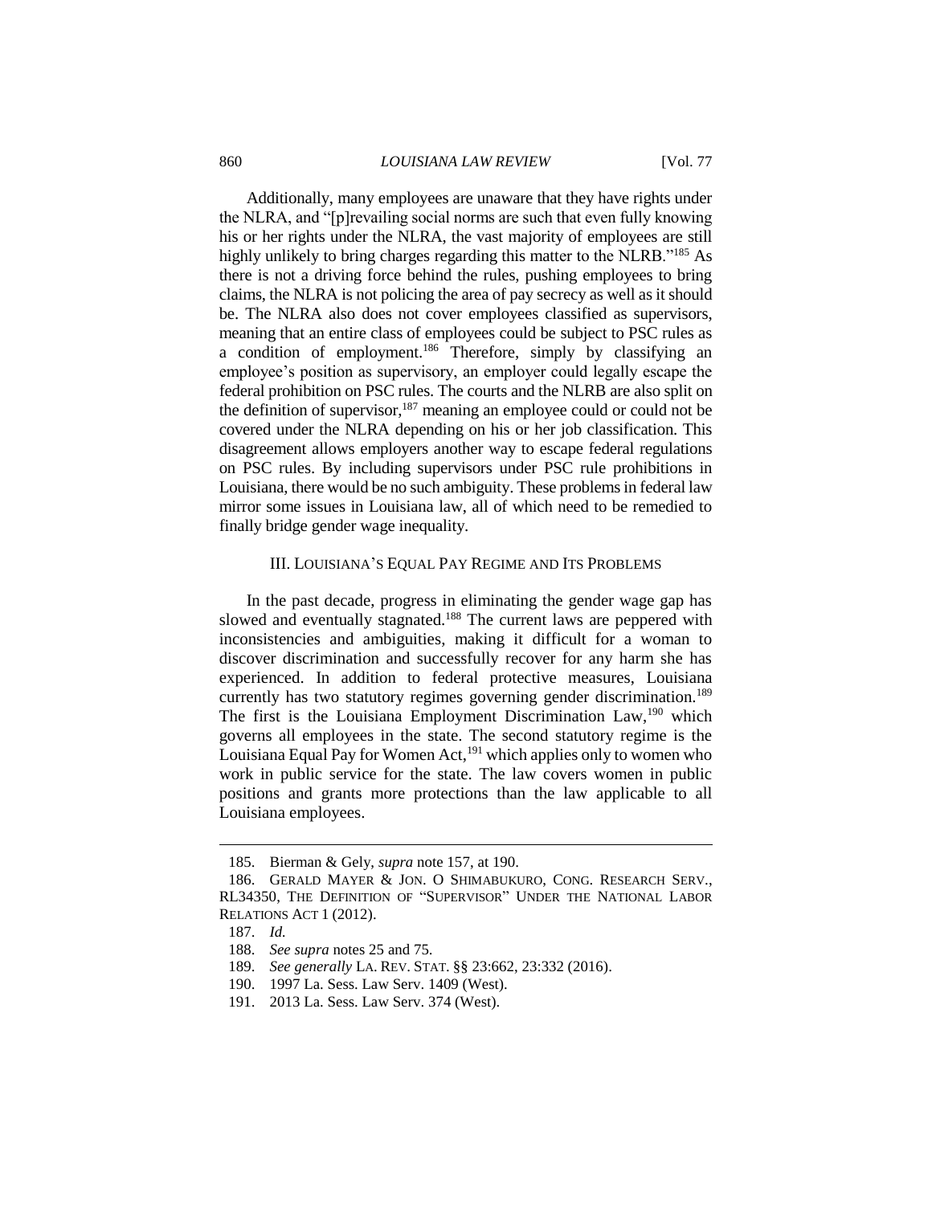Additionally, many employees are unaware that they have rights under the NLRA, and "[p]revailing social norms are such that even fully knowing his or her rights under the NLRA, the vast majority of employees are still highly unlikely to bring charges regarding this matter to the NLRB."[185] As there is not a driving force behind the rules, pushing employees to bring claims, the NLRA is not policing the area of pay secrecy as well as it should be. The NLRA also does not cover employees classified as supervisors, meaning that an entire class of employees could be subject to PSC rules as a condition of employment.[186] Therefore, simply by classifying an employee's position as supervisory, an employer could legally escape the federal prohibition on PSC rules. The courts and the NLRB are also split on the definition of supervisor,[187] meaning an employee could or could not be covered under the NLRA depending on his or her job classification. This disagreement allows employers another way to escape federal regulations on PSC rules. By including supervisors under PSC rule prohibitions in Louisiana, there would be no such ambiguity. These problems in federal law mirror some issues in Louisiana law, all of which need to be remedied to finally bridge gender wage inequality.

## III. LOUISIANA'S EQUAL PAY REGIME AND ITS PROBLEMS

In the past decade, progress in eliminating the gender wage gap has slowed and eventually stagnated.[188] The current laws are peppered with inconsistencies and ambiguities, making it difficult for a woman to discover discrimination and successfully recover for any harm she has experienced. In addition to federal protective measures, Louisiana currently has two statutory regimes governing gender discrimination.[189] The first is the Louisiana Employment Discrimination Law,[190] which governs all employees in the state. The second statutory regime is the Louisiana Equal Pay for Women Act,[191] which applies only to women who work in public service for the state. The law covers women in public positions and grants more protections than the law applicable to all Louisiana employees.

---

185. Bierman & Gely, *supra* note 157, at 190.

186. GERALD MAYER & JON. O SHIMABUKURO, CONG. RESEARCH SERV., RL34350, THE DEFINITION OF "SUPERVISOR" UNDER THE NATIONAL LABOR RELATIONS ACT 1 (2012).

187. *Id.*

188. *See supra* notes 25 and 75.

189. *See generally* LA. REV. STAT. §§ 23:662, 23:332 (2016).

190. 1997 La. Sess. Law Serv. 1409 (West).

191. 2013 La. Sess. Law Serv. 374 (West).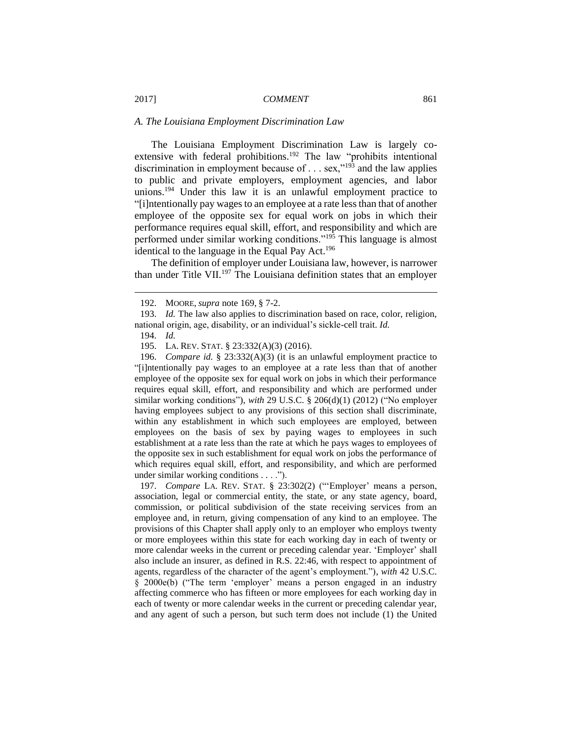### *A. The Louisiana Employment Discrimination Law*

The Louisiana Employment Discrimination Law is largely co-extensive with federal prohibitions.[192] The law "prohibits intentional discrimination in employment because of . . . sex,"[193] and the law applies to public and private employers, employment agencies, and labor unions.[194] Under this law it is an unlawful employment practice to "[i]ntentionally pay wages to an employee at a rate less than that of another employee of the opposite sex for equal work on jobs in which their performance requires equal skill, effort, and responsibility and which are performed under similar working conditions."[195] This language is almost identical to the language in the Equal Pay Act.[196]

The definition of employer under Louisiana law, however, is narrower than under Title VII.[197] The Louisiana definition states that an employer

---

192. MOORE, *supra* note 169, § 7-2.

193. *Id.* The law also applies to discrimination based on race, color, religion, national origin, age, disability, or an individual's sickle-cell trait. *Id.*

194. *Id.*

195. LA. REV. STAT. § 23:332(A)(3) (2016).

196. *Compare id.* § 23:332(A)(3) (it is an unlawful employment practice to "[i]ntentionally pay wages to an employee at a rate less than that of another employee of the opposite sex for equal work on jobs in which their performance requires equal skill, effort, and responsibility and which are performed under similar working conditions"), *with* 29 U.S.C. § 206(d)(1) (2012) ("No employer having employees subject to any provisions of this section shall discriminate, within any establishment in which such employees are employed, between employees on the basis of sex by paying wages to employees in such establishment at a rate less than the rate at which he pays wages to employees of the opposite sex in such establishment for equal work on jobs the performance of which requires equal skill, effort, and responsibility, and which are performed under similar working conditions . . . .").

197. *Compare* LA. REV. STAT. § 23:302(2) ("'Employer' means a person, association, legal or commercial entity, the state, or any state agency, board, commission, or political subdivision of the state receiving services from an employee and, in return, giving compensation of any kind to an employee. The provisions of this Chapter shall apply only to an employer who employs twenty or more employees within this state for each working day in each of twenty or more calendar weeks in the current or preceding calendar year. 'Employer' shall also include an insurer, as defined in R.S. 22:46, with respect to appointment of agents, regardless of the character of the agent's employment."), *with* 42 U.S.C. § 2000e(b) ("The term 'employer' means a person engaged in an industry affecting commerce who has fifteen or more employees for each working day in each of twenty or more calendar weeks in the current or preceding calendar year, and any agent of such a person, but such term does not include (1) the United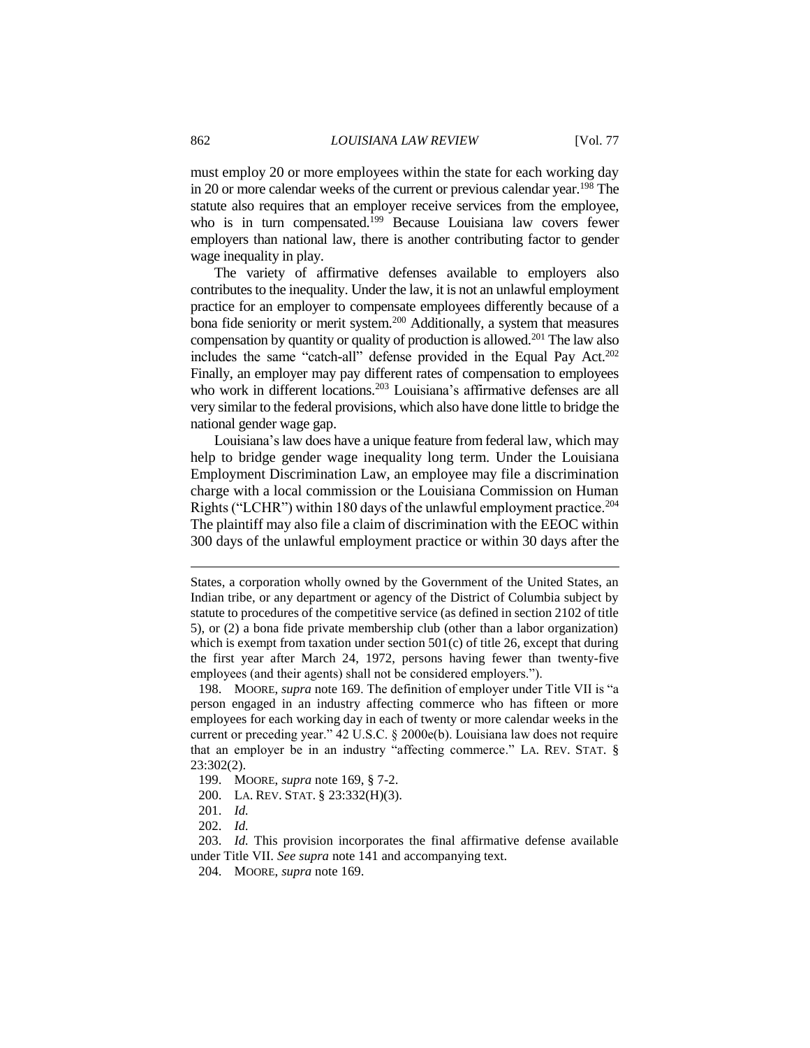must employ 20 or more employees within the state for each working day in 20 or more calendar weeks of the current or previous calendar year.[198] The statute also requires that an employer receive services from the employee, who is in turn compensated.[199] Because Louisiana law covers fewer employers than national law, there is another contributing factor to gender wage inequality in play.

The variety of affirmative defenses available to employers also contributes to the inequality. Under the law, it is not an unlawful employment practice for an employer to compensate employees differently because of a bona fide seniority or merit system.[200] Additionally, a system that measures compensation by quantity or quality of production is allowed.[201] The law also includes the same "catch-all" defense provided in the Equal Pay Act.[202] Finally, an employer may pay different rates of compensation to employees who work in different locations.[203] Louisiana's affirmative defenses are all very similar to the federal provisions, which also have done little to bridge the national gender wage gap.

Louisiana's law does have a unique feature from federal law, which may help to bridge gender wage inequality long term. Under the Louisiana Employment Discrimination Law, an employee may file a discrimination charge with a local commission or the Louisiana Commission on Human Rights ("LCHR") within 180 days of the unlawful employment practice.[204] The plaintiff may also file a claim of discrimination with the EEOC within 300 days of the unlawful employment practice or within 30 days after the

---

States, a corporation wholly owned by the Government of the United States, an Indian tribe, or any department or agency of the District of Columbia subject by statute to procedures of the competitive service (as defined in section 2102 of title 5), or (2) a bona fide private membership club (other than a labor organization) which is exempt from taxation under section 501(c) of title 26, except that during the first year after March 24, 1972, persons having fewer than twenty-five employees (and their agents) shall not be considered employers.").

198. MOORE, *supra* note 169. The definition of employer under Title VII is "a person engaged in an industry affecting commerce who has fifteen or more employees for each working day in each of twenty or more calendar weeks in the current or preceding year." 42 U.S.C. § 2000e(b). Louisiana law does not require that an employer be in an industry "affecting commerce." LA. REV. STAT. § 23:302(2).

199. MOORE, *supra* note 169, § 7-2.

200. LA. REV. STAT. § 23:332(H)(3).

201. *Id.*

202. *Id.*

203. *Id.* This provision incorporates the final affirmative defense available under Title VII. *See supra* note 141 and accompanying text.

204. MOORE, *supra* note 169.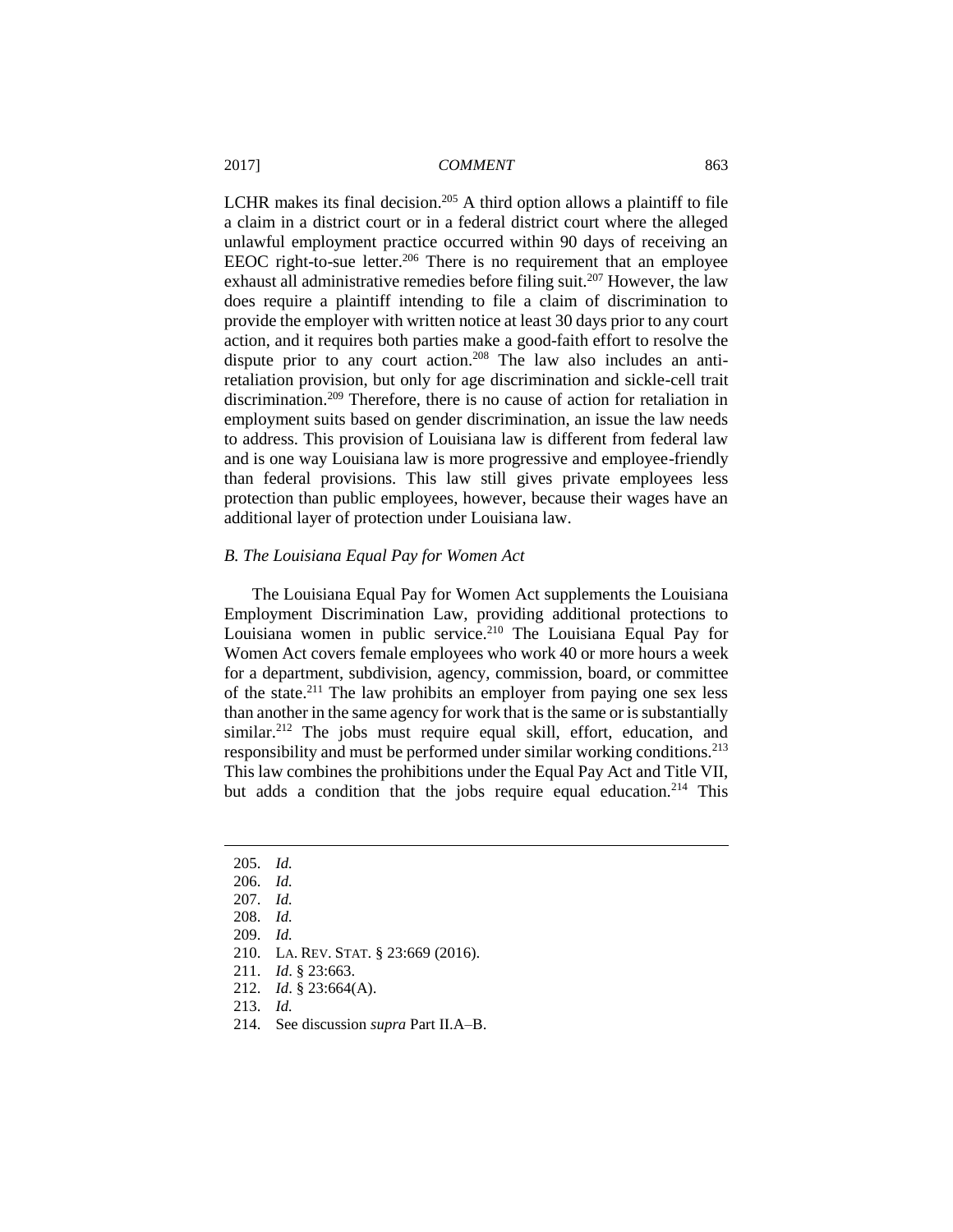LCHR makes its final decision.[205] A third option allows a plaintiff to file a claim in a district court or in a federal district court where the alleged unlawful employment practice occurred within 90 days of receiving an EEOC right-to-sue letter.[206] There is no requirement that an employee exhaust all administrative remedies before filing suit.[207] However, the law does require a plaintiff intending to file a claim of discrimination to provide the employer with written notice at least 30 days prior to any court action, and it requires both parties make a good-faith effort to resolve the dispute prior to any court action.[208] The law also includes an anti-retaliation provision, but only for age discrimination and sickle-cell trait discrimination.[209] Therefore, there is no cause of action for retaliation in employment suits based on gender discrimination, an issue the law needs to address. This provision of Louisiana law is different from federal law and is one way Louisiana law is more progressive and employee-friendly than federal provisions. This law still gives private employees less protection than public employees, however, because their wages have an additional layer of protection under Louisiana law.

### *B. The Louisiana Equal Pay for Women Act*

The Louisiana Equal Pay for Women Act supplements the Louisiana Employment Discrimination Law, providing additional protections to Louisiana women in public service.[210] The Louisiana Equal Pay for Women Act covers female employees who work 40 or more hours a week for a department, subdivision, agency, commission, board, or committee of the state.[211] The law prohibits an employer from paying one sex less than another in the same agency for work that is the same or is substantially similar.[212] The jobs must require equal skill, effort, education, and responsibility and must be performed under similar working conditions.[213] This law combines the prohibitions under the Equal Pay Act and Title VII, but adds a condition that the jobs require equal education.[214] This

---

205. *Id.*
206. *Id.*
207. *Id.*
208. *Id.*
209. *Id.*
210. LA. REV. STAT. § 23:669 (2016).
211. *Id*. § 23:663.
212. *Id*. § 23:664(A).
213. *Id.*
214. See discussion *supra* Part II.A–B.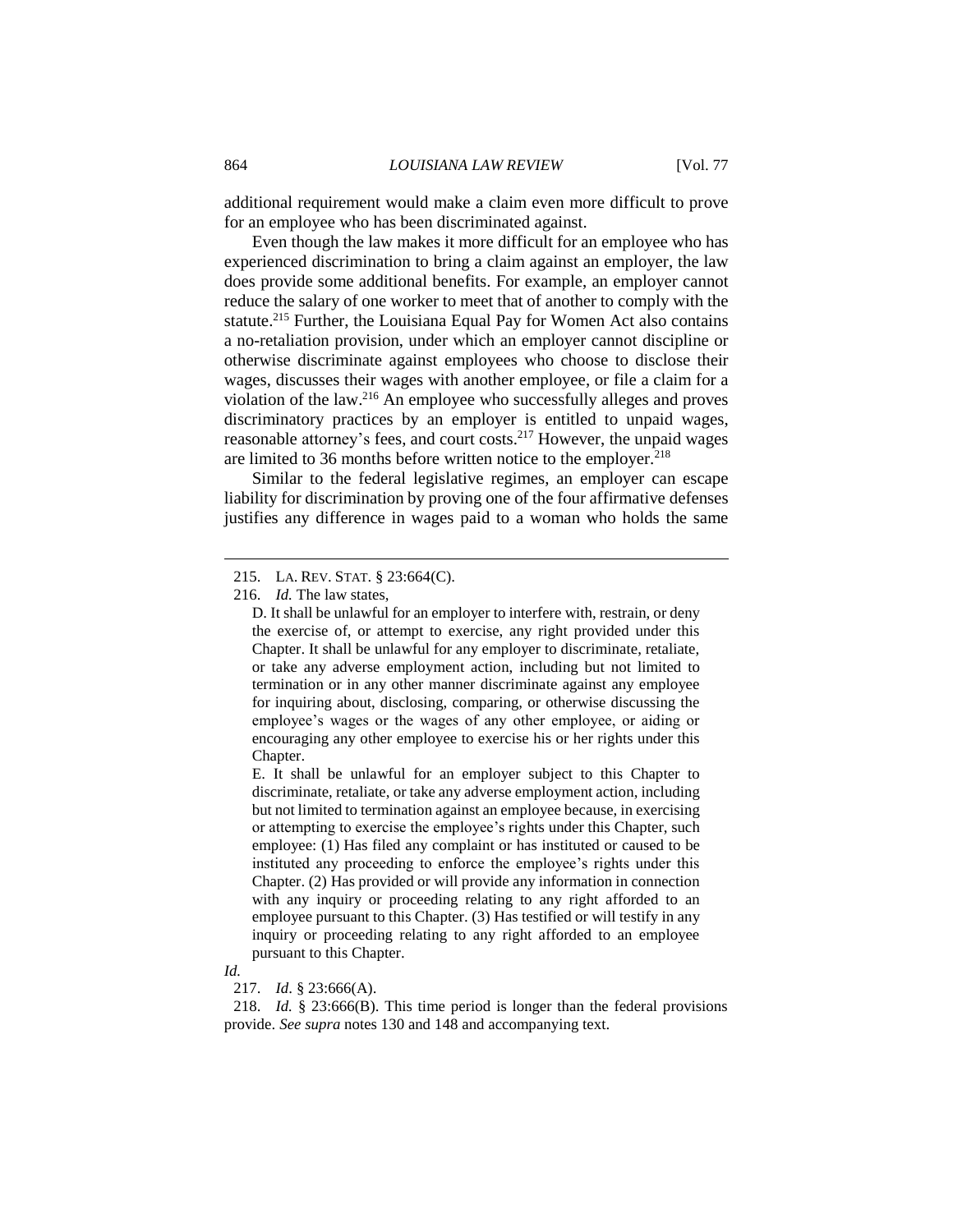additional requirement would make a claim even more difficult to prove for an employee who has been discriminated against.

Even though the law makes it more difficult for an employee who has experienced discrimination to bring a claim against an employer, the law does provide some additional benefits. For example, an employer cannot reduce the salary of one worker to meet that of another to comply with the statute.[215] Further, the Louisiana Equal Pay for Women Act also contains a no-retaliation provision, under which an employer cannot discipline or otherwise discriminate against employees who choose to disclose their wages, discusses their wages with another employee, or file a claim for a violation of the law.[216] An employee who successfully alleges and proves discriminatory practices by an employer is entitled to unpaid wages, reasonable attorney's fees, and court costs.[217] However, the unpaid wages are limited to 36 months before written notice to the employer.[218]

Similar to the federal legislative regimes, an employer can escape liability for discrimination by proving one of the four affirmative defenses justifies any difference in wages paid to a woman who holds the same

---

215. LA. REV. STAT. § 23:664(C).

216. *Id.* The law states,

> D. It shall be unlawful for an employer to interfere with, restrain, or deny the exercise of, or attempt to exercise, any right provided under this Chapter. It shall be unlawful for any employer to discriminate, retaliate, or take any adverse employment action, including but not limited to termination or in any other manner discriminate against any employee for inquiring about, disclosing, comparing, or otherwise discussing the employee's wages or the wages of any other employee, or aiding or encouraging any other employee to exercise his or her rights under this Chapter.
>
> E. It shall be unlawful for an employer subject to this Chapter to discriminate, retaliate, or take any adverse employment action, including but not limited to termination against an employee because, in exercising or attempting to exercise the employee's rights under this Chapter, such employee: (1) Has filed any complaint or has instituted or caused to be instituted any proceeding to enforce the employee's rights under this Chapter. (2) Has provided or will provide any information in connection with any inquiry or proceeding relating to any right afforded to an employee pursuant to this Chapter. (3) Has testified or will testify in any inquiry or proceeding relating to any right afforded to an employee pursuant to this Chapter.

*Id.*

217. *Id*. § 23:666(A).

218. *Id.* § 23:666(B). This time period is longer than the federal provisions provide. *See supra* notes 130 and 148 and accompanying text.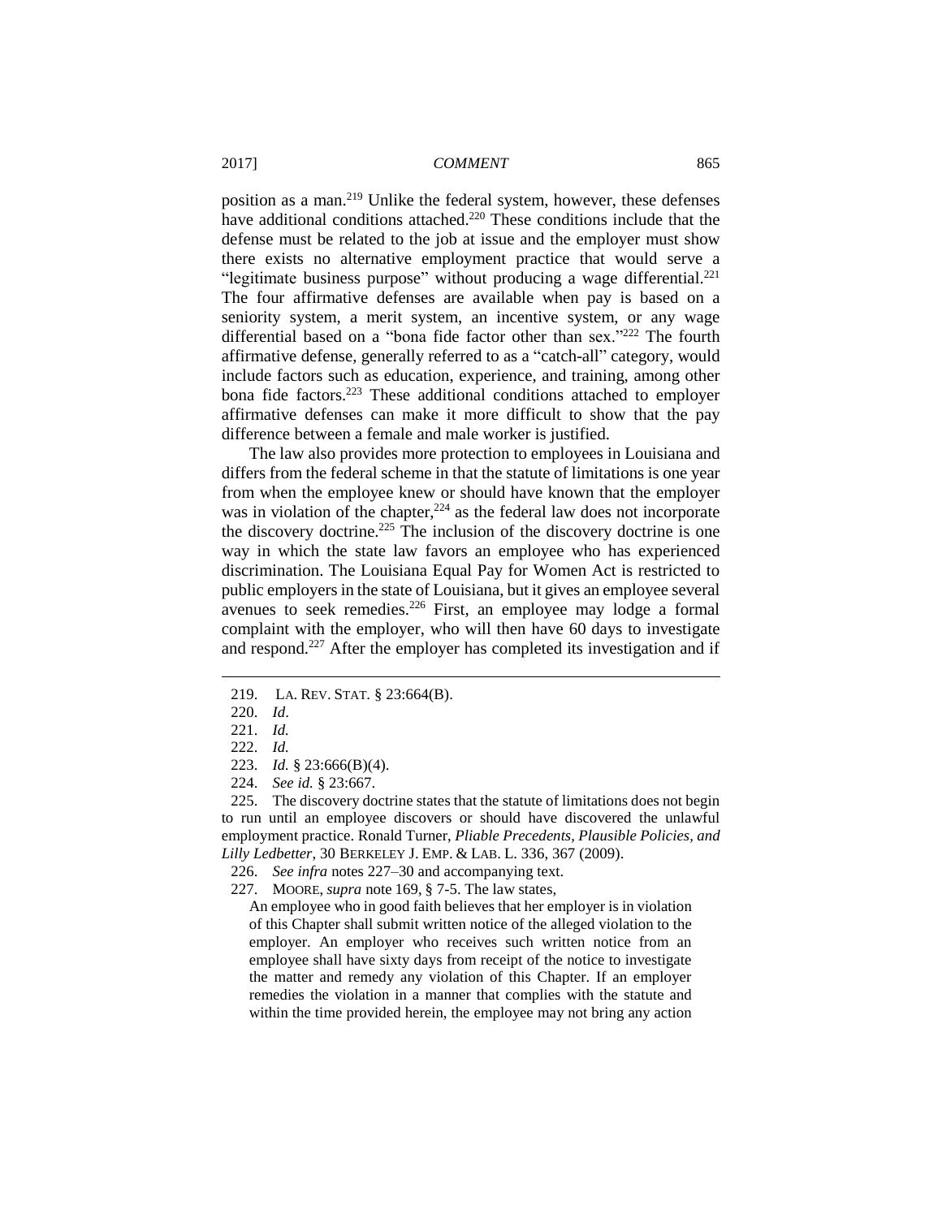position as a man.[219] Unlike the federal system, however, these defenses have additional conditions attached.[220] These conditions include that the defense must be related to the job at issue and the employer must show there exists no alternative employment practice that would serve a "legitimate business purpose" without producing a wage differential.[221] The four affirmative defenses are available when pay is based on a seniority system, a merit system, an incentive system, or any wage differential based on a "bona fide factor other than sex."[222] The fourth affirmative defense, generally referred to as a "catch-all" category, would include factors such as education, experience, and training, among other bona fide factors.[223] These additional conditions attached to employer affirmative defenses can make it more difficult to show that the pay difference between a female and male worker is justified.

The law also provides more protection to employees in Louisiana and differs from the federal scheme in that the statute of limitations is one year from when the employee knew or should have known that the employer was in violation of the chapter,[224] as the federal law does not incorporate the discovery doctrine.[225] The inclusion of the discovery doctrine is one way in which the state law favors an employee who has experienced discrimination. The Louisiana Equal Pay for Women Act is restricted to public employers in the state of Louisiana, but it gives an employee several avenues to seek remedies.[226] First, an employee may lodge a formal complaint with the employer, who will then have 60 days to investigate and respond.[227] After the employer has completed its investigation and if

---

219. LA. REV. STAT. § 23:664(B).

220. *Id*.

221. *Id.*

222. *Id.*

223. *Id.* § 23:666(B)(4).

224. *See id.* § 23:667.

225. The discovery doctrine states that the statute of limitations does not begin to run until an employee discovers or should have discovered the unlawful employment practice. Ronald Turner, *Pliable Precedents, Plausible Policies, and Lilly Ledbetter*, 30 BERKELEY J. EMP. & LAB. L. 336, 367 (2009).

226. *See infra* notes 227–30 and accompanying text.

227. MOORE, *supra* note 169, § 7-5. The law states,

> An employee who in good faith believes that her employer is in violation of this Chapter shall submit written notice of the alleged violation to the employer. An employer who receives such written notice from an employee shall have sixty days from receipt of the notice to investigate the matter and remedy any violation of this Chapter. If an employer remedies the violation in a manner that complies with the statute and within the time provided herein, the employee may not bring any action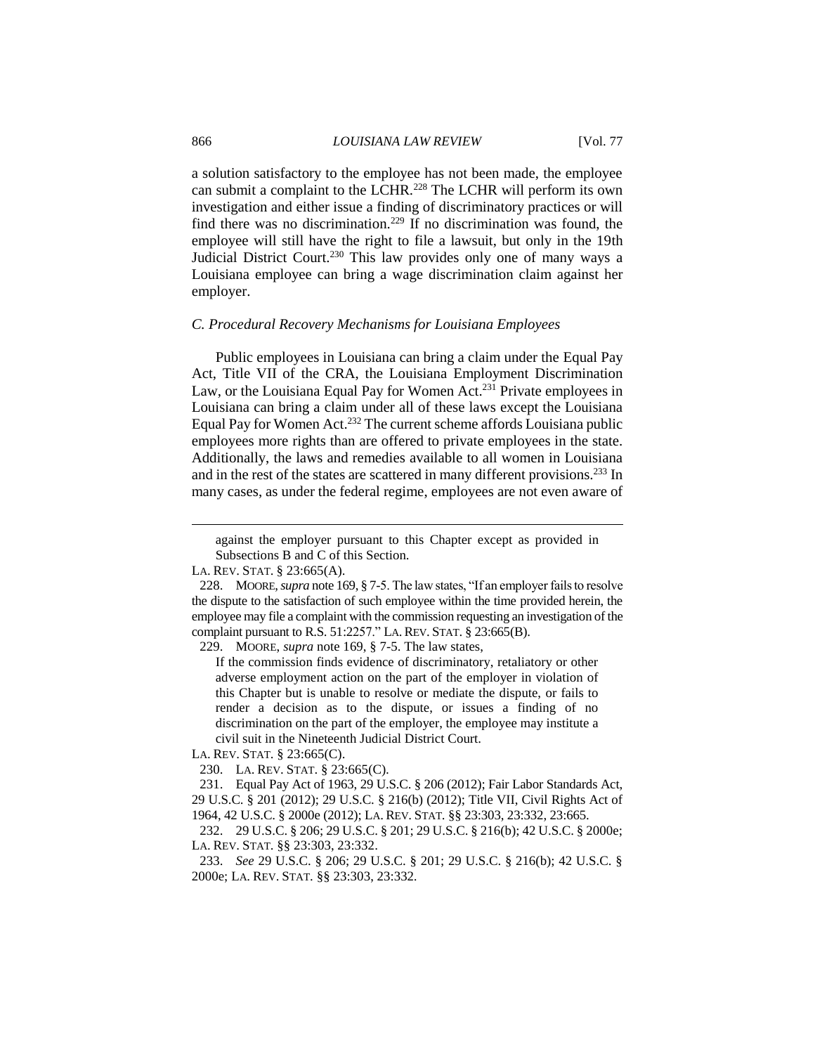a solution satisfactory to the employee has not been made, the employee can submit a complaint to the LCHR.[228] The LCHR will perform its own investigation and either issue a finding of discriminatory practices or will find there was no discrimination.[229] If no discrimination was found, the employee will still have the right to file a lawsuit, but only in the 19th Judicial District Court.[230] This law provides only one of many ways a Louisiana employee can bring a wage discrimination claim against her employer.

### *C. Procedural Recovery Mechanisms for Louisiana Employees*

Public employees in Louisiana can bring a claim under the Equal Pay Act, Title VII of the CRA, the Louisiana Employment Discrimination Law, or the Louisiana Equal Pay for Women Act.[231] Private employees in Louisiana can bring a claim under all of these laws except the Louisiana Equal Pay for Women Act.[232] The current scheme affords Louisiana public employees more rights than are offered to private employees in the state. Additionally, the laws and remedies available to all women in Louisiana and in the rest of the states are scattered in many different provisions.[233] In many cases, as under the federal regime, employees are not even aware of

---

> against the employer pursuant to this Chapter except as provided in Subsections B and C of this Section.

LA. REV. STAT. § 23:665(A).

228. MOORE, *supra* note 169, § 7-5. The law states, "If an employer fails to resolve the dispute to the satisfaction of such employee within the time provided herein, the employee may file a complaint with the commission requesting an investigation of the complaint pursuant to R.S. 51:2257." LA. REV. STAT. § 23:665(B).

229. MOORE, *supra* note 169, § 7-5. The law states,

> If the commission finds evidence of discriminatory, retaliatory or other adverse employment action on the part of the employer in violation of this Chapter but is unable to resolve or mediate the dispute, or fails to render a decision as to the dispute, or issues a finding of no discrimination on the part of the employer, the employee may institute a civil suit in the Nineteenth Judicial District Court.

LA. REV. STAT. § 23:665(C).

230. LA. REV. STAT. § 23:665(C).

231. Equal Pay Act of 1963, 29 U.S.C. § 206 (2012); Fair Labor Standards Act, 29 U.S.C. § 201 (2012); 29 U.S.C. § 216(b) (2012); Title VII, Civil Rights Act of 1964, 42 U.S.C. § 2000e (2012); LA. REV. STAT. §§ 23:303, 23:332, 23:665.

232. 29 U.S.C. § 206; 29 U.S.C. § 201; 29 U.S.C. § 216(b); 42 U.S.C. § 2000e; LA. REV. STAT. §§ 23:303, 23:332.

233. *See* 29 U.S.C. § 206; 29 U.S.C. § 201; 29 U.S.C. § 216(b); 42 U.S.C. § 2000e; LA. REV. STAT. §§ 23:303, 23:332.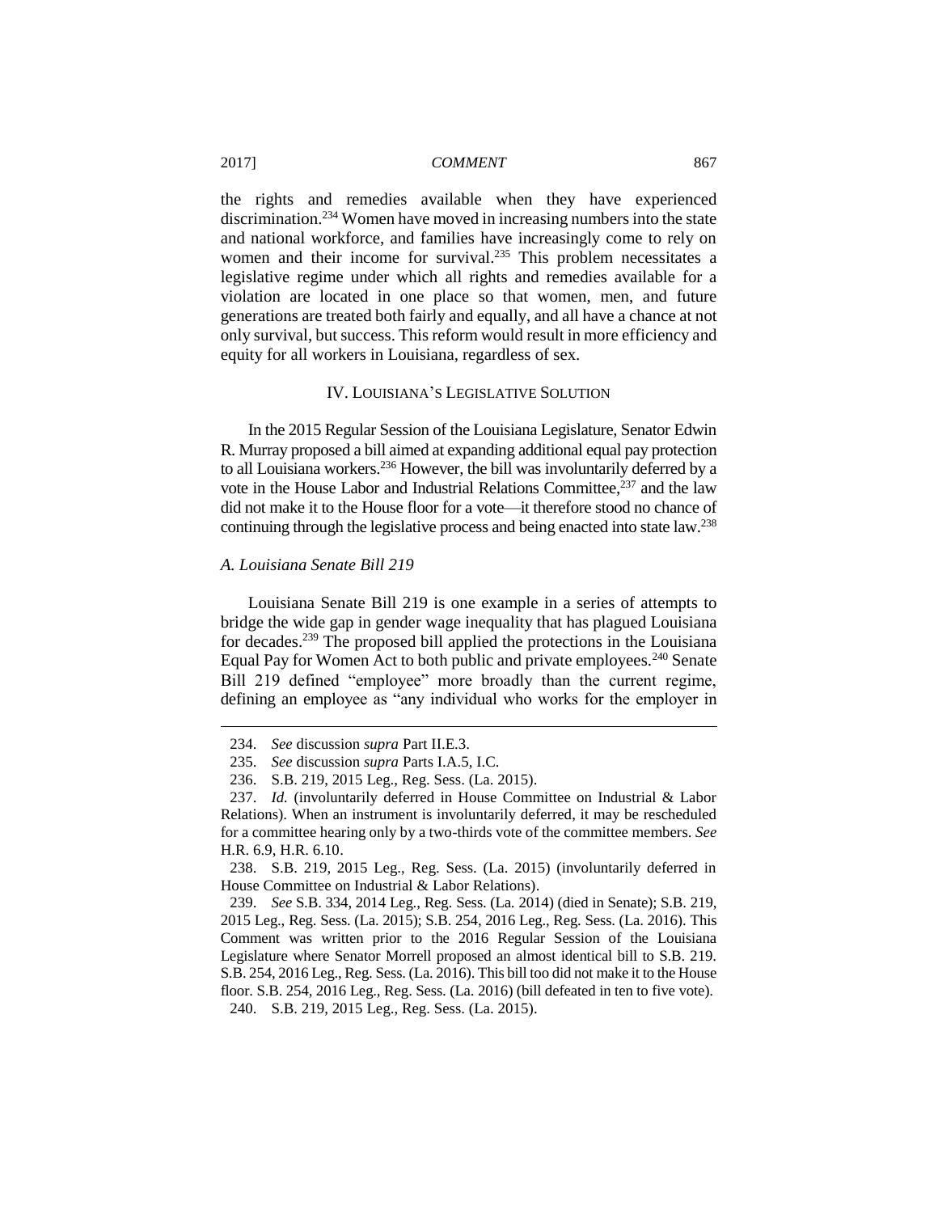the rights and remedies available when they have experienced discrimination.[234] Women have moved in increasing numbers into the state and national workforce, and families have increasingly come to rely on women and their income for survival.[235] This problem necessitates a legislative regime under which all rights and remedies available for a violation are located in one place so that women, men, and future generations are treated both fairly and equally, and all have a chance at not only survival, but success. This reform would result in more efficiency and equity for all workers in Louisiana, regardless of sex.

## IV. LOUISIANA'S LEGISLATIVE SOLUTION

In the 2015 Regular Session of the Louisiana Legislature, Senator Edwin R. Murray proposed a bill aimed at expanding additional equal pay protection to all Louisiana workers.[236] However, the bill was involuntarily deferred by a vote in the House Labor and Industrial Relations Committee,[237] and the law did not make it to the House floor for a vote—it therefore stood no chance of continuing through the legislative process and being enacted into state law.[238]

### *A. Louisiana Senate Bill 219*

Louisiana Senate Bill 219 is one example in a series of attempts to bridge the wide gap in gender wage inequality that has plagued Louisiana for decades.[239] The proposed bill applied the protections in the Louisiana Equal Pay for Women Act to both public and private employees.[240] Senate Bill 219 defined "employee" more broadly than the current regime, defining an employee as "any individual who works for the employer in

---

234. *See* discussion *supra* Part II.E.3.

235. *See* discussion *supra* Parts I.A.5, I.C.

236. S.B. 219, 2015 Leg., Reg. Sess. (La. 2015).

237. *Id.* (involuntarily deferred in House Committee on Industrial & Labor Relations). When an instrument is involuntarily deferred, it may be rescheduled for a committee hearing only by a two-thirds vote of the committee members. *See* H.R. 6.9, H.R. 6.10.

238. S.B. 219, 2015 Leg., Reg. Sess. (La. 2015) (involuntarily deferred in House Committee on Industrial & Labor Relations).

239. *See* S.B. 334, 2014 Leg., Reg. Sess. (La. 2014) (died in Senate); S.B. 219, 2015 Leg., Reg. Sess. (La. 2015); S.B. 254, 2016 Leg., Reg. Sess. (La. 2016). This Comment was written prior to the 2016 Regular Session of the Louisiana Legislature where Senator Morrell proposed an almost identical bill to S.B. 219. S.B. 254, 2016 Leg., Reg. Sess. (La. 2016). This bill too did not make it to the House floor. S.B. 254, 2016 Leg., Reg. Sess. (La. 2016) (bill defeated in ten to five vote).

240. S.B. 219, 2015 Leg., Reg. Sess. (La. 2015).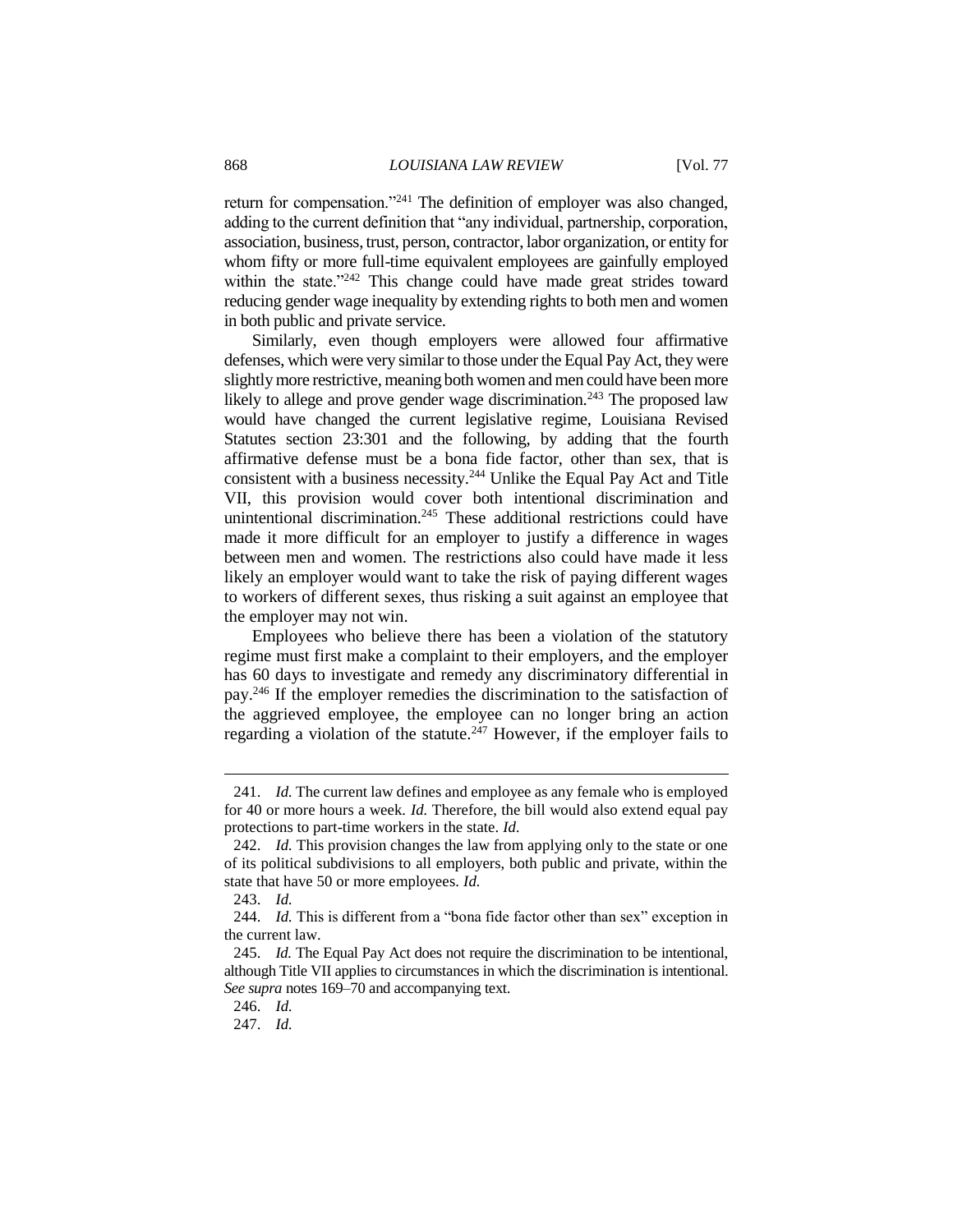return for compensation."[241] The definition of employer was also changed, adding to the current definition that "any individual, partnership, corporation, association, business, trust, person, contractor, labor organization, or entity for whom fifty or more full-time equivalent employees are gainfully employed within the state."[242] This change could have made great strides toward reducing gender wage inequality by extending rights to both men and women in both public and private service.

Similarly, even though employers were allowed four affirmative defenses, which were very similar to those under the Equal Pay Act, they were slightly more restrictive, meaning both women and men could have been more likely to allege and prove gender wage discrimination.[243] The proposed law would have changed the current legislative regime, Louisiana Revised Statutes section 23:301 and the following, by adding that the fourth affirmative defense must be a bona fide factor, other than sex, that is consistent with a business necessity.[244] Unlike the Equal Pay Act and Title VII, this provision would cover both intentional discrimination and unintentional discrimination.[245] These additional restrictions could have made it more difficult for an employer to justify a difference in wages between men and women. The restrictions also could have made it less likely an employer would want to take the risk of paying different wages to workers of different sexes, thus risking a suit against an employee that the employer may not win.

Employees who believe there has been a violation of the statutory regime must first make a complaint to their employers, and the employer has 60 days to investigate and remedy any discriminatory differential in pay.[246] If the employer remedies the discrimination to the satisfaction of the aggrieved employee, the employee can no longer bring an action regarding a violation of the statute.[247] However, if the employer fails to

---

241. *Id.* The current law defines and employee as any female who is employed for 40 or more hours a week. *Id.* Therefore, the bill would also extend equal pay protections to part-time workers in the state. *Id.*

242. *Id.* This provision changes the law from applying only to the state or one of its political subdivisions to all employers, both public and private, within the state that have 50 or more employees. *Id.*

243. *Id.*

244. *Id.* This is different from a "bona fide factor other than sex" exception in the current law.

245. *Id.* The Equal Pay Act does not require the discrimination to be intentional, although Title VII applies to circumstances in which the discrimination is intentional. *See supra* notes 169–70 and accompanying text.

246. *Id.*

247. *Id.*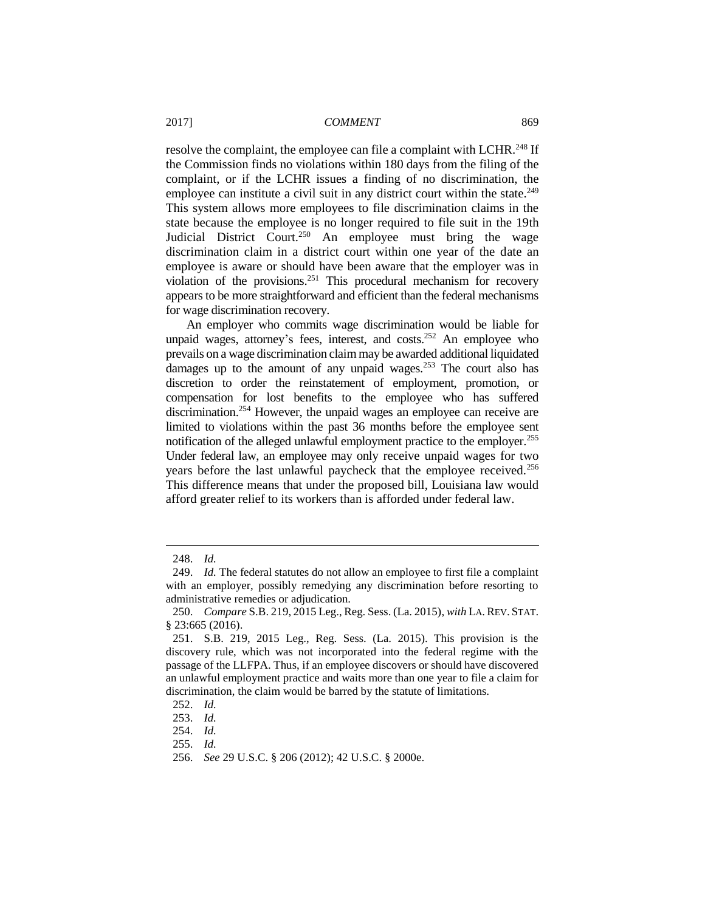resolve the complaint, the employee can file a complaint with LCHR.[248] If the Commission finds no violations within 180 days from the filing of the complaint, or if the LCHR issues a finding of no discrimination, the employee can institute a civil suit in any district court within the state.[249] This system allows more employees to file discrimination claims in the state because the employee is no longer required to file suit in the 19th Judicial District Court.[250] An employee must bring the wage discrimination claim in a district court within one year of the date an employee is aware or should have been aware that the employer was in violation of the provisions.[251] This procedural mechanism for recovery appears to be more straightforward and efficient than the federal mechanisms for wage discrimination recovery.

An employer who commits wage discrimination would be liable for unpaid wages, attorney's fees, interest, and costs.[252] An employee who prevails on a wage discrimination claim may be awarded additional liquidated damages up to the amount of any unpaid wages.[253] The court also has discretion to order the reinstatement of employment, promotion, or compensation for lost benefits to the employee who has suffered discrimination.[254] However, the unpaid wages an employee can receive are limited to violations within the past 36 months before the employee sent notification of the alleged unlawful employment practice to the employer.[255] Under federal law, an employee may only receive unpaid wages for two years before the last unlawful paycheck that the employee received.[256] This difference means that under the proposed bill, Louisiana law would afford greater relief to its workers than is afforded under federal law.

---

248. *Id.*

249. *Id.* The federal statutes do not allow an employee to first file a complaint with an employer, possibly remedying any discrimination before resorting to administrative remedies or adjudication.

250. *Compare* S.B. 219, 2015 Leg., Reg. Sess. (La. 2015), *with* LA. REV. STAT. § 23:665 (2016).

251. S.B. 219, 2015 Leg., Reg. Sess. (La. 2015). This provision is the discovery rule, which was not incorporated into the federal regime with the passage of the LLFPA. Thus, if an employee discovers or should have discovered an unlawful employment practice and waits more than one year to file a claim for discrimination, the claim would be barred by the statute of limitations.

252. *Id.*

253. *Id.*

254. *Id.*

255. *Id.*

256. *See* 29 U.S.C. § 206 (2012); 42 U.S.C. § 2000e.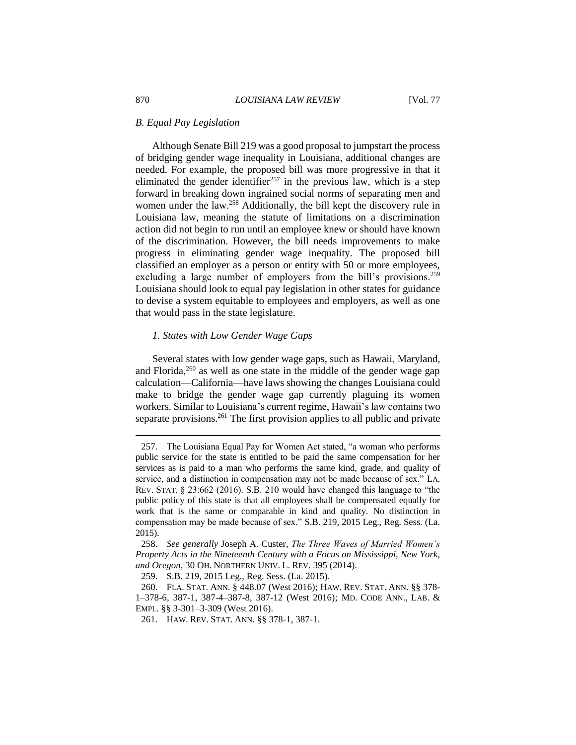*B. Equal Pay Legislation*

Although Senate Bill 219 was a good proposal to jumpstart the process of bridging gender wage inequality in Louisiana, additional changes are needed. For example, the proposed bill was more progressive in that it eliminated the gender identifier[257] in the previous law, which is a step forward in breaking down ingrained social norms of separating men and women under the law.[258] Additionally, the bill kept the discovery rule in Louisiana law, meaning the statute of limitations on a discrimination action did not begin to run until an employee knew or should have known of the discrimination. However, the bill needs improvements to make progress in eliminating gender wage inequality. The proposed bill classified an employer as a person or entity with 50 or more employees, excluding a large number of employers from the bill's provisions.[259] Louisiana should look to equal pay legislation in other states for guidance to devise a system equitable to employees and employers, as well as one that would pass in the state legislature.

*1. States with Low Gender Wage Gaps*

Several states with low gender wage gaps, such as Hawaii, Maryland, and Florida,[260] as well as one state in the middle of the gender wage gap calculation—California—have laws showing the changes Louisiana could make to bridge the gender wage gap currently plaguing its women workers. Similar to Louisiana's current regime, Hawaii's law contains two separate provisions.[261] The first provision applies to all public and private

---

257. The Louisiana Equal Pay for Women Act stated, "a woman who performs public service for the state is entitled to be paid the same compensation for her services as is paid to a man who performs the same kind, grade, and quality of service, and a distinction in compensation may not be made because of sex." LA. REV. STAT. § 23:662 (2016). S.B. 210 would have changed this language to "the public policy of this state is that all employees shall be compensated equally for work that is the same or comparable in kind and quality. No distinction in compensation may be made because of sex." S.B. 219, 2015 Leg., Reg. Sess. (La. 2015).

258. *See generally* Joseph A. Custer, *The Three Waves of Married Women's Property Acts in the Nineteenth Century with a Focus on Mississippi, New York, and Oregon*, 30 OH. NORTHERN UNIV. L. REV. 395 (2014).

259. S.B. 219, 2015 Leg., Reg. Sess. (La. 2015).

260. FLA. STAT. ANN. § 448.07 (West 2016); HAW. REV. STAT. ANN. §§ 378-1–378-6, 387-1, 387-4–387-8, 387-12 (West 2016); MD. CODE ANN., LAB. & EMPL. §§ 3-301–3-309 (West 2016).

261. HAW. REV. STAT. ANN. §§ 378-1, 387-1.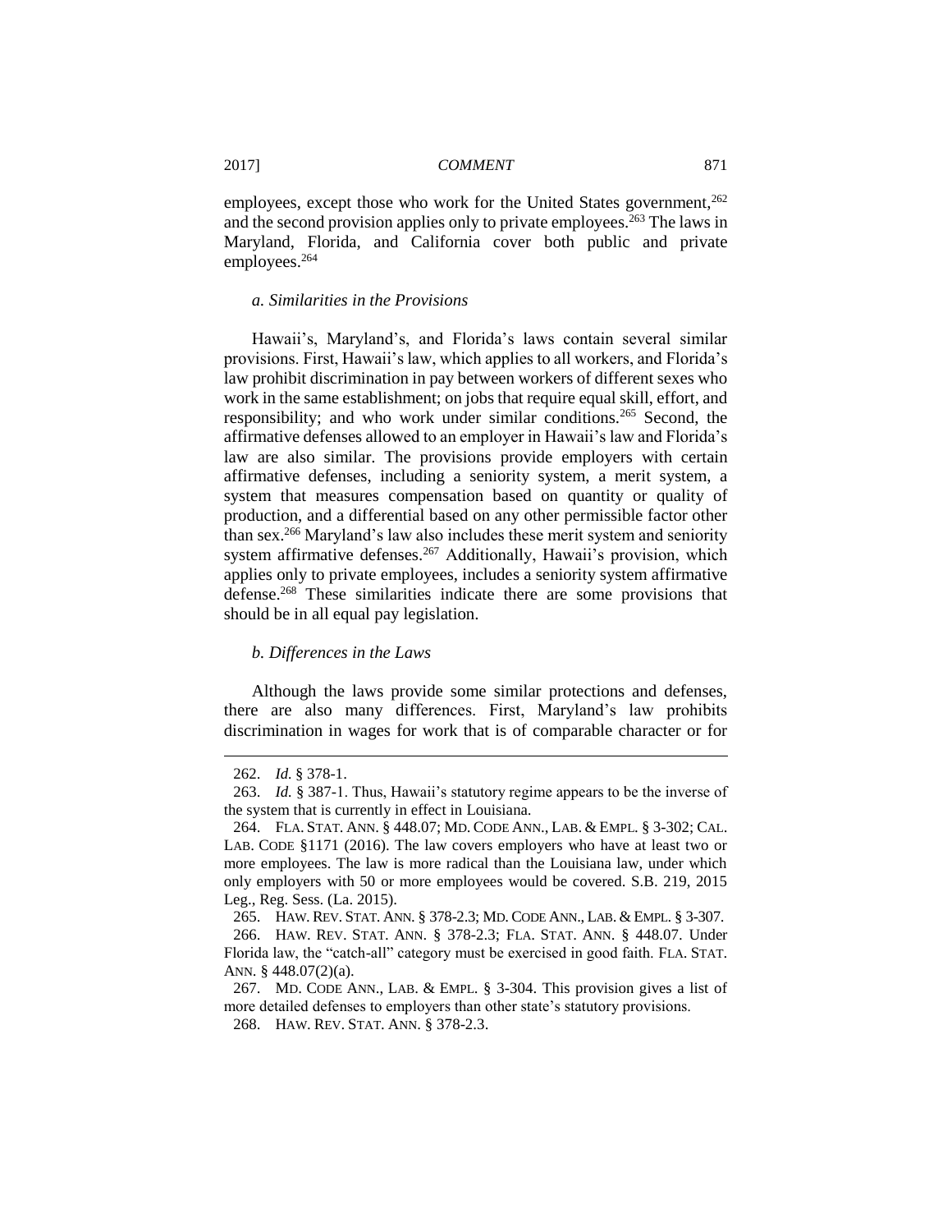employees, except those who work for the United States government,[262] and the second provision applies only to private employees.[263] The laws in Maryland, Florida, and California cover both public and private employees.[264]

#### *a. Similarities in the Provisions*

Hawaii's, Maryland's, and Florida's laws contain several similar provisions. First, Hawaii's law, which applies to all workers, and Florida's law prohibit discrimination in pay between workers of different sexes who work in the same establishment; on jobs that require equal skill, effort, and responsibility; and who work under similar conditions.[265] Second, the affirmative defenses allowed to an employer in Hawaii's law and Florida's law are also similar. The provisions provide employers with certain affirmative defenses, including a seniority system, a merit system, a system that measures compensation based on quantity or quality of production, and a differential based on any other permissible factor other than sex.[266] Maryland's law also includes these merit system and seniority system affirmative defenses.[267] Additionally, Hawaii's provision, which applies only to private employees, includes a seniority system affirmative defense.[268] These similarities indicate there are some provisions that should be in all equal pay legislation.

#### *b. Differences in the Laws*

Although the laws provide some similar protections and defenses, there are also many differences. First, Maryland's law prohibits discrimination in wages for work that is of comparable character or for

---

262. *Id.* § 378-1.

263. *Id.* § 387-1. Thus, Hawaii's statutory regime appears to be the inverse of the system that is currently in effect in Louisiana.

264. FLA. STAT. ANN. § 448.07; MD. CODE ANN., LAB. & EMPL. § 3-302; CAL. LAB. CODE §1171 (2016). The law covers employers who have at least two or more employees. The law is more radical than the Louisiana law, under which only employers with 50 or more employees would be covered. S.B. 219, 2015 Leg., Reg. Sess. (La. 2015).

265. HAW. REV. STAT. ANN. § 378-2.3; MD. CODE ANN., LAB. & EMPL. § 3-307.

266. HAW. REV. STAT. ANN. § 378-2.3; FLA. STAT. ANN. § 448.07. Under Florida law, the "catch-all" category must be exercised in good faith. FLA. STAT. ANN. § 448.07(2)(a).

267. MD. CODE ANN., LAB. & EMPL. § 3-304. This provision gives a list of more detailed defenses to employers than other state's statutory provisions.

268. HAW. REV. STAT. ANN. § 378-2.3.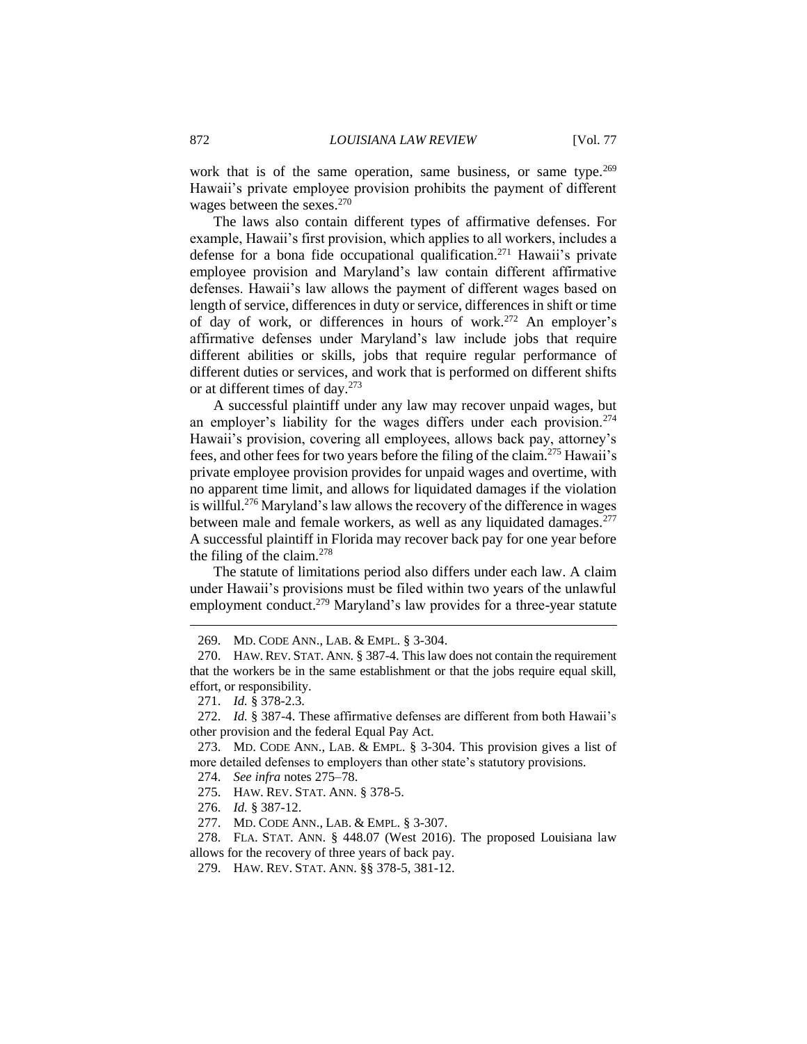work that is of the same operation, same business, or same type.[269] Hawaii's private employee provision prohibits the payment of different wages between the sexes.[270]

The laws also contain different types of affirmative defenses. For example, Hawaii's first provision, which applies to all workers, includes a defense for a bona fide occupational qualification.[271] Hawaii's private employee provision and Maryland's law contain different affirmative defenses. Hawaii's law allows the payment of different wages based on length of service, differences in duty or service, differences in shift or time of day of work, or differences in hours of work.[272] An employer's affirmative defenses under Maryland's law include jobs that require different abilities or skills, jobs that require regular performance of different duties or services, and work that is performed on different shifts or at different times of day.[273]

A successful plaintiff under any law may recover unpaid wages, but an employer's liability for the wages differs under each provision.[274] Hawaii's provision, covering all employees, allows back pay, attorney's fees, and other fees for two years before the filing of the claim.[275] Hawaii's private employee provision provides for unpaid wages and overtime, with no apparent time limit, and allows for liquidated damages if the violation is willful.[276] Maryland's law allows the recovery of the difference in wages between male and female workers, as well as any liquidated damages.[277] A successful plaintiff in Florida may recover back pay for one year before the filing of the claim.[278]

The statute of limitations period also differs under each law. A claim under Hawaii's provisions must be filed within two years of the unlawful employment conduct.[279] Maryland's law provides for a three-year statute

---

269. MD. CODE ANN., LAB. & EMPL. § 3-304.

270. HAW. REV. STAT. ANN. § 387-4. This law does not contain the requirement that the workers be in the same establishment or that the jobs require equal skill, effort, or responsibility.

271. *Id.* § 378-2.3.

272. *Id.* § 387-4. These affirmative defenses are different from both Hawaii's other provision and the federal Equal Pay Act.

273. MD. CODE ANN., LAB. & EMPL. § 3-304. This provision gives a list of more detailed defenses to employers than other state's statutory provisions.

274. *See infra* notes 275–78.

275. HAW. REV. STAT. ANN. § 378-5.

276. *Id.* § 387-12.

277. MD. CODE ANN., LAB. & EMPL. § 3-307.

278. FLA. STAT. ANN. § 448.07 (West 2016). The proposed Louisiana law allows for the recovery of three years of back pay.

279. HAW. REV. STAT. ANN. §§ 378-5, 381-12.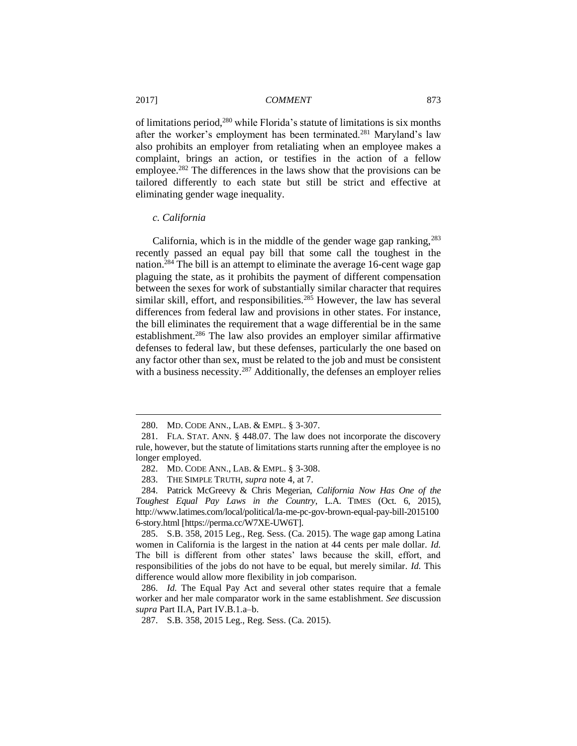of limitations period,[280] while Florida's statute of limitations is six months after the worker's employment has been terminated.[281] Maryland's law also prohibits an employer from retaliating when an employee makes a complaint, brings an action, or testifies in the action of a fellow employee.[282] The differences in the laws show that the provisions can be tailored differently to each state but still be strict and effective at eliminating gender wage inequality.

### *c. California*

California, which is in the middle of the gender wage gap ranking,[283] recently passed an equal pay bill that some call the toughest in the nation.[284] The bill is an attempt to eliminate the average 16-cent wage gap plaguing the state, as it prohibits the payment of different compensation between the sexes for work of substantially similar character that requires similar skill, effort, and responsibilities.[285] However, the law has several differences from federal law and provisions in other states. For instance, the bill eliminates the requirement that a wage differential be in the same establishment.[286] The law also provides an employer similar affirmative defenses to federal law, but these defenses, particularly the one based on any factor other than sex, must be related to the job and must be consistent with a business necessity.[287] Additionally, the defenses an employer relies

---

280. MD. CODE ANN., LAB. & EMPL. § 3-307.

281. FLA. STAT. ANN. § 448.07. The law does not incorporate the discovery rule, however, but the statute of limitations starts running after the employee is no longer employed.

282. MD. CODE ANN., LAB. & EMPL. § 3-308.

283. THE SIMPLE TRUTH, *supra* note 4, at 7.

284. Patrick McGreevy & Chris Megerian, *California Now Has One of the Toughest Equal Pay Laws in the Country*, L.A. TIMES (Oct. 6, 2015), http://www.latimes.com/local/political/la-me-pc-gov-brown-equal-pay-bill-20151006-story.html [https://perma.cc/W7XE-UW6T].

285. S.B. 358, 2015 Leg., Reg. Sess. (Ca. 2015). The wage gap among Latina women in California is the largest in the nation at 44 cents per male dollar. *Id.* The bill is different from other states' laws because the skill, effort, and responsibilities of the jobs do not have to be equal, but merely similar. *Id.* This difference would allow more flexibility in job comparison.

286. *Id.* The Equal Pay Act and several other states require that a female worker and her male comparator work in the same establishment. *See* discussion *supra* Part II.A, Part IV.B.1.a–b.

287. S.B. 358, 2015 Leg., Reg. Sess. (Ca. 2015).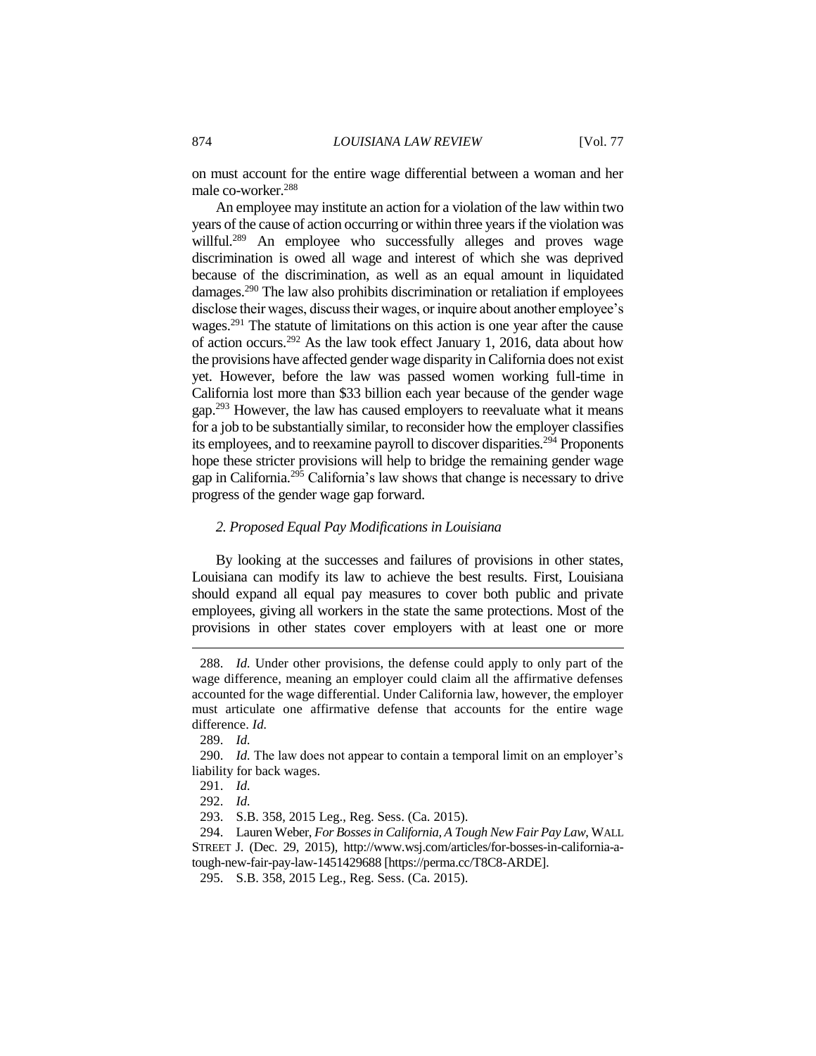on must account for the entire wage differential between a woman and her male co-worker.[288]

An employee may institute an action for a violation of the law within two years of the cause of action occurring or within three years if the violation was willful.[289] An employee who successfully alleges and proves wage discrimination is owed all wage and interest of which she was deprived because of the discrimination, as well as an equal amount in liquidated damages.[290] The law also prohibits discrimination or retaliation if employees disclose their wages, discuss their wages, or inquire about another employee's wages.[291] The statute of limitations on this action is one year after the cause of action occurs.[292] As the law took effect January 1, 2016, data about how the provisions have affected gender wage disparity in California does not exist yet. However, before the law was passed women working full-time in California lost more than \$33 billion each year because of the gender wage gap.[293] However, the law has caused employers to reevaluate what it means for a job to be substantially similar, to reconsider how the employer classifies its employees, and to reexamine payroll to discover disparities.[294] Proponents hope these stricter provisions will help to bridge the remaining gender wage gap in California.[295] California's law shows that change is necessary to drive progress of the gender wage gap forward.

### *2. Proposed Equal Pay Modifications in Louisiana*

By looking at the successes and failures of provisions in other states, Louisiana can modify its law to achieve the best results. First, Louisiana should expand all equal pay measures to cover both public and private employees, giving all workers in the state the same protections. Most of the provisions in other states cover employers with at least one or more

---

288. *Id.* Under other provisions, the defense could apply to only part of the wage difference, meaning an employer could claim all the affirmative defenses accounted for the wage differential. Under California law, however, the employer must articulate one affirmative defense that accounts for the entire wage difference. *Id.*

289. *Id.*

290. *Id.* The law does not appear to contain a temporal limit on an employer's liability for back wages.

291. *Id.*

292. *Id.*

293. S.B. 358, 2015 Leg., Reg. Sess. (Ca. 2015).

294. Lauren Weber, *For Bosses in California, A Tough New Fair Pay Law*, WALL STREET J. (Dec. 29, 2015), http://www.wsj.com/articles/for-bosses-in-california-a-tough-new-fair-pay-law-1451429688 [https://perma.cc/T8C8-ARDE].

295. S.B. 358, 2015 Leg., Reg. Sess. (Ca. 2015).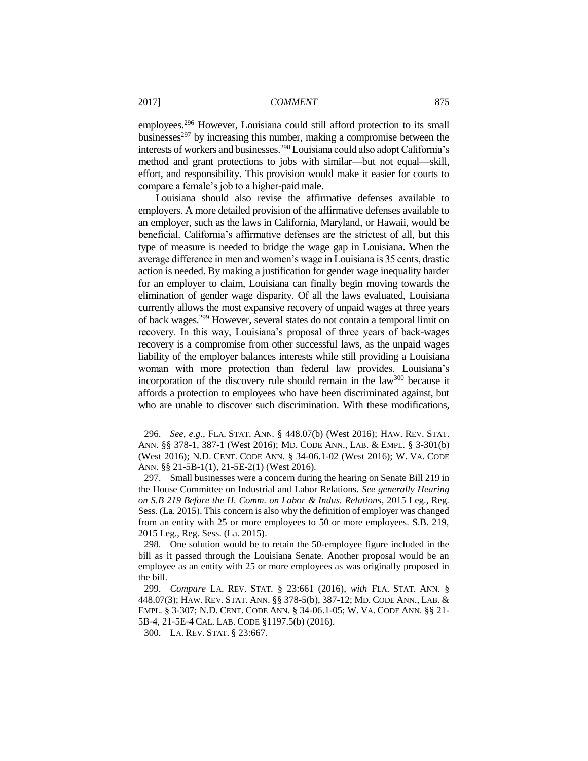employees.[296] However, Louisiana could still afford protection to its small businesses[297] by increasing this number, making a compromise between the interests of workers and businesses.[298] Louisiana could also adopt California's method and grant protections to jobs with similar—but not equal—skill, effort, and responsibility. This provision would make it easier for courts to compare a female's job to a higher-paid male.

Louisiana should also revise the affirmative defenses available to employers. A more detailed provision of the affirmative defenses available to an employer, such as the laws in California, Maryland, or Hawaii, would be beneficial. California's affirmative defenses are the strictest of all, but this type of measure is needed to bridge the wage gap in Louisiana. When the average difference in men and women's wage in Louisiana is 35 cents, drastic action is needed. By making a justification for gender wage inequality harder for an employer to claim, Louisiana can finally begin moving towards the elimination of gender wage disparity. Of all the laws evaluated, Louisiana currently allows the most expansive recovery of unpaid wages at three years of back wages.[299] However, several states do not contain a temporal limit on recovery. In this way, Louisiana's proposal of three years of back-wages recovery is a compromise from other successful laws, as the unpaid wages liability of the employer balances interests while still providing a Louisiana woman with more protection than federal law provides. Louisiana's incorporation of the discovery rule should remain in the law[300] because it affords a protection to employees who have been discriminated against, but who are unable to discover such discrimination. With these modifications,

---

296. *See, e.g.*, FLA. STAT. ANN. § 448.07(b) (West 2016); HAW. REV. STAT. ANN. §§ 378-1, 387-1 (West 2016); MD. CODE ANN., LAB. & EMPL. § 3-301(b) (West 2016); N.D. CENT. CODE ANN. § 34-06.1-02 (West 2016); W. VA. CODE ANN. §§ 21-5B-1(1), 21-5E-2(1) (West 2016).

297. Small businesses were a concern during the hearing on Senate Bill 219 in the House Committee on Industrial and Labor Relations. *See generally Hearing on S.B 219 Before the H. Comm. on Labor & Indus. Relations*, 2015 Leg., Reg. Sess. (La. 2015). This concern is also why the definition of employer was changed from an entity with 25 or more employees to 50 or more employees. S.B. 219, 2015 Leg., Reg. Sess. (La. 2015).

298. One solution would be to retain the 50-employee figure included in the bill as it passed through the Louisiana Senate. Another proposal would be an employee as an entity with 25 or more employees as was originally proposed in the bill.

299. *Compare* LA. REV. STAT. § 23:661 (2016), *with* FLA. STAT. ANN. § 448.07(3); HAW. REV. STAT. ANN. §§ 378-5(b), 387-12; MD. CODE ANN., LAB. & EMPL. § 3-307; N.D. CENT. CODE ANN. § 34-06.1-05; W. VA. CODE ANN. §§ 21-5B-4, 21-5E-4 CAL. LAB. CODE §1197.5(b) (2016).

300. LA. REV. STAT. § 23:667.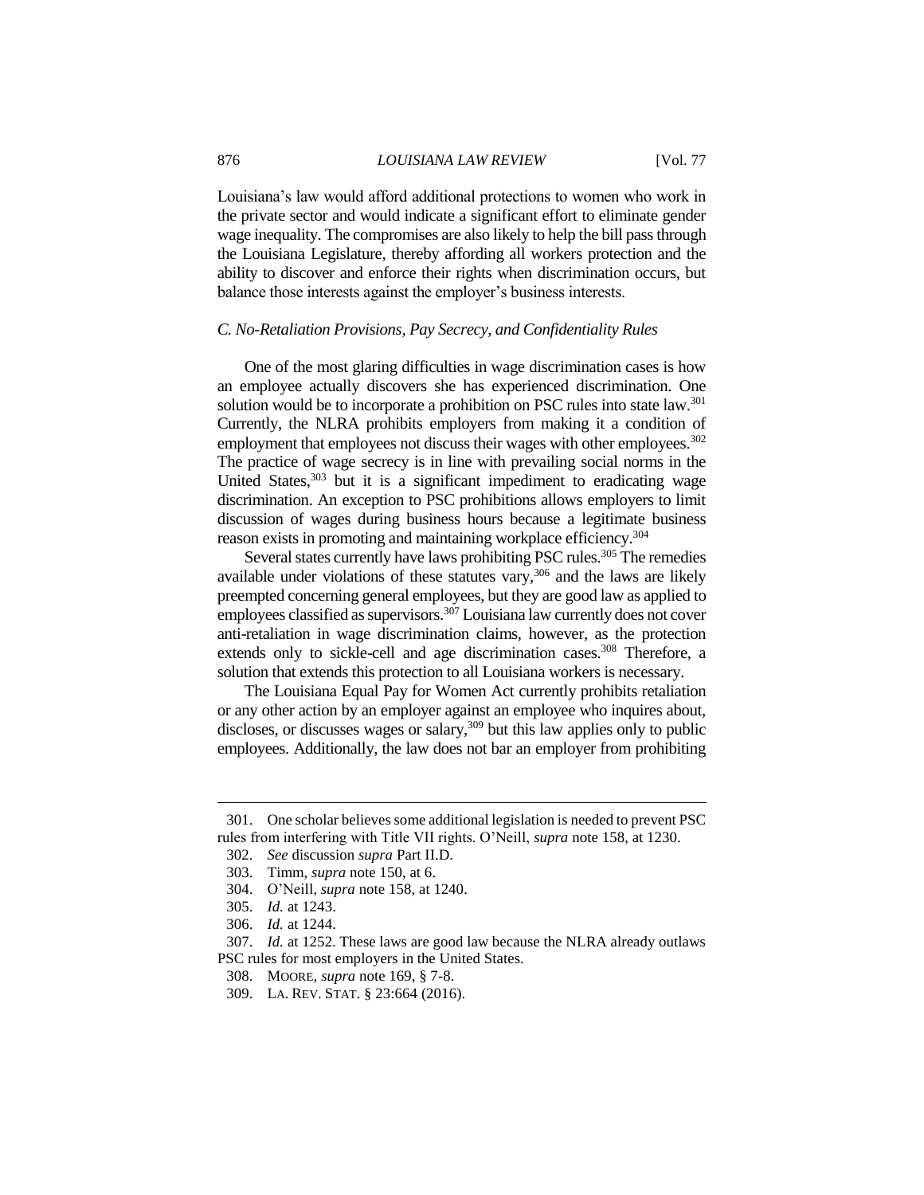Louisiana's law would afford additional protections to women who work in the private sector and would indicate a significant effort to eliminate gender wage inequality. The compromises are also likely to help the bill pass through the Louisiana Legislature, thereby affording all workers protection and the ability to discover and enforce their rights when discrimination occurs, but balance those interests against the employer's business interests.

### *C. No-Retaliation Provisions, Pay Secrecy, and Confidentiality Rules*

One of the most glaring difficulties in wage discrimination cases is how an employee actually discovers she has experienced discrimination. One solution would be to incorporate a prohibition on PSC rules into state law.[301] Currently, the NLRA prohibits employers from making it a condition of employment that employees not discuss their wages with other employees.[302] The practice of wage secrecy is in line with prevailing social norms in the United States,[303] but it is a significant impediment to eradicating wage discrimination. An exception to PSC prohibitions allows employers to limit discussion of wages during business hours because a legitimate business reason exists in promoting and maintaining workplace efficiency.[304]

Several states currently have laws prohibiting PSC rules.[305] The remedies available under violations of these statutes vary,[306] and the laws are likely preempted concerning general employees, but they are good law as applied to employees classified as supervisors.[307] Louisiana law currently does not cover anti-retaliation in wage discrimination claims, however, as the protection extends only to sickle-cell and age discrimination cases.[308] Therefore, a solution that extends this protection to all Louisiana workers is necessary.

The Louisiana Equal Pay for Women Act currently prohibits retaliation or any other action by an employer against an employee who inquires about, discloses, or discusses wages or salary,[309] but this law applies only to public employees. Additionally, the law does not bar an employer from prohibiting

---

301. One scholar believes some additional legislation is needed to prevent PSC rules from interfering with Title VII rights. O'Neill, *supra* note 158, at 1230.

302. *See* discussion *supra* Part II.D.

303. Timm, *supra* note 150, at 6.

304. O'Neill, *supra* note 158, at 1240.

305. *Id.* at 1243.

306. *Id.* at 1244.

307. *Id.* at 1252. These laws are good law because the NLRA already outlaws PSC rules for most employers in the United States.

308. MOORE, *supra* note 169, § 7-8.

309. LA. REV. STAT. § 23:664 (2016).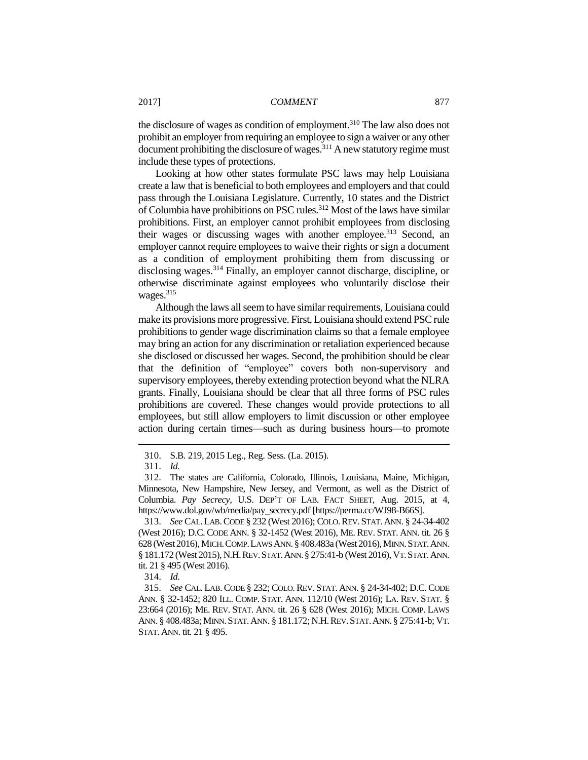the disclosure of wages as condition of employment.[310] The law also does not prohibit an employer from requiring an employee to sign a waiver or any other document prohibiting the disclosure of wages.[311] A new statutory regime must include these types of protections.

Looking at how other states formulate PSC laws may help Louisiana create a law that is beneficial to both employees and employers and that could pass through the Louisiana Legislature. Currently, 10 states and the District of Columbia have prohibitions on PSC rules.[312] Most of the laws have similar prohibitions. First, an employer cannot prohibit employees from disclosing their wages or discussing wages with another employee.[313] Second, an employer cannot require employees to waive their rights or sign a document as a condition of employment prohibiting them from discussing or disclosing wages.[314] Finally, an employer cannot discharge, discipline, or otherwise discriminate against employees who voluntarily disclose their wages.[315]

Although the laws all seem to have similar requirements, Louisiana could make its provisions more progressive. First, Louisiana should extend PSC rule prohibitions to gender wage discrimination claims so that a female employee may bring an action for any discrimination or retaliation experienced because she disclosed or discussed her wages. Second, the prohibition should be clear that the definition of "employee" covers both non-supervisory and supervisory employees, thereby extending protection beyond what the NLRA grants. Finally, Louisiana should be clear that all three forms of PSC rules prohibitions are covered. These changes would provide protections to all employees, but still allow employers to limit discussion or other employee action during certain times—such as during business hours—to promote

---

310. S.B. 219, 2015 Leg., Reg. Sess. (La. 2015).

311. *Id.*

312. The states are California, Colorado, Illinois, Louisiana, Maine, Michigan, Minnesota, New Hampshire, New Jersey, and Vermont, as well as the District of Columbia. *Pay Secrecy*, U.S. DEP'T OF LAB. FACT SHEET, Aug. 2015, at 4, https://www.dol.gov/wb/media/pay_secrecy.pdf [https://perma.cc/WJ98-B66S].

313. *See* CAL. LAB. CODE § 232 (West 2016); COLO. REV. STAT. ANN. § 24-34-402 (West 2016); D.C. CODE ANN. § 32-1452 (West 2016), ME. REV. STAT. ANN. tit. 26 § 628 (West 2016), MICH. COMP. LAWS ANN. § 408.483a (West 2016), MINN. STAT. ANN. § 181.172 (West 2015), N.H. REV. STAT. ANN. § 275:41-b (West 2016), VT. STAT. ANN. tit. 21 § 495 (West 2016).

314. *Id.*

315. *See* CAL. LAB. CODE § 232; COLO. REV. STAT. ANN. § 24-34-402; D.C. CODE ANN. § 32-1452; 820 ILL. COMP. STAT. ANN. 112/10 (West 2016); LA. REV. STAT. § 23:664 (2016); ME. REV. STAT. ANN. tit. 26 § 628 (West 2016); MICH. COMP. LAWS ANN. § 408.483a; MINN. STAT. ANN. § 181.172; N.H. REV. STAT. ANN. § 275:41-b; VT. STAT. ANN. tit. 21 § 495.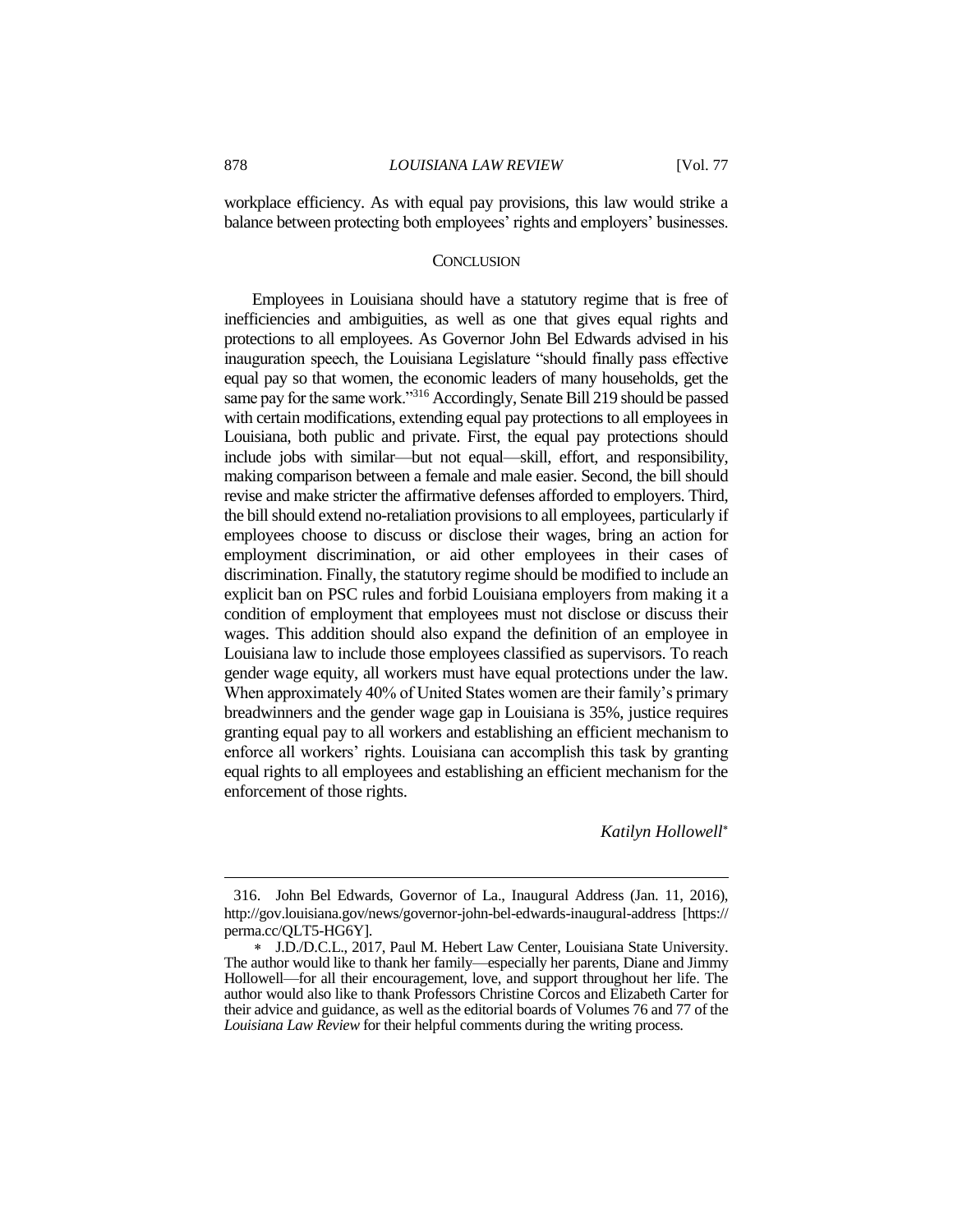workplace efficiency. As with equal pay provisions, this law would strike a balance between protecting both employees' rights and employers' businesses.

## CONCLUSION

Employees in Louisiana should have a statutory regime that is free of inefficiencies and ambiguities, as well as one that gives equal rights and protections to all employees. As Governor John Bel Edwards advised in his inauguration speech, the Louisiana Legislature "should finally pass effective equal pay so that women, the economic leaders of many households, get the same pay for the same work."[316] Accordingly, Senate Bill 219 should be passed with certain modifications, extending equal pay protections to all employees in Louisiana, both public and private. First, the equal pay protections should include jobs with similar—but not equal—skill, effort, and responsibility, making comparison between a female and male easier. Second, the bill should revise and make stricter the affirmative defenses afforded to employers. Third, the bill should extend no-retaliation provisions to all employees, particularly if employees choose to discuss or disclose their wages, bring an action for employment discrimination, or aid other employees in their cases of discrimination. Finally, the statutory regime should be modified to include an explicit ban on PSC rules and forbid Louisiana employers from making it a condition of employment that employees must not disclose or discuss their wages. This addition should also expand the definition of an employee in Louisiana law to include those employees classified as supervisors. To reach gender wage equity, all workers must have equal protections under the law. When approximately 40% of United States women are their family's primary breadwinners and the gender wage gap in Louisiana is 35%, justice requires granting equal pay to all workers and establishing an efficient mechanism to enforce all workers' rights. Louisiana can accomplish this task by granting equal rights to all employees and establishing an efficient mechanism for the enforcement of those rights.

*Katilyn Hollowell*[*]

---

316. John Bel Edwards, Governor of La., Inaugural Address (Jan. 11, 2016), http://gov.louisiana.gov/news/governor-john-bel-edwards-inaugural-address [https://perma.cc/QLT5-HG6Y].

[*] J.D./D.C.L., 2017, Paul M. Hebert Law Center, Louisiana State University. The author would like to thank her family—especially her parents, Diane and Jimmy Hollowell—for all their encouragement, love, and support throughout her life. The author would also like to thank Professors Christine Corcos and Elizabeth Carter for their advice and guidance, as well as the editorial boards of Volumes 76 and 77 of the *Louisiana Law Review* for their helpful comments during the writing process.